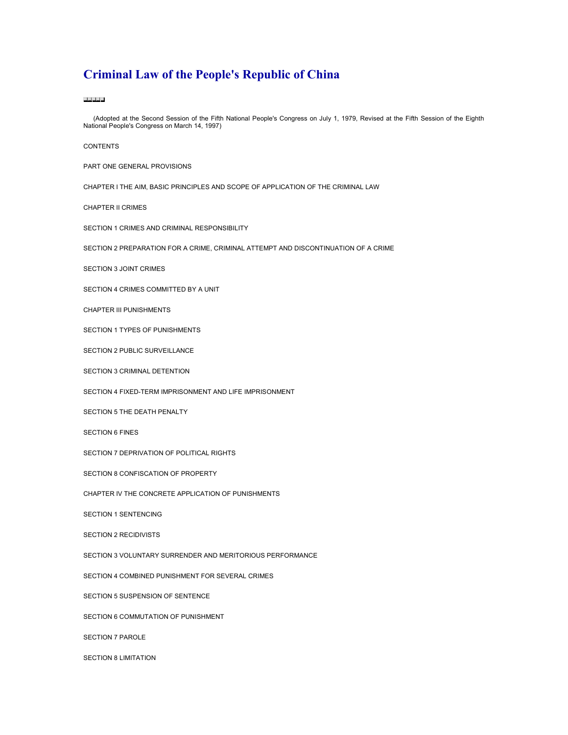# Criminal Law of the People's Republic of China

(Adopted at the Second Session of the Fifth National People's Congress on July 1, 1979, Revised at the Fifth Session of the Eighth National People's Congress on March 14, 1997)

CONTENTS

PART ONE GENERAL PROVISIONS

CHAPTER I THE AIM, BASIC PRINCIPLES AND SCOPE OF APPLICATION OF THE CRIMINAL LAW

CHAPTER II CRIMES

SECTION 1 CRIMES AND CRIMINAL RESPONSIBILITY

SECTION 2 PREPARATION FOR A CRIME, CRIMINAL ATTEMPT AND DISCONTINUATION OF A CRIME

SECTION 3 JOINT CRIMES

SECTION 4 CRIMES COMMITTED BY A UNIT

CHAPTER III PUNISHMENTS

SECTION 1 TYPES OF PUNISHMENTS

SECTION 2 PUBLIC SURVEILLANCE

SECTION 3 CRIMINAL DETENTION

SECTION 4 FIXED-TERM IMPRISONMENT AND LIFE IMPRISONMENT

SECTION 5 THE DEATH PENALTY

SECTION 6 FINES

SECTION 7 DEPRIVATION OF POLITICAL RIGHTS

SECTION 8 CONFISCATION OF PROPERTY

CHAPTER IV THE CONCRETE APPLICATION OF PUNISHMENTS

SECTION 1 SENTENCING

SECTION 2 RECIDIVISTS

SECTION 3 VOLUNTARY SURRENDER AND MERITORIOUS PERFORMANCE

SECTION 4 COMBINED PUNISHMENT FOR SEVERAL CRIMES

SECTION 5 SUSPENSION OF SENTENCE

SECTION 6 COMMUTATION OF PUNISHMENT

SECTION 7 PAROLE

SECTION 8 LIMITATION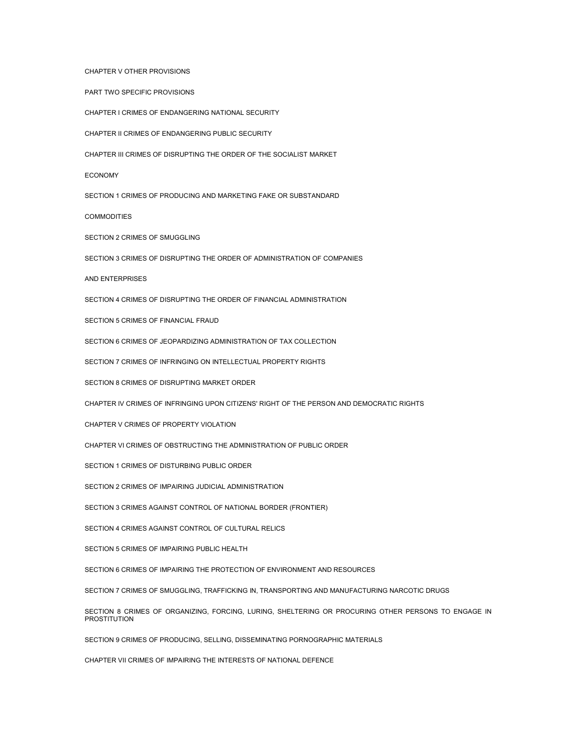CHAPTER V OTHER PROVISIONS

PART TWO SPECIFIC PROVISIONS

CHAPTER I CRIMES OF ENDANGERING NATIONAL SECURITY

CHAPTER II CRIMES OF ENDANGERING PUBLIC SECURITY

CHAPTER III CRIMES OF DISRUPTING THE ORDER OF THE SOCIALIST MARKET

ECONOMY

SECTION 1 CRIMES OF PRODUCING AND MARKETING FAKE OR SUBSTANDARD

COMMODITIES

SECTION 2 CRIMES OF SMUGGLING

SECTION 3 CRIMES OF DISRUPTING THE ORDER OF ADMINISTRATION OF COMPANIES

AND ENTERPRISES

SECTION 4 CRIMES OF DISRUPTING THE ORDER OF FINANCIAL ADMINISTRATION

SECTION 5 CRIMES OF FINANCIAL FRAUD

SECTION 6 CRIMES OF JEOPARDIZING ADMINISTRATION OF TAX COLLECTION

SECTION 7 CRIMES OF INFRINGING ON INTELLECTUAL PROPERTY RIGHTS

SECTION 8 CRIMES OF DISRUPTING MARKET ORDER

CHAPTER IV CRIMES OF INFRINGING UPON CITIZENS' RIGHT OF THE PERSON AND DEMOCRATIC RIGHTS

CHAPTER V CRIMES OF PROPERTY VIOLATION

CHAPTER VI CRIMES OF OBSTRUCTING THE ADMINISTRATION OF PUBLIC ORDER

SECTION 1 CRIMES OF DISTURBING PUBLIC ORDER

SECTION 2 CRIMES OF IMPAIRING JUDICIAL ADMINISTRATION

SECTION 3 CRIMES AGAINST CONTROL OF NATIONAL BORDER (FRONTIER)

SECTION 4 CRIMES AGAINST CONTROL OF CULTURAL RELICS

SECTION 5 CRIMES OF IMPAIRING PUBLIC HEALTH

SECTION 6 CRIMES OF IMPAIRING THE PROTECTION OF ENVIRONMENT AND RESOURCES

SECTION 7 CRIMES OF SMUGGLING, TRAFFICKING IN, TRANSPORTING AND MANUFACTURING NARCOTIC DRUGS

SECTION 8 CRIMES OF ORGANIZING, FORCING, LURING, SHELTERING OR PROCURING OTHER PERSONS TO ENGAGE IN PROSTITUTION

SECTION 9 CRIMES OF PRODUCING, SELLING, DISSEMINATING PORNOGRAPHIC MATERIALS

CHAPTER VII CRIMES OF IMPAIRING THE INTERESTS OF NATIONAL DEFENCE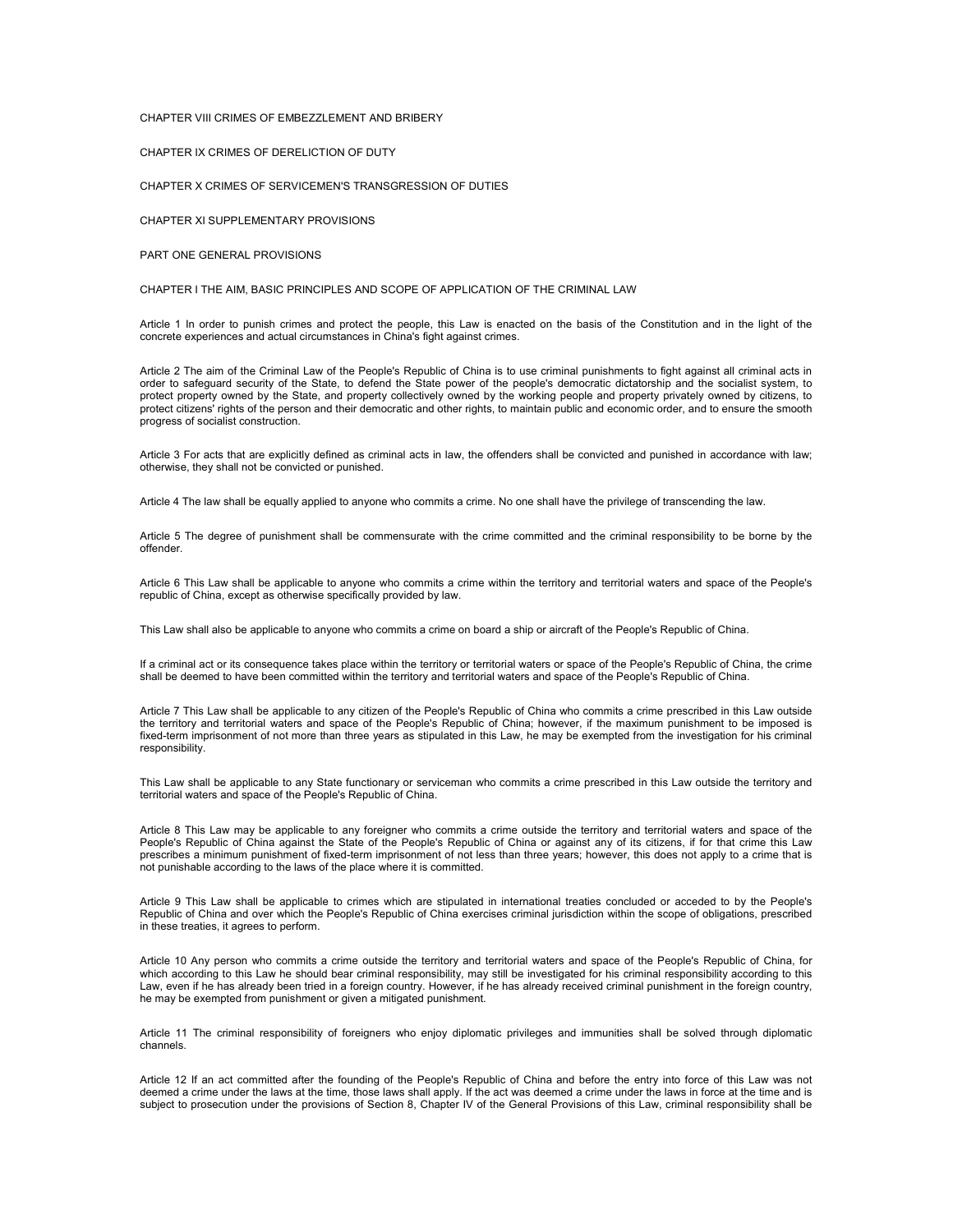CHAPTER VIII CRIMES OF EMBEZZLEMENT AND BRIBERY

CHAPTER IX CRIMES OF DERELICTION OF DUTY

CHAPTER X CRIMES OF SERVICEMEN'S TRANSGRESSION OF DUTIES

CHAPTER XI SUPPLEMENTARY PROVISIONS

## PART ONE GENERAL PROVISIONS

### CHAPTER I THE AIM, BASIC PRINCIPLES AND SCOPE OF APPLICATION OF THE CRIMINAL LAW

Article 1 In order to punish crimes and protect the people, this Law is enacted on the basis of the Constitution and in the light of the concrete experiences and actual circumstances in China's fight against crimes.

Article 2 The aim of the Criminal Law of the People's Republic of China is to use criminal punishments to fight against all criminal acts in order to safeguard security of the State, to defend the State power of the people's democratic dictatorship and the socialist system, to protect property owned by the State, and property collectively owned by the working people and property privately owned by citizens, to protect citizens' rights of the person and their democratic and other rights, to maintain public and economic order, and to ensure the smooth progress of socialist construction.

Article 3 For acts that are explicitly defined as criminal acts in law, the offenders shall be convicted and punished in accordance with law; otherwise, they shall not be convicted or punished.

Article 4 The law shall be equally applied to anyone who commits a crime. No one shall have the privilege of transcending the law.

Article 5 The degree of punishment shall be commensurate with the crime committed and the criminal responsibility to be borne by the offender.

Article 6 This Law shall be applicable to anyone who commits a crime within the territory and territorial waters and space of the People's republic of China, except as otherwise specifically provided by law.

This Law shall also be applicable to anyone who commits a crime on board a ship or aircraft of the People's Republic of China.

If a criminal act or its consequence takes place within the territory or territorial waters or space of the People's Republic of China, the crime shall be deemed to have been committed within the territory and territorial waters and space of the People's Republic of China.

Article 7 This Law shall be applicable to any citizen of the People's Republic of China who commits a crime prescribed in this Law outside the territory and territorial waters and space of the People's Republic of China; however, if the maximum punishment to be imposed is fixed-term imprisonment of not more than three years as stipulated in this Law, he may be exempted from the investigation for his criminal responsibility.

This Law shall be applicable to any State functionary or serviceman who commits a crime prescribed in this Law outside the territory and territorial waters and space of the People's Republic of China.

Article 8 This Law may be applicable to any foreigner who commits a crime outside the territory and territorial waters and space of the People's Republic of China against the State of the People's Republic of China or against any of its citizens, if for that crime this Law prescribes a minimum punishment of fixed-term imprisonment of not less than three years; however, this does not apply to a crime that is not punishable according to the laws of the place where it is committed.

Article 9 This Law shall be applicable to crimes which are stipulated in international treaties concluded or acceded to by the People's Republic of China and over which the People's Republic of China exercises criminal jurisdiction within the scope of obligations, prescribed in these treaties, it agrees to perform.

Article 10 Any person who commits a crime outside the territory and territorial waters and space of the People's Republic of China, for which according to this Law he should bear criminal responsibility, may still be investigated for his criminal responsibility according to this Law, even if he has already been tried in a foreign country. However, if he has already received criminal punishment in the foreign country, he may be exempted from punishment or given a mitigated punishment.

Article 11 The criminal responsibility of foreigners who enjoy diplomatic privileges and immunities shall be solved through diplomatic channels.

Article 12 If an act committed after the founding of the People's Republic of China and before the entry into force of this Law was not deemed a crime under the laws at the time, those laws shall apply. If the act was deemed a crime under the laws in force at the time and is subject to prosecution under the provisions of Section 8, Chapter IV of the General Provisions of this Law, criminal responsibility shall be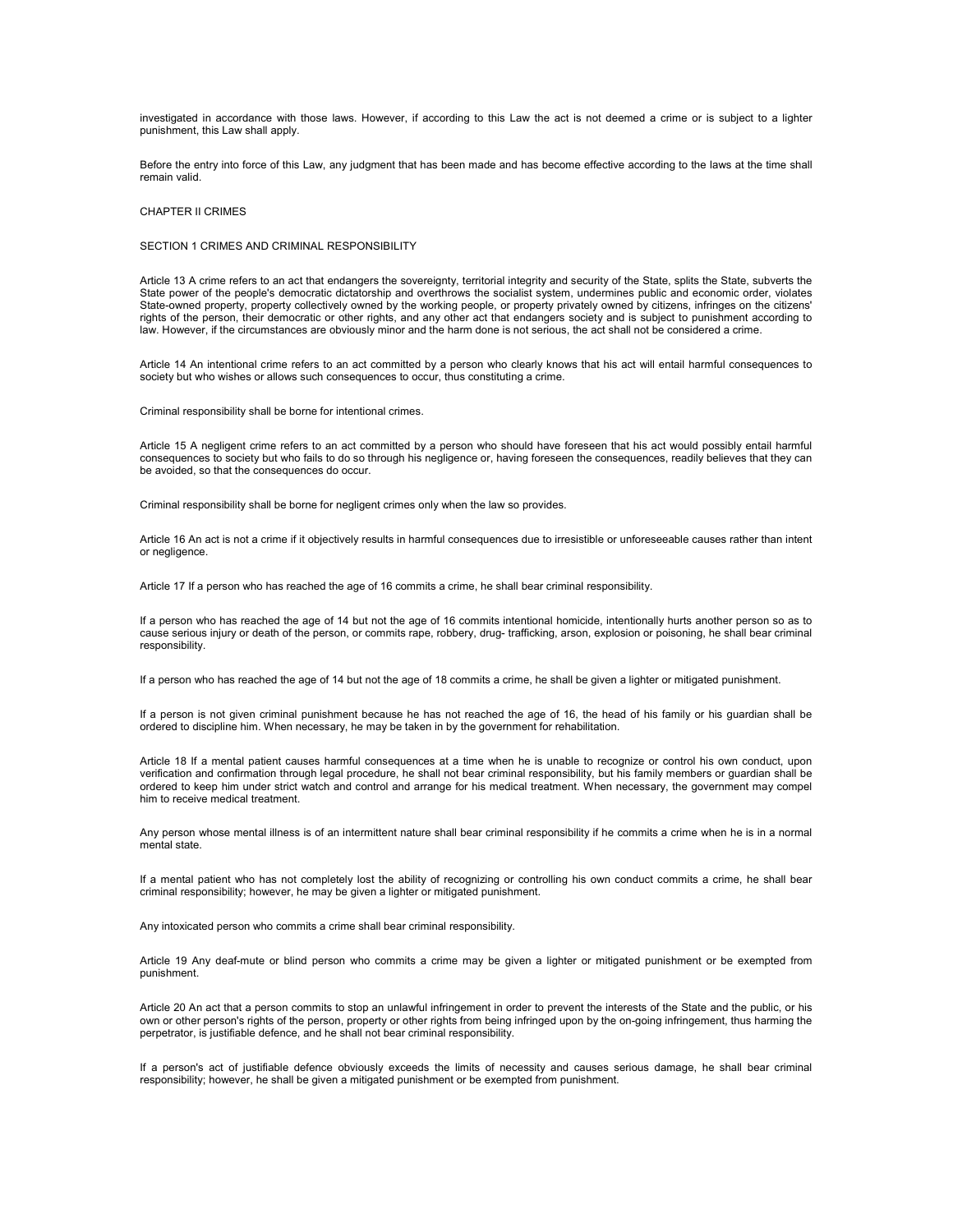investigated in accordance with those laws. However, if according to this Law the act is not deemed a crime or is subject to a lighter punishment, this Law shall apply.

Before the entry into force of this Law, any judgment that has been made and has become effective according to the laws at the time shall remain valid.

## CHAPTER II CRIMES

### SECTION 1 CRIMES AND CRIMINAL RESPONSIBILITY

Article 13 A crime refers to an act that endangers the sovereignty, territorial integrity and security of the State, splits the State, subverts the State power of the people's democratic dictatorship and overthrows the socialist system, undermines public and economic order, violates State-owned property, property collectively owned by the working people, or property privately owned by citizens, infringes on the citizens' rights of the person, their democratic or other rights, and any other act that endangers society and is subject to punishment according to law. However, if the circumstances are obviously minor and the harm done is not serious, the act shall not be considered a crime.

Article 14 An intentional crime refers to an act committed by a person who clearly knows that his act will entail harmful consequences to society but who wishes or allows such consequences to occur, thus constituting a crime.

Criminal responsibility shall be borne for intentional crimes.

Article 15 A negligent crime refers to an act committed by a person who should have foreseen that his act would possibly entail harmful consequences to society but who fails to do so through his negligence or, having foreseen the consequences, readily believes that they can be avoided, so that the consequences do occur.

Criminal responsibility shall be borne for negligent crimes only when the law so provides.

Article 16 An act is not a crime if it objectively results in harmful consequences due to irresistible or unforeseeable causes rather than intent or negligence.

Article 17 If a person who has reached the age of 16 commits a crime, he shall bear criminal responsibility.

If a person who has reached the age of 14 but not the age of 16 commits intentional homicide, intentionally hurts another person so as to cause serious injury or death of the person, or commits rape, robbery, drug- trafficking, arson, explosion or poisoning, he shall bear criminal responsibility.

If a person who has reached the age of 14 but not the age of 18 commits a crime, he shall be given a lighter or mitigated punishment.

If a person is not given criminal punishment because he has not reached the age of 16, the head of his family or his guardian shall be ordered to discipline him. When necessary, he may be taken in by the government for rehabilitation.

Article 18 If a mental patient causes harmful consequences at a time when he is unable to recognize or control his own conduct, upon verification and confirmation through legal procedure, he shall not bear criminal responsibility, but his family members or guardian shall be ordered to keep him under strict watch and control and arrange for his medical treatment. When necessary, the government may compel him to receive medical treatment.

Any person whose mental illness is of an intermittent nature shall bear criminal responsibility if he commits a crime when he is in a normal mental state.

If a mental patient who has not completely lost the ability of recognizing or controlling his own conduct commits a crime, he shall bear criminal responsibility; however, he may be given a lighter or mitigated punishment.

Any intoxicated person who commits a crime shall bear criminal responsibility.

Article 19 Any deaf-mute or blind person who commits a crime may be given a lighter or mitigated punishment or be exempted from punishment.

Article 20 An act that a person commits to stop an unlawful infringement in order to prevent the interests of the State and the public, or his own or other person's rights of the person, property or other rights from being infringed upon by the on-going infringement, thus harming the perpetrator, is justifiable defence, and he shall not bear criminal responsibility.

If a person's act of justifiable defence obviously exceeds the limits of necessity and causes serious damage, he shall bear criminal responsibility; however, he shall be given a mitigated punishment or be exempted from punishment.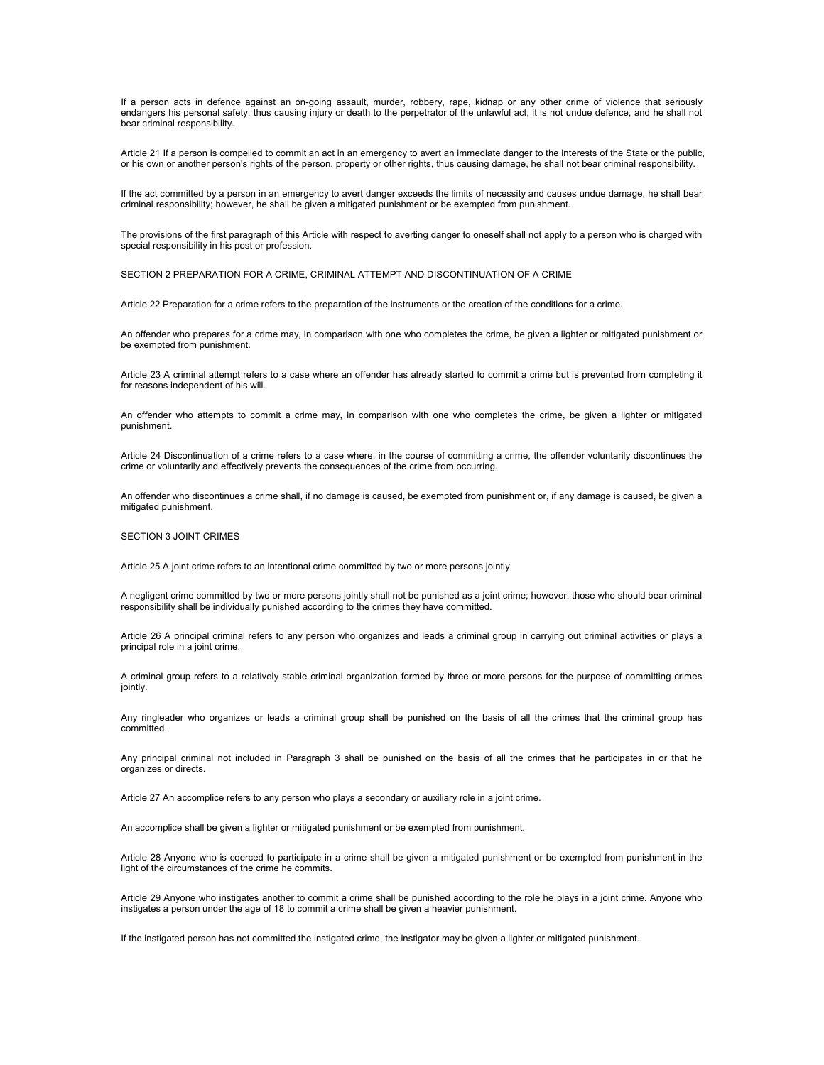If a person acts in defence against an on-going assault, murder, robbery, rape, kidnap or any other crime of violence that seriously endangers his personal safety, thus causing injury or death to the perpetrator of the unlawful act, it is not undue defence, and he shall not bear criminal responsibility.

Article 21 If a person is compelled to commit an act in an emergency to avert an immediate danger to the interests of the State or the public, or his own or another person's rights of the person, property or other rights, thus causing damage, he shall not bear criminal responsibility.

If the act committed by a person in an emergency to avert danger exceeds the limits of necessity and causes undue damage, he shall bear criminal responsibility; however, he shall be given a mitigated punishment or be exempted from punishment.

The provisions of the first paragraph of this Article with respect to averting danger to oneself shall not apply to a person who is charged with special responsibility in his post or profession.

## SECTION 2 PREPARATION FOR A CRIME, CRIMINAL ATTEMPT AND DISCONTINUATION OF A CRIME

Article 22 Preparation for a crime refers to the preparation of the instruments or the creation of the conditions for a crime.

An offender who prepares for a crime may, in comparison with one who completes the crime, be given a lighter or mitigated punishment or be exempted from punishment.

Article 23 A criminal attempt refers to a case where an offender has already started to commit a crime but is prevented from completing it for reasons independent of his will.

An offender who attempts to commit a crime may, in comparison with one who completes the crime, be given a lighter or mitigated punishment.

Article 24 Discontinuation of a crime refers to a case where, in the course of committing a crime, the offender voluntarily discontinues the crime or voluntarily and effectively prevents the consequences of the crime from occurring.

An offender who discontinues a crime shall, if no damage is caused, be exempted from punishment or, if any damage is caused, be given a mitigated punishment.

## SECTION 3 JOINT CRIMES

Article 25 A joint crime refers to an intentional crime committed by two or more persons jointly.

A negligent crime committed by two or more persons jointly shall not be punished as a joint crime; however, those who should bear criminal responsibility shall be individually punished according to the crimes they have committed.

Article 26 A principal criminal refers to any person who organizes and leads a criminal group in carrying out criminal activities or plays a principal role in a joint crime.

A criminal group refers to a relatively stable criminal organization formed by three or more persons for the purpose of committing crimes jointly.

Any ringleader who organizes or leads a criminal group shall be punished on the basis of all the crimes that the criminal group has committed.

Any principal criminal not included in Paragraph 3 shall be punished on the basis of all the crimes that he participates in or that he organizes or directs.

Article 27 An accomplice refers to any person who plays a secondary or auxiliary role in a joint crime.

An accomplice shall be given a lighter or mitigated punishment or be exempted from punishment.

Article 28 Anyone who is coerced to participate in a crime shall be given a mitigated punishment or be exempted from punishment in the light of the circumstances of the crime he commits.

Article 29 Anyone who instigates another to commit a crime shall be punished according to the role he plays in a joint crime. Anyone who instigates a person under the age of 18 to commit a crime shall be given a heavier punishment.

If the instigated person has not committed the instigated crime, the instigator may be given a lighter or mitigated punishment.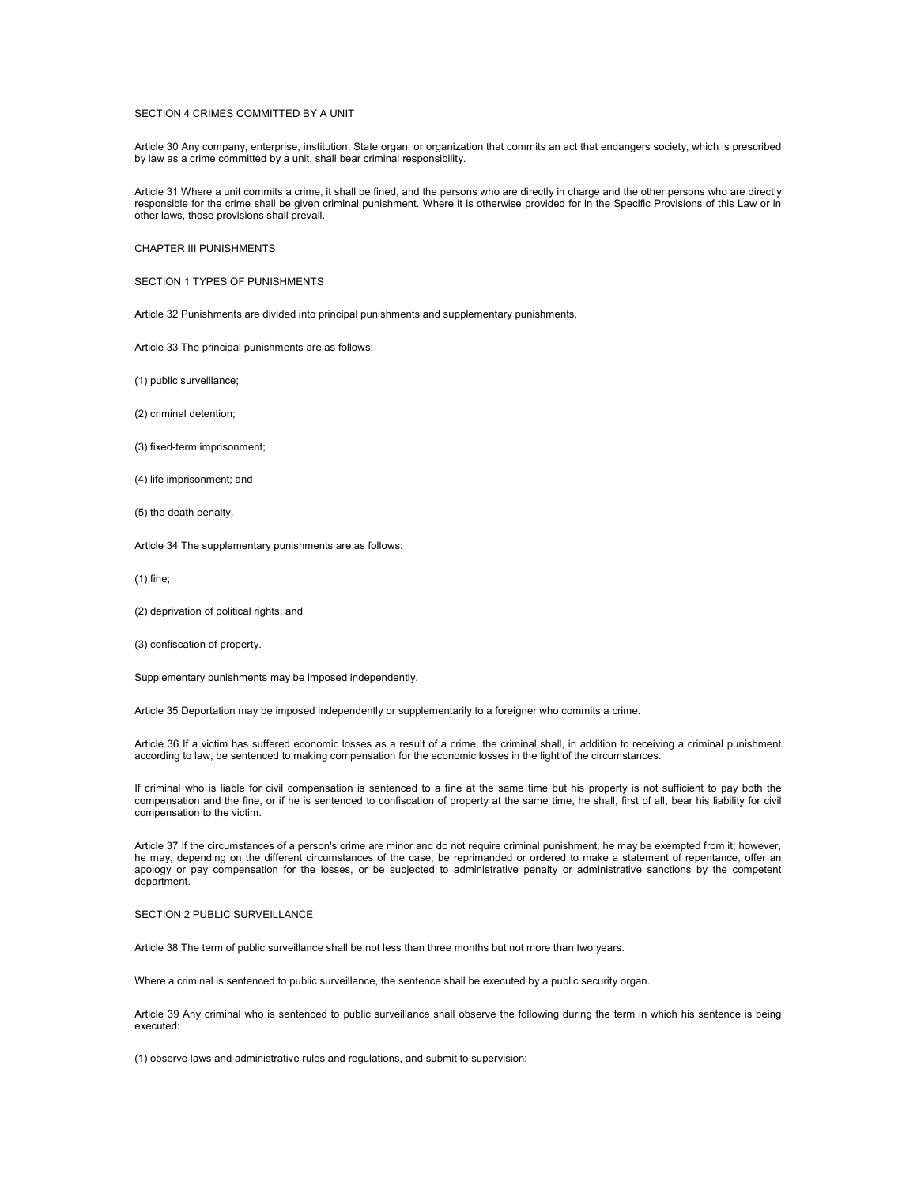## SECTION 4 CRIMES COMMITTED BY A UNIT

Article 30 Any company, enterprise, institution, State organ, or organization that commits an act that endangers society, which is prescribed by law as a crime committed by a unit, shall bear criminal responsibility.

Article 31 Where a unit commits a crime, it shall be fined, and the persons who are directly in charge and the other persons who are directly responsible for the crime shall be given criminal punishment. Where it is otherwise provided for in the Specific Provisions of this Law or in other laws, those provisions shall prevail.

# CHAPTER III PUNISHMENTS

## SECTION 1 TYPES OF PUNISHMENTS

Article 32 Punishments are divided into principal punishments and supplementary punishments.

Article 33 The principal punishments are as follows:

(1) public surveillance;

(2) criminal detention;

(3) fixed-term imprisonment;

(4) life imprisonment; and

(5) the death penalty.

Article 34 The supplementary punishments are as follows:

(1) fine;

(2) deprivation of political rights; and

(3) confiscation of property.

Supplementary punishments may be imposed independently.

Article 35 Deportation may be imposed independently or supplementarily to a foreigner who commits a crime.

Article 36 If a victim has suffered economic losses as a result of a crime, the criminal shall, in addition to receiving a criminal punishment according to law, be sentenced to making compensation for the economic losses in the light of the circumstances.

If criminal who is liable for civil compensation is sentenced to a fine at the same time but his property is not sufficient to pay both the compensation and the fine, or if he is sentenced to confiscation of property at the same time, he shall, first of all, bear his liability for civil compensation to the victim.

Article 37 If the circumstances of a person's crime are minor and do not require criminal punishment, he may be exempted from it; however, he may, depending on the different circumstances of the case, be reprimanded or ordered to make a statement of repentance, offer an apology or pay compensation for the losses, or be subjected to administrative penalty or administrative sanctions by the competent department.

## SECTION 2 PUBLIC SURVEILLANCE

Article 38 The term of public surveillance shall be not less than three months but not more than two years.

Where a criminal is sentenced to public surveillance, the sentence shall be executed by a public security organ.

Article 39 Any criminal who is sentenced to public surveillance shall observe the following during the term in which his sentence is being executed:

(1) observe laws and administrative rules and regulations, and submit to supervision;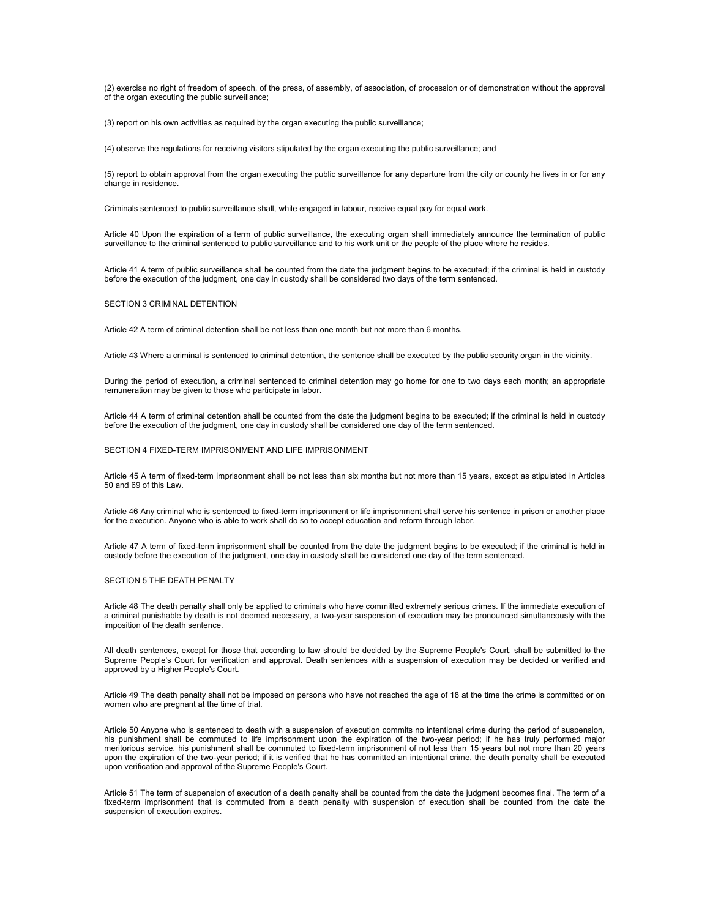(2) exercise no right of freedom of speech, of the press, of assembly, of association, of procession or of demonstration without the approval of the organ executing the public surveillance;

(3) report on his own activities as required by the organ executing the public surveillance;

(4) observe the regulations for receiving visitors stipulated by the organ executing the public surveillance; and

(5) report to obtain approval from the organ executing the public surveillance for any departure from the city or county he lives in or for any change in residence.

Criminals sentenced to public surveillance shall, while engaged in labour, receive equal pay for equal work.

Article 40 Upon the expiration of a term of public surveillance, the executing organ shall immediately announce the termination of public surveillance to the criminal sentenced to public surveillance and to his work unit or the people of the place where he resides.

Article 41 A term of public surveillance shall be counted from the date the judgment begins to be executed; if the criminal is held in custody before the execution of the judgment, one day in custody shall be considered two days of the term sentenced.

## SECTION 3 CRIMINAL DETENTION

Article 42 A term of criminal detention shall be not less than one month but not more than 6 months.

Article 43 Where a criminal is sentenced to criminal detention, the sentence shall be executed by the public security organ in the vicinity.

During the period of execution, a criminal sentenced to criminal detention may go home for one to two days each month; an appropriate remuneration may be given to those who participate in labor.

Article 44 A term of criminal detention shall be counted from the date the judgment begins to be executed; if the criminal is held in custody before the execution of the judgment, one day in custody shall be considered one day of the term sentenced.

## SECTION 4 FIXED-TERM IMPRISONMENT AND LIFE IMPRISONMENT

Article 45 A term of fixed-term imprisonment shall be not less than six months but not more than 15 years, except as stipulated in Articles 50 and 69 of this Law.

Article 46 Any criminal who is sentenced to fixed-term imprisonment or life imprisonment shall serve his sentence in prison or another place for the execution. Anyone who is able to work shall do so to accept education and reform through labor.

Article 47 A term of fixed-term imprisonment shall be counted from the date the judgment begins to be executed; if the criminal is held in custody before the execution of the judgment, one day in custody shall be considered one day of the term sentenced.

## SECTION 5 THE DEATH PENALTY

Article 48 The death penalty shall only be applied to criminals who have committed extremely serious crimes. If the immediate execution of a criminal punishable by death is not deemed necessary, a two-year suspension of execution may be pronounced simultaneously with the imposition of the death sentence.

All death sentences, except for those that according to law should be decided by the Supreme People's Court, shall be submitted to the Supreme People's Court for verification and approval. Death sentences with a suspension of execution may be decided or verified and approved by a Higher People's Court.

Article 49 The death penalty shall not be imposed on persons who have not reached the age of 18 at the time the crime is committed or on women who are pregnant at the time of trial.

Article 50 Anyone who is sentenced to death with a suspension of execution commits no intentional crime during the period of suspension, his punishment shall be commuted to life imprisonment upon the expiration of the two-year period; if he has truly performed major meritorious service, his punishment shall be commuted to fixed-term imprisonment of not less than 15 years but not more than 20 years upon the expiration of the two-year period; if it is verified that he has committed an intentional crime, the death penalty shall be executed upon verification and approval of the Supreme People's Court.

Article 51 The term of suspension of execution of a death penalty shall be counted from the date the judgment becomes final. The term of a fixed-term imprisonment that is commuted from a death penalty with suspension of execution shall be counted from the date the suspension of execution expires.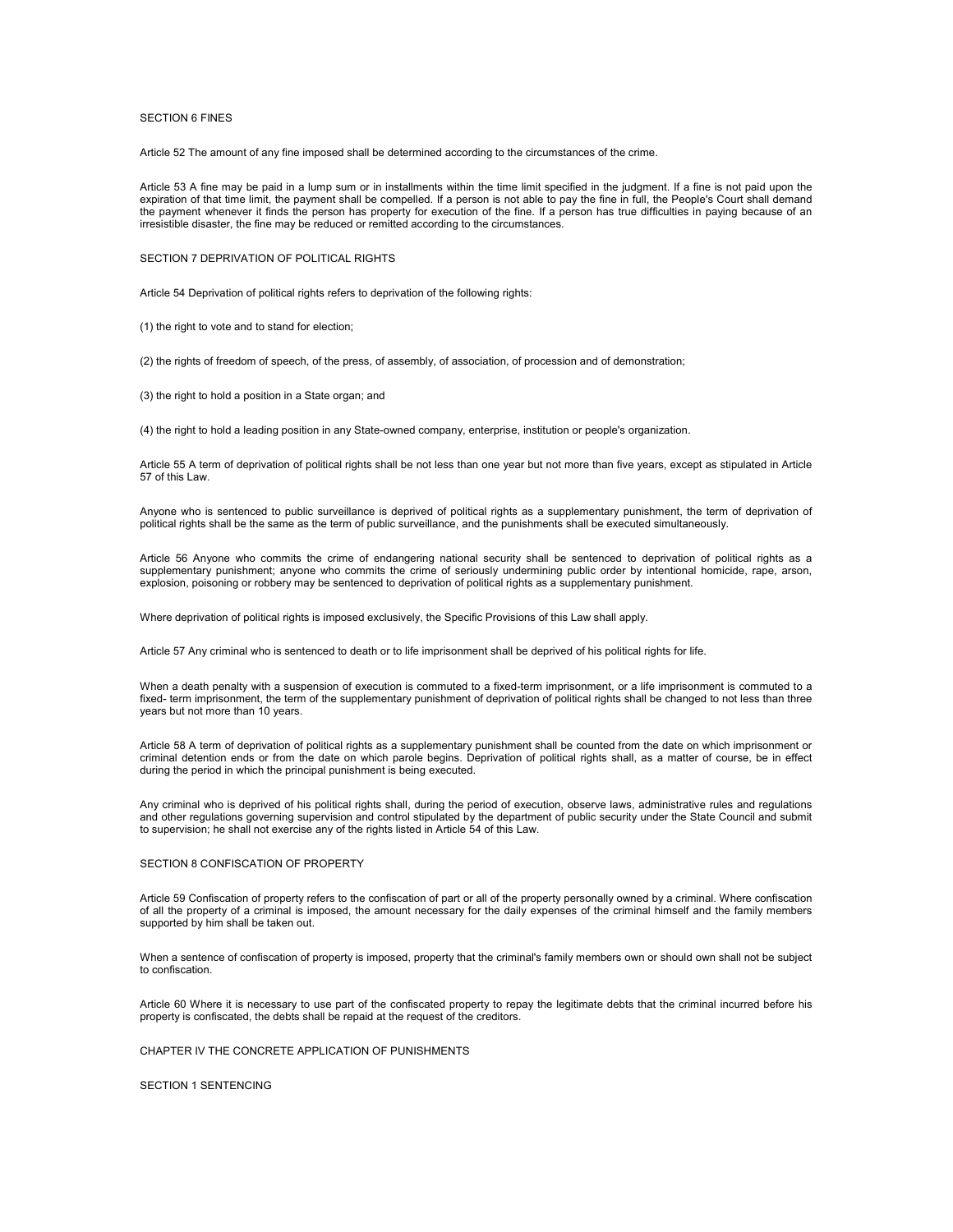## SECTION 6 FINES

Article 52 The amount of any fine imposed shall be determined according to the circumstances of the crime.

Article 53 A fine may be paid in a lump sum or in installments within the time limit specified in the judgment. If a fine is not paid upon the expiration of that time limit, the payment shall be compelled. If a person is not able to pay the fine in full, the People's Court shall demand the payment whenever it finds the person has property for execution of the fine. If a person has true difficulties in paying because of an irresistible disaster, the fine may be reduced or remitted according to the circumstances.

## SECTION 7 DEPRIVATION OF POLITICAL RIGHTS

Article 54 Deprivation of political rights refers to deprivation of the following rights:

(1) the right to vote and to stand for election;

(2) the rights of freedom of speech, of the press, of assembly, of association, of procession and of demonstration;

(3) the right to hold a position in a State organ; and

(4) the right to hold a leading position in any State-owned company, enterprise, institution or people's organization.

Article 55 A term of deprivation of political rights shall be not less than one year but not more than five years, except as stipulated in Article 57 of this Law.

Anyone who is sentenced to public surveillance is deprived of political rights as a supplementary punishment, the term of deprivation of political rights shall be the same as the term of public surveillance, and the punishments shall be executed simultaneously.

Article 56 Anyone who commits the crime of endangering national security shall be sentenced to deprivation of political rights as a supplementary punishment; anyone who commits the crime of seriously undermining public order by intentional homicide, rape, arson, explosion, poisoning or robbery may be sentenced to deprivation of political rights as a supplementary punishment.

Where deprivation of political rights is imposed exclusively, the Specific Provisions of this Law shall apply.

Article 57 Any criminal who is sentenced to death or to life imprisonment shall be deprived of his political rights for life.

When a death penalty with a suspension of execution is commuted to a fixed-term imprisonment, or a life imprisonment is commuted to a fixed- term imprisonment, the term of the supplementary punishment of deprivation of political rights shall be changed to not less than three years but not more than 10 years.

Article 58 A term of deprivation of political rights as a supplementary punishment shall be counted from the date on which imprisonment or criminal detention ends or from the date on which parole begins. Deprivation of political rights shall, as a matter of course, be in effect during the period in which the principal punishment is being executed.

Any criminal who is deprived of his political rights shall, during the period of execution, observe laws, administrative rules and regulations and other regulations governing supervision and control stipulated by the department of public security under the State Council and submit to supervision; he shall not exercise any of the rights listed in Article 54 of this Law.

## SECTION 8 CONFISCATION OF PROPERTY

Article 59 Confiscation of property refers to the confiscation of part or all of the property personally owned by a criminal. Where confiscation of all the property of a criminal is imposed, the amount necessary for the daily expenses of the criminal himself and the family members supported by him shall be taken out.

When a sentence of confiscation of property is imposed, property that the criminal's family members own or should own shall not be subject to confiscation.

Article 60 Where it is necessary to use part of the confiscated property to repay the legitimate debts that the criminal incurred before his property is confiscated, the debts shall be repaid at the request of the creditors.

# CHAPTER IV THE CONCRETE APPLICATION OF PUNISHMENTS

## SECTION 1 SENTENCING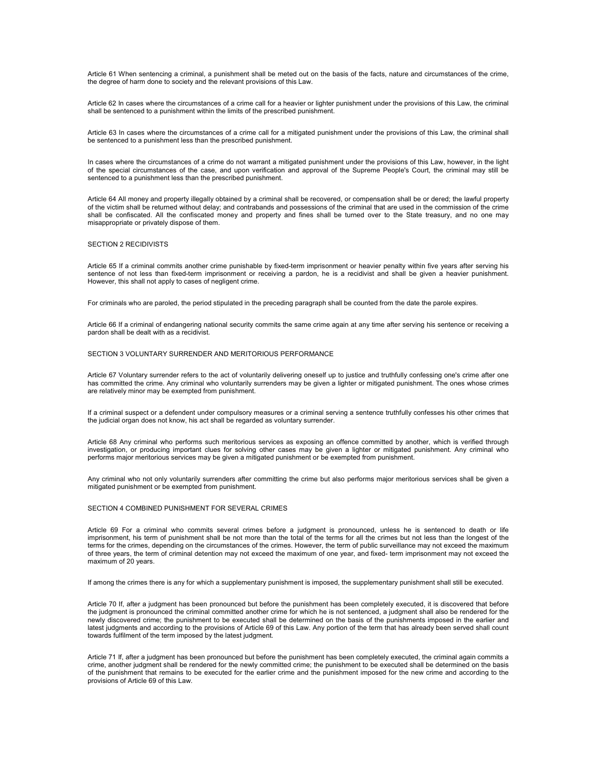Article 61 When sentencing a criminal, a punishment shall be meted out on the basis of the facts, nature and circumstances of the crime, the degree of harm done to society and the relevant provisions of this Law.

Article 62 In cases where the circumstances of a crime call for a heavier or lighter punishment under the provisions of this Law, the criminal shall be sentenced to a punishment within the limits of the prescribed punishment.

Article 63 In cases where the circumstances of a crime call for a mitigated punishment under the provisions of this Law, the criminal shall be sentenced to a punishment less than the prescribed punishment.

In cases where the circumstances of a crime do not warrant a mitigated punishment under the provisions of this Law, however, in the light of the special circumstances of the case, and upon verification and approval of the Supreme People's Court, the criminal may still be sentenced to a punishment less than the prescribed punishment.

Article 64 All money and property illegally obtained by a criminal shall be recovered, or compensation shall be or dered; the lawful property of the victim shall be returned without delay; and contrabands and possessions of the criminal that are used in the commission of the crime shall be confiscated. All the confiscated money and property and fines shall be turned over to the State treasury, and no one may misappropriate or privately dispose of them.

## SECTION 2 RECIDIVISTS

Article 65 If a criminal commits another crime punishable by fixed-term imprisonment or heavier penalty within five years after serving his sentence of not less than fixed-term imprisonment or receiving a pardon, he is a recidivist and shall be given a heavier punishment. However, this shall not apply to cases of negligent crime.

For criminals who are paroled, the period stipulated in the preceding paragraph shall be counted from the date the parole expires.

Article 66 If a criminal of endangering national security commits the same crime again at any time after serving his sentence or receiving a pardon shall be dealt with as a recidivist.

## SECTION 3 VOLUNTARY SURRENDER AND MERITORIOUS PERFORMANCE

Article 67 Voluntary surrender refers to the act of voluntarily delivering oneself up to justice and truthfully confessing one's crime after one has committed the crime. Any criminal who voluntarily surrenders may be given a lighter or mitigated punishment. The ones whose crimes are relatively minor may be exempted from punishment.

If a criminal suspect or a defendent under compulsory measures or a criminal serving a sentence truthfully confesses his other crimes that the judicial organ does not know, his act shall be regarded as voluntary surrender.

Article 68 Any criminal who performs such meritorious services as exposing an offence committed by another, which is verified through investigation, or producing important clues for solving other cases may be given a lighter or mitigated punishment. Any criminal who performs major meritorious services may be given a mitigated punishment or be exempted from punishment.

Any criminal who not only voluntarily surrenders after committing the crime but also performs major meritorious services shall be given a mitigated punishment or be exempted from punishment.

## SECTION 4 COMBINED PUNISHMENT FOR SEVERAL CRIMES

Article 69 For a criminal who commits several crimes before a judgment is pronounced, unless he is sentenced to death or life imprisonment, his term of punishment shall be not more than the total of the terms for all the crimes but not less than the longest of the terms for the crimes, depending on the circumstances of the crimes. However, the term of public surveillance may not exceed the maximum of three years, the term of criminal detention may not exceed the maximum of one year, and fixed- term imprisonment may not exceed the maximum of 20 years.

If among the crimes there is any for which a supplementary punishment is imposed, the supplementary punishment shall still be executed.

Article 70 If, after a judgment has been pronounced but before the punishment has been completely executed, it is discovered that before the judgment is pronounced the criminal committed another crime for which he is not sentenced, a judgment shall also be rendered for the newly discovered crime; the punishment to be executed shall be determined on the basis of the punishments imposed in the earlier and latest judgments and according to the provisions of Article 69 of this Law. Any portion of the term that has already been served shall count towards fulfilment of the term imposed by the latest judgment.

Article 71 If, after a judgment has been pronounced but before the punishment has been completely executed, the criminal again commits a crime, another judgment shall be rendered for the newly committed crime; the punishment to be executed shall be determined on the basis of the punishment that remains to be executed for the earlier crime and the punishment imposed for the new crime and according to the provisions of Article 69 of this Law.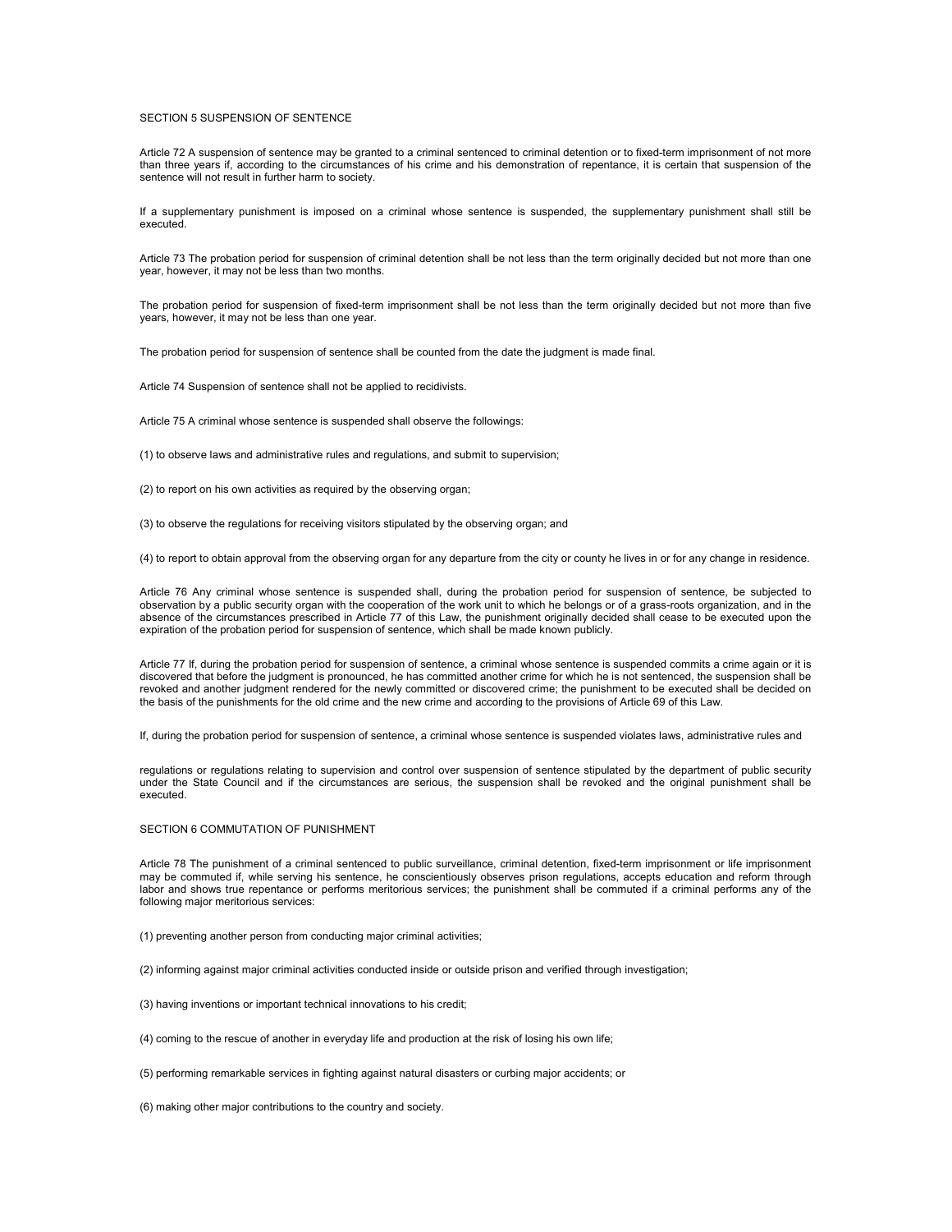## SECTION 5 SUSPENSION OF SENTENCE

Article 72 A suspension of sentence may be granted to a criminal sentenced to criminal detention or to fixed-term imprisonment of not more than three years if, according to the circumstances of his crime and his demonstration of repentance, it is certain that suspension of the sentence will not result in further harm to society.

If a supplementary punishment is imposed on a criminal whose sentence is suspended, the supplementary punishment shall still be executed.

Article 73 The probation period for suspension of criminal detention shall be not less than the term originally decided but not more than one year, however, it may not be less than two months.

The probation period for suspension of fixed-term imprisonment shall be not less than the term originally decided but not more than five years, however, it may not be less than one year.

The probation period for suspension of sentence shall be counted from the date the judgment is made final.

Article 74 Suspension of sentence shall not be applied to recidivists.

Article 75 A criminal whose sentence is suspended shall observe the followings:

(1) to observe laws and administrative rules and regulations, and submit to supervision;

(2) to report on his own activities as required by the observing organ;

(3) to observe the regulations for receiving visitors stipulated by the observing organ; and

(4) to report to obtain approval from the observing organ for any departure from the city or county he lives in or for any change in residence.

Article 76 Any criminal whose sentence is suspended shall, during the probation period for suspension of sentence, be subjected to observation by a public security organ with the cooperation of the work unit to which he belongs or of a grass-roots organization, and in the absence of the circumstances prescribed in Article 77 of this Law, the punishment originally decided shall cease to be executed upon the expiration of the probation period for suspension of sentence, which shall be made known publicly.

Article 77 If, during the probation period for suspension of sentence, a criminal whose sentence is suspended commits a crime again or it is discovered that before the judgment is pronounced, he has committed another crime for which he is not sentenced, the suspension shall be revoked and another judgment rendered for the newly committed or discovered crime; the punishment to be executed shall be decided on the basis of the punishments for the old crime and the new crime and according to the provisions of Article 69 of this Law.

If, during the probation period for suspension of sentence, a criminal whose sentence is suspended violates laws, administrative rules and regulations or regulations relating to supervision and control over suspension of sentence stipulated by the department of public security under the State Council and if the circumstances are serious, the suspension shall be revoked and the original punishment shall be executed.

## SECTION 6 COMMUTATION OF PUNISHMENT

Article 78 The punishment of a criminal sentenced to public surveillance, criminal detention, fixed-term imprisonment or life imprisonment may be commuted if, while serving his sentence, he conscientiously observes prison regulations, accepts education and reform through labor and shows true repentance or performs meritorious services; the punishment shall be commuted if a criminal performs any of the following major meritorious services:

(1) preventing another person from conducting major criminal activities;

(2) informing against major criminal activities conducted inside or outside prison and verified through investigation;

(3) having inventions or important technical innovations to his credit;

(4) coming to the rescue of another in everyday life and production at the risk of losing his own life;

(5) performing remarkable services in fighting against natural disasters or curbing major accidents; or

(6) making other major contributions to the country and society.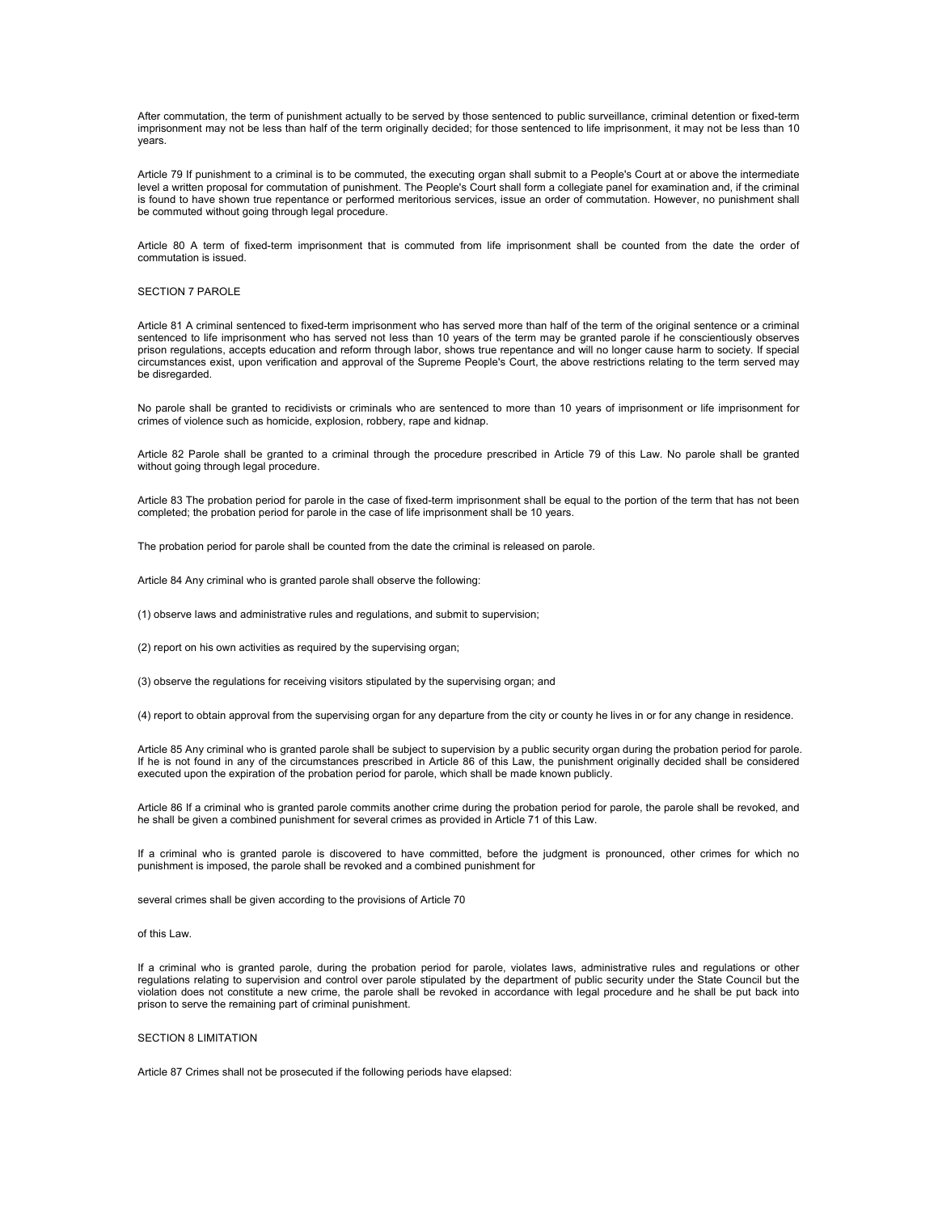After commutation, the term of punishment actually to be served by those sentenced to public surveillance, criminal detention or fixed-term imprisonment may not be less than half of the term originally decided; for those sentenced to life imprisonment, it may not be less than 10 years.

Article 79 If punishment to a criminal is to be commuted, the executing organ shall submit to a People's Court at or above the intermediate level a written proposal for commutation of punishment. The People's Court shall form a collegiate panel for examination and, if the criminal is found to have shown true repentance or performed meritorious services, issue an order of commutation. However, no punishment shall be commuted without going through legal procedure.

Article 80 A term of fixed-term imprisonment that is commuted from life imprisonment shall be counted from the date the order of commutation is issued.

## SECTION 7 PAROLE

Article 81 A criminal sentenced to fixed-term imprisonment who has served more than half of the term of the original sentence or a criminal sentenced to life imprisonment who has served not less than 10 years of the term may be granted parole if he conscientiously observes prison regulations, accepts education and reform through labor, shows true repentance and will no longer cause harm to society. If special circumstances exist, upon verification and approval of the Supreme People's Court, the above restrictions relating to the term served may be disregarded.

No parole shall be granted to recidivists or criminals who are sentenced to more than 10 years of imprisonment or life imprisonment for crimes of violence such as homicide, explosion, robbery, rape and kidnap.

Article 82 Parole shall be granted to a criminal through the procedure prescribed in Article 79 of this Law. No parole shall be granted without going through legal procedure.

Article 83 The probation period for parole in the case of fixed-term imprisonment shall be equal to the portion of the term that has not been completed; the probation period for parole in the case of life imprisonment shall be 10 years.

The probation period for parole shall be counted from the date the criminal is released on parole.

Article 84 Any criminal who is granted parole shall observe the following:

(1) observe laws and administrative rules and regulations, and submit to supervision;

(2) report on his own activities as required by the supervising organ;

(3) observe the regulations for receiving visitors stipulated by the supervising organ; and

(4) report to obtain approval from the supervising organ for any departure from the city or county he lives in or for any change in residence.

Article 85 Any criminal who is granted parole shall be subject to supervision by a public security organ during the probation period for parole. If he is not found in any of the circumstances prescribed in Article 86 of this Law, the punishment originally decided shall be considered executed upon the expiration of the probation period for parole, which shall be made known publicly.

Article 86 If a criminal who is granted parole commits another crime during the probation period for parole, the parole shall be revoked, and he shall be given a combined punishment for several crimes as provided in Article 71 of this Law.

If a criminal who is granted parole is discovered to have committed, before the judgment is pronounced, other crimes for which no punishment is imposed, the parole shall be revoked and a combined punishment for several crimes shall be given according to the provisions of Article 70 of this Law.

If a criminal who is granted parole, during the probation period for parole, violates laws, administrative rules and regulations or other regulations relating to supervision and control over parole stipulated by the department of public security under the State Council but the violation does not constitute a new crime, the parole shall be revoked in accordance with legal procedure and he shall be put back into prison to serve the remaining part of criminal punishment.

## SECTION 8 LIMITATION

Article 87 Crimes shall not be prosecuted if the following periods have elapsed: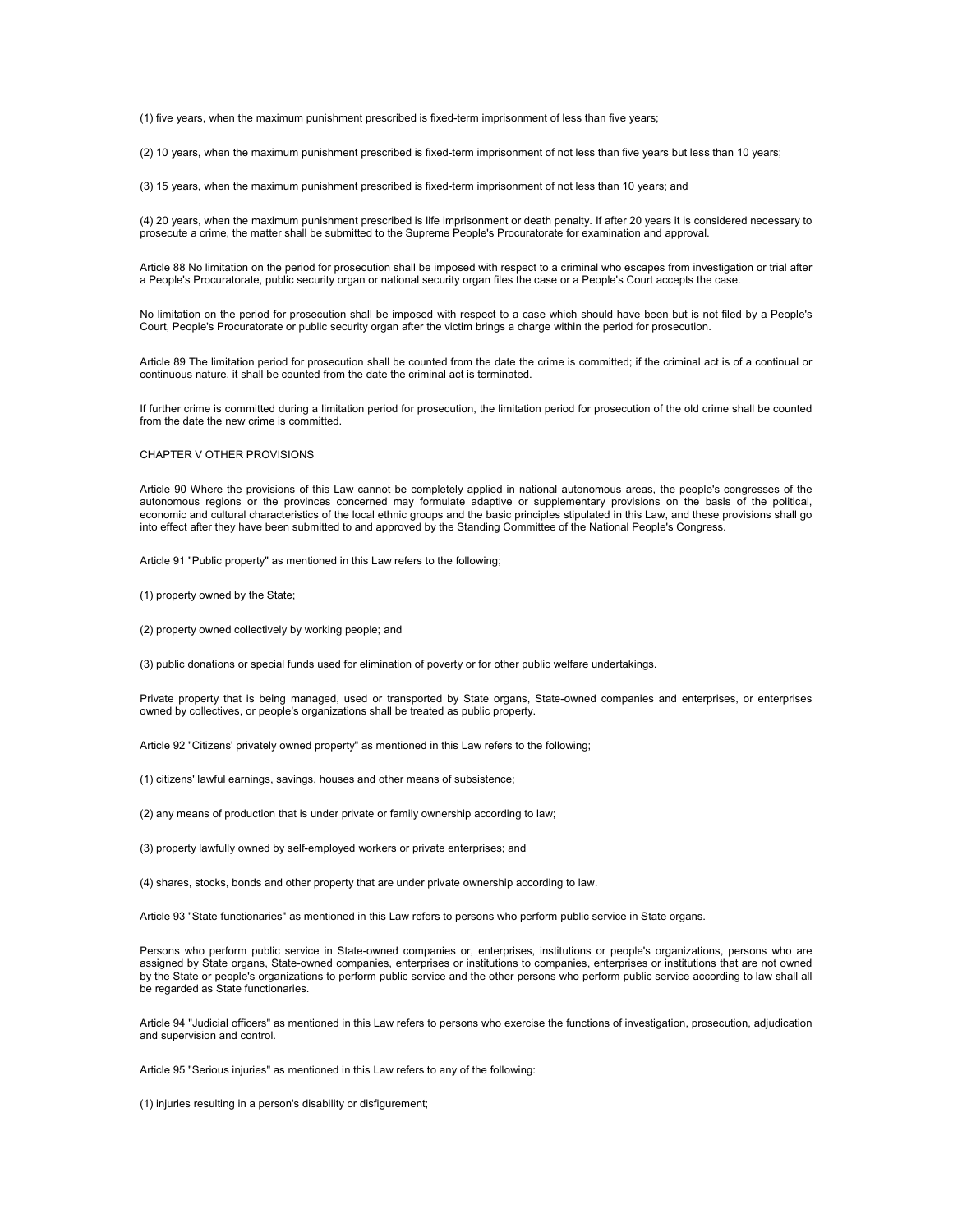(1) five years, when the maximum punishment prescribed is fixed-term imprisonment of less than five years;

(2) 10 years, when the maximum punishment prescribed is fixed-term imprisonment of not less than five years but less than 10 years;

(3) 15 years, when the maximum punishment prescribed is fixed-term imprisonment of not less than 10 years; and

(4) 20 years, when the maximum punishment prescribed is life imprisonment or death penalty. If after 20 years it is considered necessary to prosecute a crime, the matter shall be submitted to the Supreme People's Procuratorate for examination and approval.

Article 88 No limitation on the period for prosecution shall be imposed with respect to a criminal who escapes from investigation or trial after a People's Procuratorate, public security organ or national security organ files the case or a People's Court accepts the case.

No limitation on the period for prosecution shall be imposed with respect to a case which should have been but is not filed by a People's Court, People's Procuratorate or public security organ after the victim brings a charge within the period for prosecution.

Article 89 The limitation period for prosecution shall be counted from the date the crime is committed; if the criminal act is of a continual or continuous nature, it shall be counted from the date the criminal act is terminated.

If further crime is committed during a limitation period for prosecution, the limitation period for prosecution of the old crime shall be counted from the date the new crime is committed.

## CHAPTER V OTHER PROVISIONS

Article 90 Where the provisions of this Law cannot be completely applied in national autonomous areas, the people's congresses of the autonomous regions or the provinces concerned may formulate adaptive or supplementary provisions on the basis of the political, economic and cultural characteristics of the local ethnic groups and the basic principles stipulated in this Law, and these provisions shall go into effect after they have been submitted to and approved by the Standing Committee of the National People's Congress.

Article 91 "Public property" as mentioned in this Law refers to the following;

(1) property owned by the State;

(2) property owned collectively by working people; and

(3) public donations or special funds used for elimination of poverty or for other public welfare undertakings.

Private property that is being managed, used or transported by State organs, State-owned companies and enterprises, or enterprises owned by collectives, or people's organizations shall be treated as public property.

Article 92 "Citizens' privately owned property" as mentioned in this Law refers to the following;

(1) citizens' lawful earnings, savings, houses and other means of subsistence;

(2) any means of production that is under private or family ownership according to law;

(3) property lawfully owned by self-employed workers or private enterprises; and

(4) shares, stocks, bonds and other property that are under private ownership according to law.

Article 93 "State functionaries" as mentioned in this Law refers to persons who perform public service in State organs.

Persons who perform public service in State-owned companies or, enterprises, institutions or people's organizations, persons who are assigned by State organs, State-owned companies, enterprises or institutions to companies, enterprises or institutions that are not owned by the State or people's organizations to perform public service and the other persons who perform public service according to law shall all be regarded as State functionaries.

Article 94 "Judicial officers" as mentioned in this Law refers to persons who exercise the functions of investigation, prosecution, adjudication and supervision and control.

Article 95 "Serious injuries" as mentioned in this Law refers to any of the following:

(1) injuries resulting in a person's disability or disfigurement;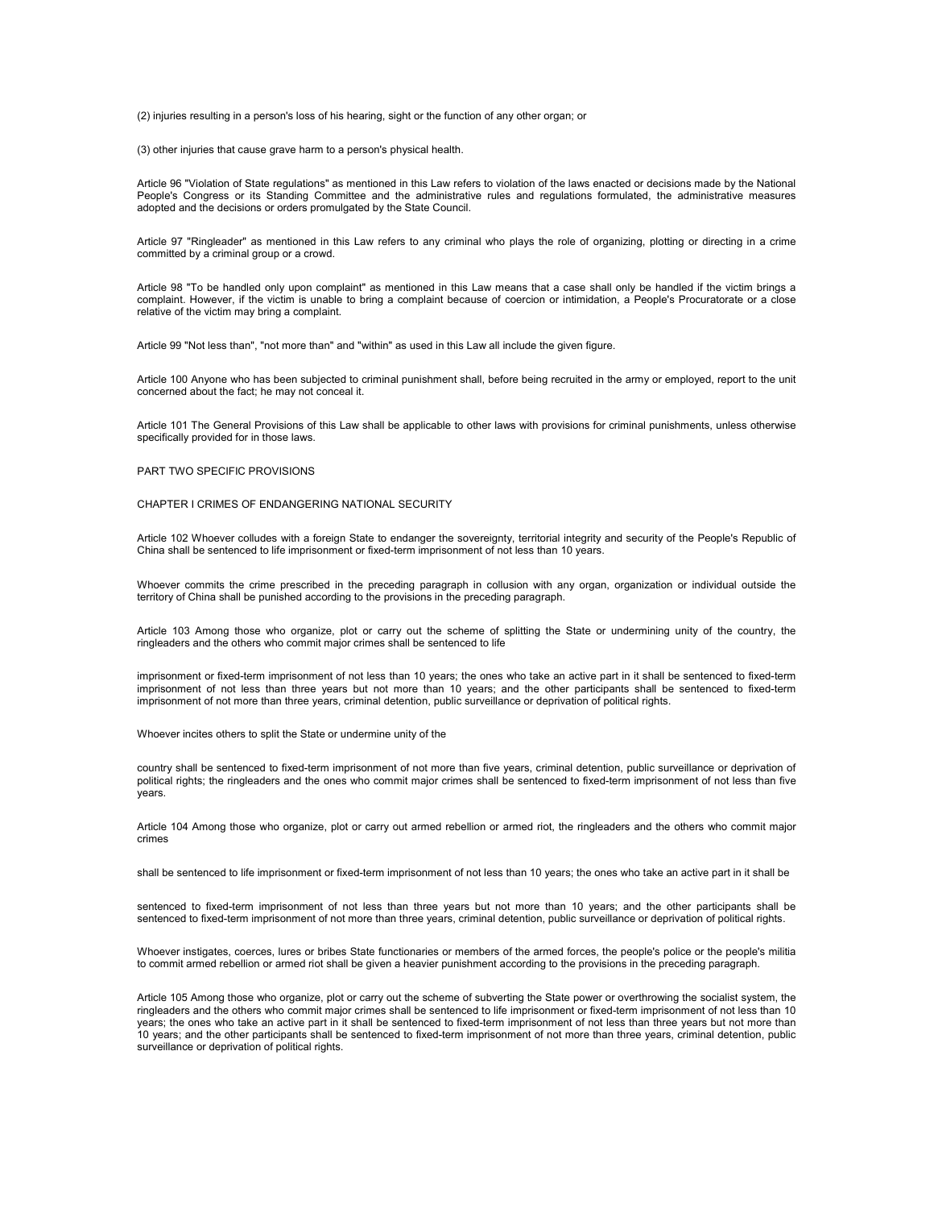(2) injuries resulting in a person's loss of his hearing, sight or the function of any other organ; or

(3) other injuries that cause grave harm to a person's physical health.

Article 96 "Violation of State regulations" as mentioned in this Law refers to violation of the laws enacted or decisions made by the National People's Congress or its Standing Committee and the administrative rules and regulations formulated, the administrative measures adopted and the decisions or orders promulgated by the State Council.

Article 97 "Ringleader" as mentioned in this Law refers to any criminal who plays the role of organizing, plotting or directing in a crime committed by a criminal group or a crowd.

Article 98 "To be handled only upon complaint" as mentioned in this Law means that a case shall only be handled if the victim brings a complaint. However, if the victim is unable to bring a complaint because of coercion or intimidation, a People's Procuratorate or a close relative of the victim may bring a complaint.

Article 99 "Not less than", "not more than" and "within" as used in this Law all include the given figure.

Article 100 Anyone who has been subjected to criminal punishment shall, before being recruited in the army or employed, report to the unit concerned about the fact; he may not conceal it.

Article 101 The General Provisions of this Law shall be applicable to other laws with provisions for criminal punishments, unless otherwise specifically provided for in those laws.

## PART TWO SPECIFIC PROVISIONS

### CHAPTER I CRIMES OF ENDANGERING NATIONAL SECURITY

Article 102 Whoever colludes with a foreign State to endanger the sovereignty, territorial integrity and security of the People's Republic of China shall be sentenced to life imprisonment or fixed-term imprisonment of not less than 10 years.

Whoever commits the crime prescribed in the preceding paragraph in collusion with any organ, organization or individual outside the territory of China shall be punished according to the provisions in the preceding paragraph.

Article 103 Among those who organize, plot or carry out the scheme of splitting the State or undermining unity of the country, the ringleaders and the others who commit major crimes shall be sentenced to life imprisonment or fixed-term imprisonment of not less than 10 years; the ones who take an active part in it shall be sentenced to fixed-term imprisonment of not less than three years but not more than 10 years; and the other participants shall be sentenced to fixed-term imprisonment of not more than three years, criminal detention, public surveillance or deprivation of political rights.

Whoever incites others to split the State or undermine unity of the country shall be sentenced to fixed-term imprisonment of not more than five years, criminal detention, public surveillance or deprivation of political rights; the ringleaders and the ones who commit major crimes shall be sentenced to fixed-term imprisonment of not less than five years.

Article 104 Among those who organize, plot or carry out armed rebellion or armed riot, the ringleaders and the others who commit major crimes shall be sentenced to life imprisonment or fixed-term imprisonment of not less than 10 years; the ones who take an active part in it shall be sentenced to fixed-term imprisonment of not less than three years but not more than 10 years; and the other participants shall be sentenced to fixed-term imprisonment of not more than three years, criminal detention, public surveillance or deprivation of political rights.

Whoever instigates, coerces, lures or bribes State functionaries or members of the armed forces, the people's police or the people's militia to commit armed rebellion or armed riot shall be given a heavier punishment according to the provisions in the preceding paragraph.

Article 105 Among those who organize, plot or carry out the scheme of subverting the State power or overthrowing the socialist system, the ringleaders and the others who commit major crimes shall be sentenced to life imprisonment or fixed-term imprisonment of not less than 10 years; the ones who take an active part in it shall be sentenced to fixed-term imprisonment of not less than three years but not more than 10 years; and the other participants shall be sentenced to fixed-term imprisonment of not more than three years, criminal detention, public surveillance or deprivation of political rights.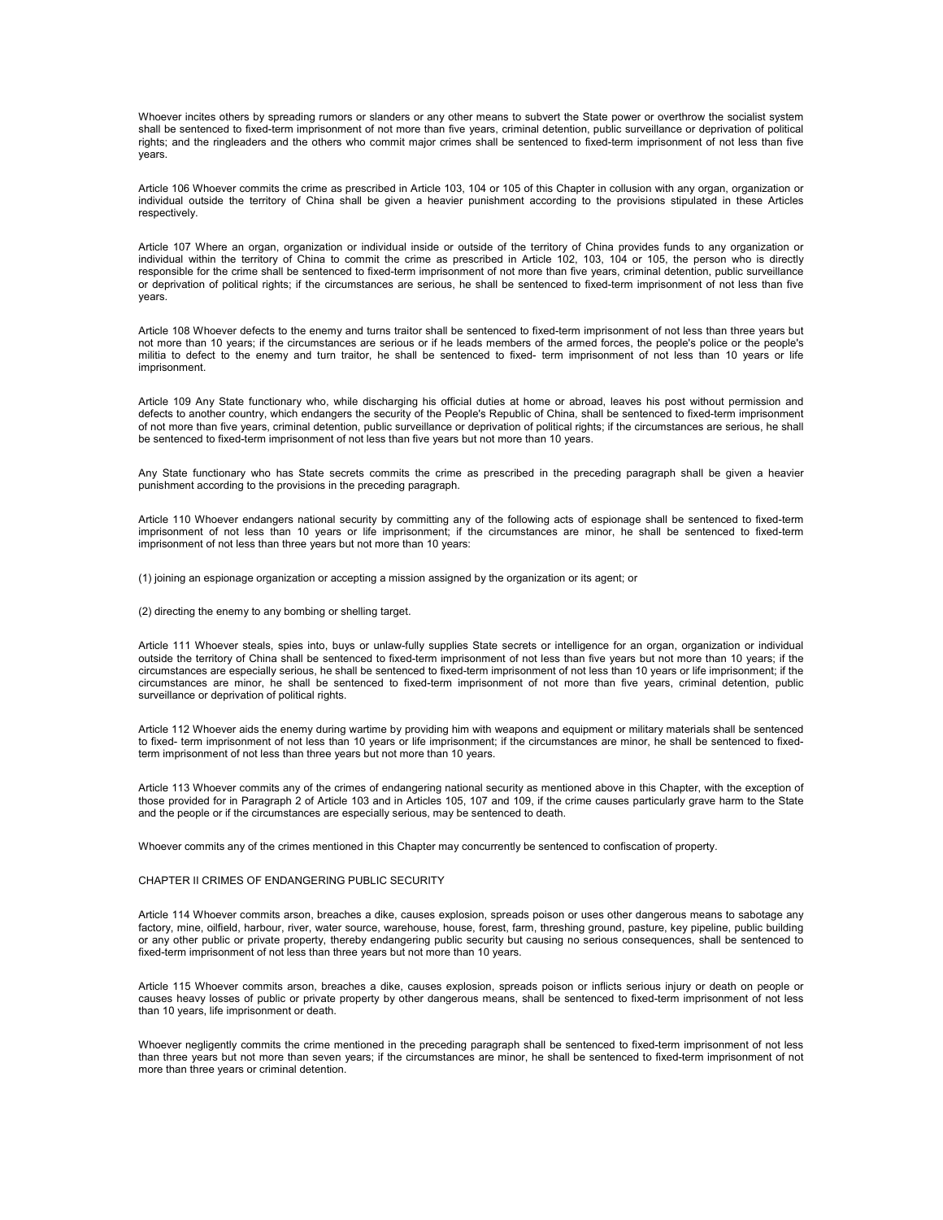Whoever incites others by spreading rumors or slanders or any other means to subvert the State power or overthrow the socialist system shall be sentenced to fixed-term imprisonment of not more than five years, criminal detention, public surveillance or deprivation of political rights; and the ringleaders and the others who commit major crimes shall be sentenced to fixed-term imprisonment of not less than five years.

Article 106 Whoever commits the crime as prescribed in Article 103, 104 or 105 of this Chapter in collusion with any organ, organization or individual outside the territory of China shall be given a heavier punishment according to the provisions stipulated in these Articles respectively.

Article 107 Where an organ, organization or individual inside or outside of the territory of China provides funds to any organization or individual within the territory of China to commit the crime as prescribed in Article 102, 103, 104 or 105, the person who is directly responsible for the crime shall be sentenced to fixed-term imprisonment of not more than five years, criminal detention, public surveillance or deprivation of political rights; if the circumstances are serious, he shall be sentenced to fixed-term imprisonment of not less than five years.

Article 108 Whoever defects to the enemy and turns traitor shall be sentenced to fixed-term imprisonment of not less than three years but not more than 10 years; if the circumstances are serious or if he leads members of the armed forces, the people's police or the people's militia to defect to the enemy and turn traitor, he shall be sentenced to fixed- term imprisonment of not less than 10 years or life imprisonment.

Article 109 Any State functionary who, while discharging his official duties at home or abroad, leaves his post without permission and defects to another country, which endangers the security of the People's Republic of China, shall be sentenced to fixed-term imprisonment of not more than five years, criminal detention, public surveillance or deprivation of political rights; if the circumstances are serious, he shall be sentenced to fixed-term imprisonment of not less than five years but not more than 10 years.

Any State functionary who has State secrets commits the crime as prescribed in the preceding paragraph shall be given a heavier punishment according to the provisions in the preceding paragraph.

Article 110 Whoever endangers national security by committing any of the following acts of espionage shall be sentenced to fixed-term imprisonment of not less than 10 years or life imprisonment; if the circumstances are minor, he shall be sentenced to fixed-term imprisonment of not less than three years but not more than 10 years:

(1) joining an espionage organization or accepting a mission assigned by the organization or its agent; or

(2) directing the enemy to any bombing or shelling target.

Article 111 Whoever steals, spies into, buys or unlaw-fully supplies State secrets or intelligence for an organ, organization or individual outside the territory of China shall be sentenced to fixed-term imprisonment of not less than five years but not more than 10 years; if the circumstances are especially serious, he shall be sentenced to fixed-term imprisonment of not less than 10 years or life imprisonment; if the circumstances are minor, he shall be sentenced to fixed-term imprisonment of not more than five years, criminal detention, public surveillance or deprivation of political rights.

Article 112 Whoever aids the enemy during wartime by providing him with weapons and equipment or military materials shall be sentenced to fixed- term imprisonment of not less than 10 years or life imprisonment; if the circumstances are minor, he shall be sentenced to fixed-term imprisonment of not less than three years but not more than 10 years.

Article 113 Whoever commits any of the crimes of endangering national security as mentioned above in this Chapter, with the exception of those provided for in Paragraph 2 of Article 103 and in Articles 105, 107 and 109, if the crime causes particularly grave harm to the State and the people or if the circumstances are especially serious, may be sentenced to death.

Whoever commits any of the crimes mentioned in this Chapter may concurrently be sentenced to confiscation of property.

## CHAPTER II CRIMES OF ENDANGERING PUBLIC SECURITY

Article 114 Whoever commits arson, breaches a dike, causes explosion, spreads poison or uses other dangerous means to sabotage any factory, mine, oilfield, harbour, river, water source, warehouse, house, forest, farm, threshing ground, pasture, key pipeline, public building or any other public or private property, thereby endangering public security but causing no serious consequences, shall be sentenced to fixed-term imprisonment of not less than three years but not more than 10 years.

Article 115 Whoever commits arson, breaches a dike, causes explosion, spreads poison or inflicts serious injury or death on people or causes heavy losses of public or private property by other dangerous means, shall be sentenced to fixed-term imprisonment of not less than 10 years, life imprisonment or death.

Whoever negligently commits the crime mentioned in the preceding paragraph shall be sentenced to fixed-term imprisonment of not less than three years but not more than seven years; if the circumstances are minor, he shall be sentenced to fixed-term imprisonment of not more than three years or criminal detention.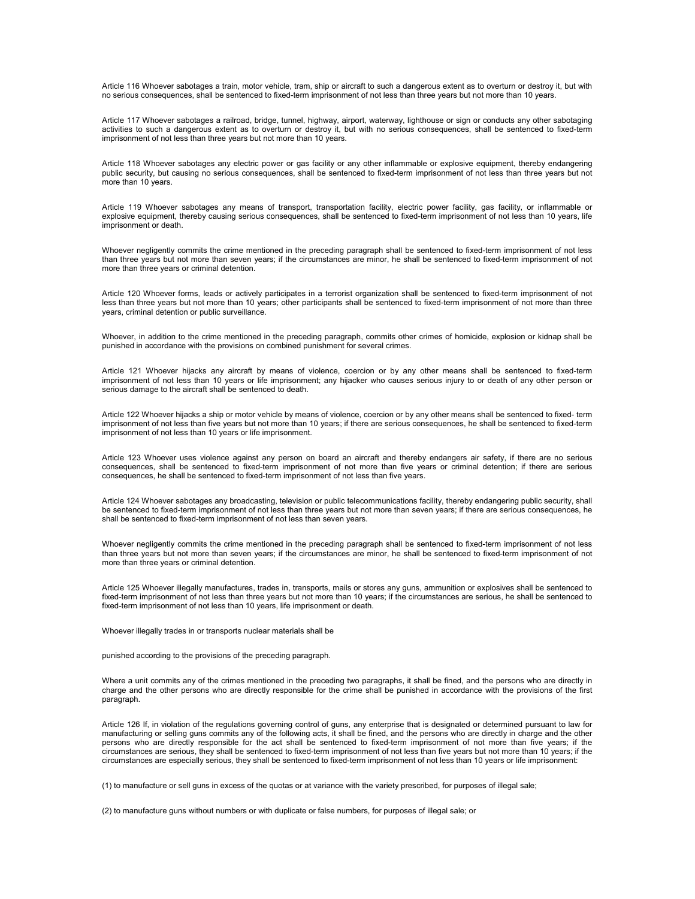Article 116 Whoever sabotages a train, motor vehicle, tram, ship or aircraft to such a dangerous extent as to overturn or destroy it, but with no serious consequences, shall be sentenced to fixed-term imprisonment of not less than three years but not more than 10 years.

Article 117 Whoever sabotages a railroad, bridge, tunnel, highway, airport, waterway, lighthouse or sign or conducts any other sabotaging activities to such a dangerous extent as to overturn or destroy it, but with no serious consequences, shall be sentenced to fixed-term imprisonment of not less than three years but not more than 10 years.

Article 118 Whoever sabotages any electric power or gas facility or any other inflammable or explosive equipment, thereby endangering public security, but causing no serious consequences, shall be sentenced to fixed-term imprisonment of not less than three years but not more than 10 years.

Article 119 Whoever sabotages any means of transport, transportation facility, electric power facility, gas facility, or inflammable or explosive equipment, thereby causing serious consequences, shall be sentenced to fixed-term imprisonment of not less than 10 years, life imprisonment or death.

Whoever negligently commits the crime mentioned in the preceding paragraph shall be sentenced to fixed-term imprisonment of not less than three years but not more than seven years; if the circumstances are minor, he shall be sentenced to fixed-term imprisonment of not more than three years or criminal detention.

Article 120 Whoever forms, leads or actively participates in a terrorist organization shall be sentenced to fixed-term imprisonment of not less than three years but not more than 10 years; other participants shall be sentenced to fixed-term imprisonment of not more than three years, criminal detention or public surveillance.

Whoever, in addition to the crime mentioned in the preceding paragraph, commits other crimes of homicide, explosion or kidnap shall be punished in accordance with the provisions on combined punishment for several crimes.

Article 121 Whoever hijacks any aircraft by means of violence, coercion or by any other means shall be sentenced to fixed-term imprisonment of not less than 10 years or life imprisonment; any hijacker who causes serious injury to or death of any other person or serious damage to the aircraft shall be sentenced to death.

Article 122 Whoever hijacks a ship or motor vehicle by means of violence, coercion or by any other means shall be sentenced to fixed- term imprisonment of not less than five years but not more than 10 years; if there are serious consequences, he shall be sentenced to fixed-term imprisonment of not less than 10 years or life imprisonment.

Article 123 Whoever uses violence against any person on board an aircraft and thereby endangers air safety, if there are no serious consequences, shall be sentenced to fixed-term imprisonment of not more than five years or criminal detention; if there are serious consequences, he shall be sentenced to fixed-term imprisonment of not less than five years.

Article 124 Whoever sabotages any broadcasting, television or public telecommunications facility, thereby endangering public security, shall be sentenced to fixed-term imprisonment of not less than three years but not more than seven years; if there are serious consequences, he shall be sentenced to fixed-term imprisonment of not less than seven years.

Whoever negligently commits the crime mentioned in the preceding paragraph shall be sentenced to fixed-term imprisonment of not less than three years but not more than seven years; if the circumstances are minor, he shall be sentenced to fixed-term imprisonment of not more than three years or criminal detention.

Article 125 Whoever illegally manufactures, trades in, transports, mails or stores any guns, ammunition or explosives shall be sentenced to fixed-term imprisonment of not less than three years but not more than 10 years; if the circumstances are serious, he shall be sentenced to fixed-term imprisonment of not less than 10 years, life imprisonment or death.

Whoever illegally trades in or transports nuclear materials shall be

punished according to the provisions of the preceding paragraph.

Where a unit commits any of the crimes mentioned in the preceding two paragraphs, it shall be fined, and the persons who are directly in charge and the other persons who are directly responsible for the crime shall be punished in accordance with the provisions of the first paragraph.

Article 126 If, in violation of the regulations governing control of guns, any enterprise that is designated or determined pursuant to law for manufacturing or selling guns commits any of the following acts, it shall be fined, and the persons who are directly in charge and the other persons who are directly responsible for the act shall be sentenced to fixed-term imprisonment of not more than five years; if the circumstances are serious, they shall be sentenced to fixed-term imprisonment of not less than five years but not more than 10 years; if the circumstances are especially serious, they shall be sentenced to fixed-term imprisonment of not less than 10 years or life imprisonment:

(1) to manufacture or sell guns in excess of the quotas or at variance with the variety prescribed, for purposes of illegal sale;

(2) to manufacture guns without numbers or with duplicate or false numbers, for purposes of illegal sale; or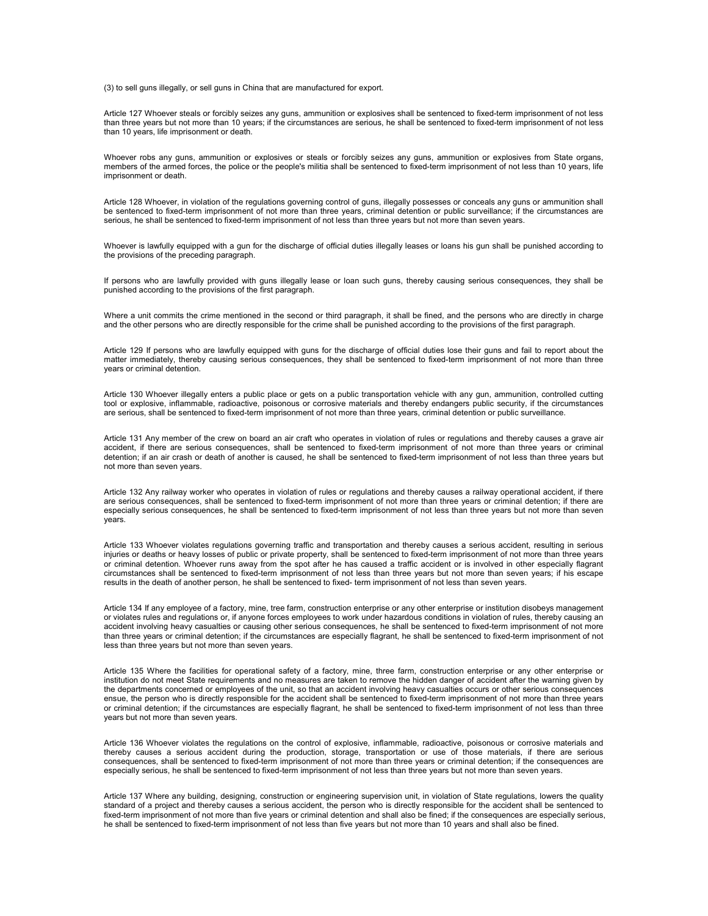(3) to sell guns illegally, or sell guns in China that are manufactured for export.

Article 127 Whoever steals or forcibly seizes any guns, ammunition or explosives shall be sentenced to fixed-term imprisonment of not less than three years but not more than 10 years; if the circumstances are serious, he shall be sentenced to fixed-term imprisonment of not less than 10 years, life imprisonment or death.

Whoever robs any guns, ammunition or explosives or steals or forcibly seizes any guns, ammunition or explosives from State organs, members of the armed forces, the police or the people's militia shall be sentenced to fixed-term imprisonment of not less than 10 years, life imprisonment or death.

Article 128 Whoever, in violation of the regulations governing control of guns, illegally possesses or conceals any guns or ammunition shall be sentenced to fixed-term imprisonment of not more than three years, criminal detention or public surveillance; if the circumstances are serious, he shall be sentenced to fixed-term imprisonment of not less than three years but not more than seven years.

Whoever is lawfully equipped with a gun for the discharge of official duties illegally leases or loans his gun shall be punished according to the provisions of the preceding paragraph.

If persons who are lawfully provided with guns illegally lease or loan such guns, thereby causing serious consequences, they shall be punished according to the provisions of the first paragraph.

Where a unit commits the crime mentioned in the second or third paragraph, it shall be fined, and the persons who are directly in charge and the other persons who are directly responsible for the crime shall be punished according to the provisions of the first paragraph.

Article 129 If persons who are lawfully equipped with guns for the discharge of official duties lose their guns and fail to report about the matter immediately, thereby causing serious consequences, they shall be sentenced to fixed-term imprisonment of not more than three years or criminal detention.

Article 130 Whoever illegally enters a public place or gets on a public transportation vehicle with any gun, ammunition, controlled cutting tool or explosive, inflammable, radioactive, poisonous or corrosive materials and thereby endangers public security, if the circumstances are serious, shall be sentenced to fixed-term imprisonment of not more than three years, criminal detention or public surveillance.

Article 131 Any member of the crew on board an air craft who operates in violation of rules or regulations and thereby causes a grave air accident, if there are serious consequences, shall be sentenced to fixed-term imprisonment of not more than three years or criminal detention; if an air crash or death of another is caused, he shall be sentenced to fixed-term imprisonment of not less than three years but not more than seven years.

Article 132 Any railway worker who operates in violation of rules or regulations and thereby causes a railway operational accident, if there are serious consequences, shall be sentenced to fixed-term imprisonment of not more than three years or criminal detention; if there are especially serious consequences, he shall be sentenced to fixed-term imprisonment of not less than three years but not more than seven years.

Article 133 Whoever violates regulations governing traffic and transportation and thereby causes a serious accident, resulting in serious injuries or deaths or heavy losses of public or private property, shall be sentenced to fixed-term imprisonment of not more than three years or criminal detention. Whoever runs away from the spot after he has caused a traffic accident or is involved in other especially flagrant circumstances shall be sentenced to fixed-term imprisonment of not less than three years but not more than seven years; if his escape results in the death of another person, he shall be sentenced to fixed- term imprisonment of not less than seven years.

Article 134 If any employee of a factory, mine, tree farm, construction enterprise or any other enterprise or institution disobeys management or violates rules and regulations or, if anyone forces employees to work under hazardous conditions in violation of rules, thereby causing an accident involving heavy casualties or causing other serious consequences, he shall be sentenced to fixed-term imprisonment of not more than three years or criminal detention; if the circumstances are especially flagrant, he shall be sentenced to fixed-term imprisonment of not less than three years but not more than seven years.

Article 135 Where the facilities for operational safety of a factory, mine, three farm, construction enterprise or any other enterprise or institution do not meet State requirements and no measures are taken to remove the hidden danger of accident after the warning given by the departments concerned or employees of the unit, so that an accident involving heavy casualties occurs or other serious consequences ensue, the person who is directly responsible for the accident shall be sentenced to fixed-term imprisonment of not more than three years or criminal detention; if the circumstances are especially flagrant, he shall be sentenced to fixed-term imprisonment of not less than three years but not more than seven years.

Article 136 Whoever violates the regulations on the control of explosive, inflammable, radioactive, poisonous or corrosive materials and thereby causes a serious accident during the production, storage, transportation or use of those materials, if there are serious consequences, shall be sentenced to fixed-term imprisonment of not more than three years or criminal detention; if the consequences are especially serious, he shall be sentenced to fixed-term imprisonment of not less than three years but not more than seven years.

Article 137 Where any building, designing, construction or engineering supervision unit, in violation of State regulations, lowers the quality standard of a project and thereby causes a serious accident, the person who is directly responsible for the accident shall be sentenced to fixed-term imprisonment of not more than five years or criminal detention and shall also be fined; if the consequences are especially serious, he shall be sentenced to fixed-term imprisonment of not less than five years but not more than 10 years and shall also be fined.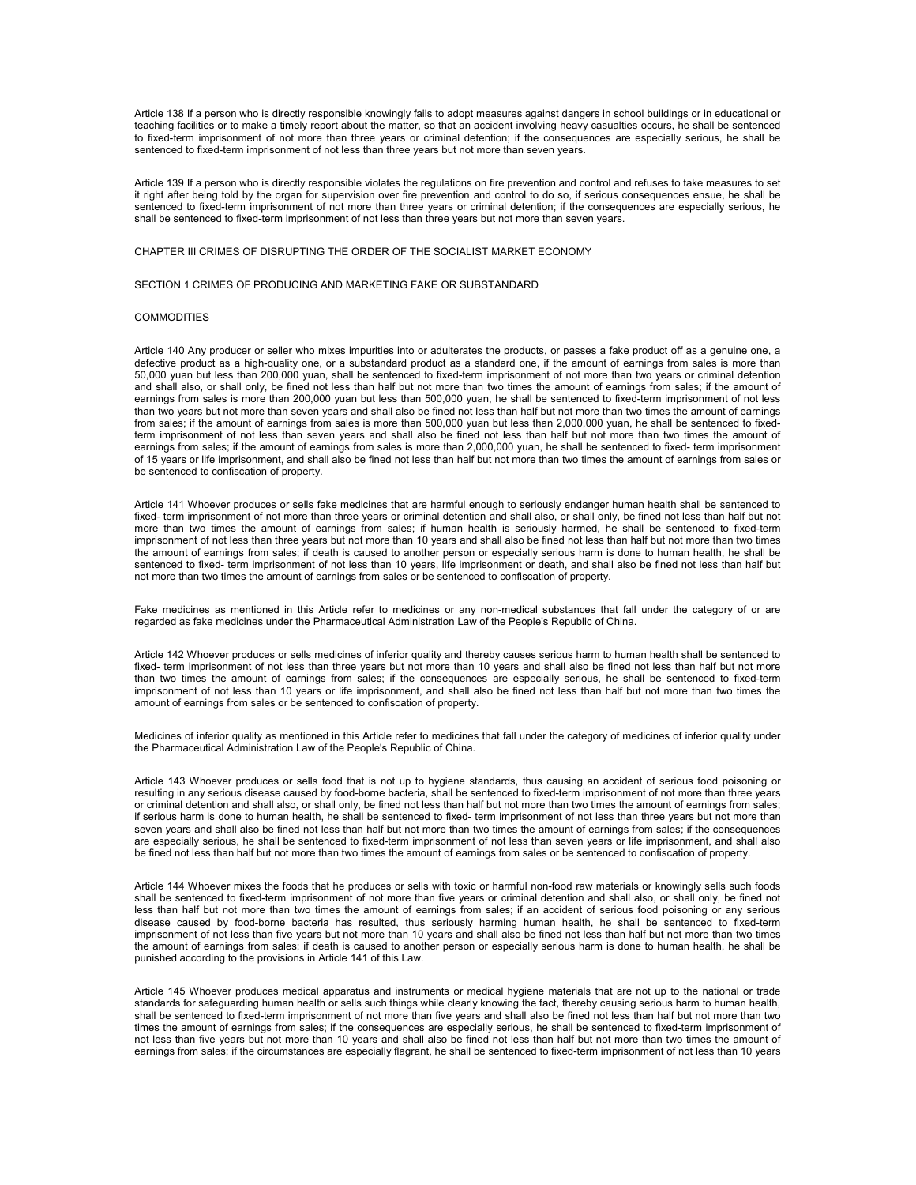Article 138 If a person who is directly responsible knowingly fails to adopt measures against dangers in school buildings or in educational or teaching facilities or to make a timely report about the matter, so that an accident involving heavy casualties occurs, he shall be sentenced to fixed-term imprisonment of not more than three years or criminal detention; if the consequences are especially serious, he shall be sentenced to fixed-term imprisonment of not less than three years but not more than seven years.

Article 139 If a person who is directly responsible violates the regulations on fire prevention and control and refuses to take measures to set it right after being told by the organ for supervision over fire prevention and control to do so, if serious consequences ensue, he shall be sentenced to fixed-term imprisonment of not more than three years or criminal detention; if the consequences are especially serious, he shall be sentenced to fixed-term imprisonment of not less than three years but not more than seven years.

## CHAPTER III CRIMES OF DISRUPTING THE ORDER OF THE SOCIALIST MARKET ECONOMY

### SECTION 1 CRIMES OF PRODUCING AND MARKETING FAKE OR SUBSTANDARD

### COMMODITIES

Article 140 Any producer or seller who mixes impurities into or adulterates the products, or passes a fake product off as a genuine one, a defective product as a high-quality one, or a substandard product as a standard one, if the amount of earnings from sales is more than 50,000 yuan but less than 200,000 yuan, shall be sentenced to fixed-term imprisonment of not more than two years or criminal detention and shall also, or shall only, be fined not less than half but not more than two times the amount of earnings from sales; if the amount of earnings from sales is more than 200,000 yuan but less than 500,000 yuan, he shall be sentenced to fixed-term imprisonment of not less than two years but not more than seven years and shall also be fined not less than half but not more than two times the amount of earnings from sales; if the amount of earnings from sales is more than 500,000 yuan but less than 2,000,000 yuan, he shall be sentenced to fixed-term imprisonment of not less than seven years and shall also be fined not less than half but not more than two times the amount of earnings from sales; if the amount of earnings from sales is more than 2,000,000 yuan, he shall be sentenced to fixed- term imprisonment of 15 years or life imprisonment, and shall also be fined not less than half but not more than two times the amount of earnings from sales or be sentenced to confiscation of property.

Article 141 Whoever produces or sells fake medicines that are harmful enough to seriously endanger human health shall be sentenced to fixed- term imprisonment of not more than three years or criminal detention and shall also, or shall only, be fined not less than half but not more than two times the amount of earnings from sales; if human health is seriously harmed, he shall be sentenced to fixed-term imprisonment of not less than three years but not more than 10 years and shall also be fined not less than half but not more than two times the amount of earnings from sales; if death is caused to another person or especially serious harm is done to human health, he shall be sentenced to fixed- term imprisonment of not less than 10 years, life imprisonment or death, and shall also be fined not less than half but not more than two times the amount of earnings from sales or be sentenced to confiscation of property.

Fake medicines as mentioned in this Article refer to medicines or any non-medical substances that fall under the category of or are regarded as fake medicines under the Pharmaceutical Administration Law of the People's Republic of China.

Article 142 Whoever produces or sells medicines of inferior quality and thereby causes serious harm to human health shall be sentenced to fixed- term imprisonment of not less than three years but not more than 10 years and shall also be fined not less than half but not more than two times the amount of earnings from sales; if the consequences are especially serious, he shall be sentenced to fixed-term imprisonment of not less than 10 years or life imprisonment, and shall also be fined not less than half but not more than two times the amount of earnings from sales or be sentenced to confiscation of property.

Medicines of inferior quality as mentioned in this Article refer to medicines that fall under the category of medicines of inferior quality under the Pharmaceutical Administration Law of the People's Republic of China.

Article 143 Whoever produces or sells food that is not up to hygiene standards, thus causing an accident of serious food poisoning or resulting in any serious disease caused by food-borne bacteria, shall be sentenced to fixed-term imprisonment of not more than three years or criminal detention and shall also, or shall only, be fined not less than half but not more than two times the amount of earnings from sales; if serious harm is done to human health, he shall be sentenced to fixed- term imprisonment of not less than three years but not more than seven years and shall also be fined not less than half but not more than two times the amount of earnings from sales; if the consequences are especially serious, he shall be sentenced to fixed-term imprisonment of not less than seven years or life imprisonment, and shall also be fined not less than half but not more than two times the amount of earnings from sales or be sentenced to confiscation of property.

Article 144 Whoever mixes the foods that he produces or sells with toxic or harmful non-food raw materials or knowingly sells such foods shall be sentenced to fixed-term imprisonment of not more than five years or criminal detention and shall also, or shall only, be fined not less than half but not more than two times the amount of earnings from sales; if an accident of serious food poisoning or any serious disease caused by food-borne bacteria has resulted, thus seriously harming human health, he shall be sentenced to fixed-term imprisonment of not less than five years but not more than 10 years and shall also be fined not less than half but not more than two times the amount of earnings from sales; if death is caused to another person or especially serious harm is done to human health, he shall be punished according to the provisions in Article 141 of this Law.

Article 145 Whoever produces medical apparatus and instruments or medical hygiene materials that are not up to the national or trade standards for safeguarding human health or sells such things while clearly knowing the fact, thereby causing serious harm to human health, shall be sentenced to fixed-term imprisonment of not more than five years and shall also be fined not less than half but not more than two times the amount of earnings from sales; if the consequences are especially serious, he shall be sentenced to fixed-term imprisonment of not less than five years but not more than 10 years and shall also be fined not less than half but not more than two times the amount of earnings from sales; if the circumstances are especially flagrant, he shall be sentenced to fixed-term imprisonment of not less than 10 years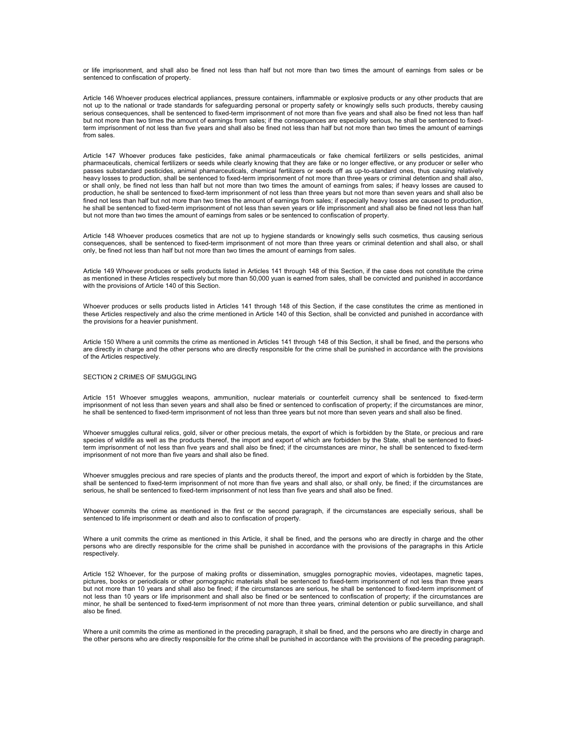or life imprisonment, and shall also be fined not less than half but not more than two times the amount of earnings from sales or be sentenced to confiscation of property.

Article 146 Whoever produces electrical appliances, pressure containers, inflammable or explosive products or any other products that are not up to the national or trade standards for safeguarding personal or property safety or knowingly sells such products, thereby causing serious consequences, shall be sentenced to fixed-term imprisonment of not more than five years and shall also be fined not less than half but not more than two times the amount of earnings from sales; if the consequences are especially serious, he shall be sentenced to fixed-term imprisonment of not less than five years and shall also be fined not less than half but not more than two times the amount of earnings from sales.

Article 147 Whoever produces fake pesticides, fake animal pharmaceuticals or fake chemical fertilizers or sells pesticides, animal pharmaceuticals, chemical fertilizers or seeds while clearly knowing that they are fake or no longer effective, or any producer or seller who passes substandard pesticides, animal phamarceuticals, chemical fertilizers or seeds off as up-to-standard ones, thus causing relatively heavy losses to production, shall be sentenced to fixed-term imprisonment of not more than three years or criminal detention and shall also, or shall only, be fined not less than half but not more than two times the amount of earnings from sales; if heavy losses are caused to production, he shall be sentenced to fixed-term imprisonment of not less than three years but not more than seven years and shall also be fined not less than half but not more than two times the amount of earnings from sales; if especially heavy losses are caused to production, he shall be sentenced to fixed-term imprisonment of not less than seven years or life imprisonment and shall also be fined not less than half but not more than two times the amount of earnings from sales or be sentenced to confiscation of property.

Article 148 Whoever produces cosmetics that are not up to hygiene standards or knowingly sells such cosmetics, thus causing serious consequences, shall be sentenced to fixed-term imprisonment of not more than three years or criminal detention and shall also, or shall only, be fined not less than half but not more than two times the amount of earnings from sales.

Article 149 Whoever produces or sells products listed in Articles 141 through 148 of this Section, if the case does not constitute the crime as mentioned in these Articles respectively but more than 50,000 yuan is earned from sales, shall be convicted and punished in accordance with the provisions of Article 140 of this Section.

Whoever produces or sells products listed in Articles 141 through 148 of this Section, if the case constitutes the crime as mentioned in these Articles respectively and also the crime mentioned in Article 140 of this Section, shall be convicted and punished in accordance with the provisions for a heavier punishment.

Article 150 Where a unit commits the crime as mentioned in Articles 141 through 148 of this Section, it shall be fined, and the persons who are directly in charge and the other persons who are directly responsible for the crime shall be punished in accordance with the provisions of the Articles respectively.

## SECTION 2 CRIMES OF SMUGGLING

Article 151 Whoever smuggles weapons, ammunition, nuclear materials or counterfeit currency shall be sentenced to fixed-term imprisonment of not less than seven years and shall also be fined or sentenced to confiscation of property; if the circumstances are minor, he shall be sentenced to fixed-term imprisonment of not less than three years but not more than seven years and shall also be fined.

Whoever smuggles cultural relics, gold, silver or other precious metals, the export of which is forbidden by the State, or precious and rare species of wildlife as well as the products thereof, the import and export of which are forbidden by the State, shall be sentenced to fixed-term imprisonment of not less than five years and shall also be fined; if the circumstances are minor, he shall be sentenced to fixed-term imprisonment of not more than five years and shall also be fined.

Whoever smuggles precious and rare species of plants and the products thereof, the import and export of which is forbidden by the State, shall be sentenced to fixed-term imprisonment of not more than five years and shall also, or shall only, be fined; if the circumstances are serious, he shall be sentenced to fixed-term imprisonment of not less than five years and shall also be fined.

Whoever commits the crime as mentioned in the first or the second paragraph, if the circumstances are especially serious, shall be sentenced to life imprisonment or death and also to confiscation of property.

Where a unit commits the crime as mentioned in this Article, it shall be fined, and the persons who are directly in charge and the other persons who are directly responsible for the crime shall be punished in accordance with the provisions of the paragraphs in this Article respectively.

Article 152 Whoever, for the purpose of making profits or dissemination, smuggles pornographic movies, videotapes, magnetic tapes, pictures, books or periodicals or other pornographic materials shall be sentenced to fixed-term imprisonment of not less than three years but not more than 10 years and shall also be fined; if the circumstances are serious, he shall be sentenced to fixed-term imprisonment of not less than 10 years or life imprisonment and shall also be fined or be sentenced to confiscation of property; if the circumstances are minor, he shall be sentenced to fixed-term imprisonment of not more than three years, criminal detention or public surveillance, and shall also be fined.

Where a unit commits the crime as mentioned in the preceding paragraph, it shall be fined, and the persons who are directly in charge and the other persons who are directly responsible for the crime shall be punished in accordance with the provisions of the preceding paragraph.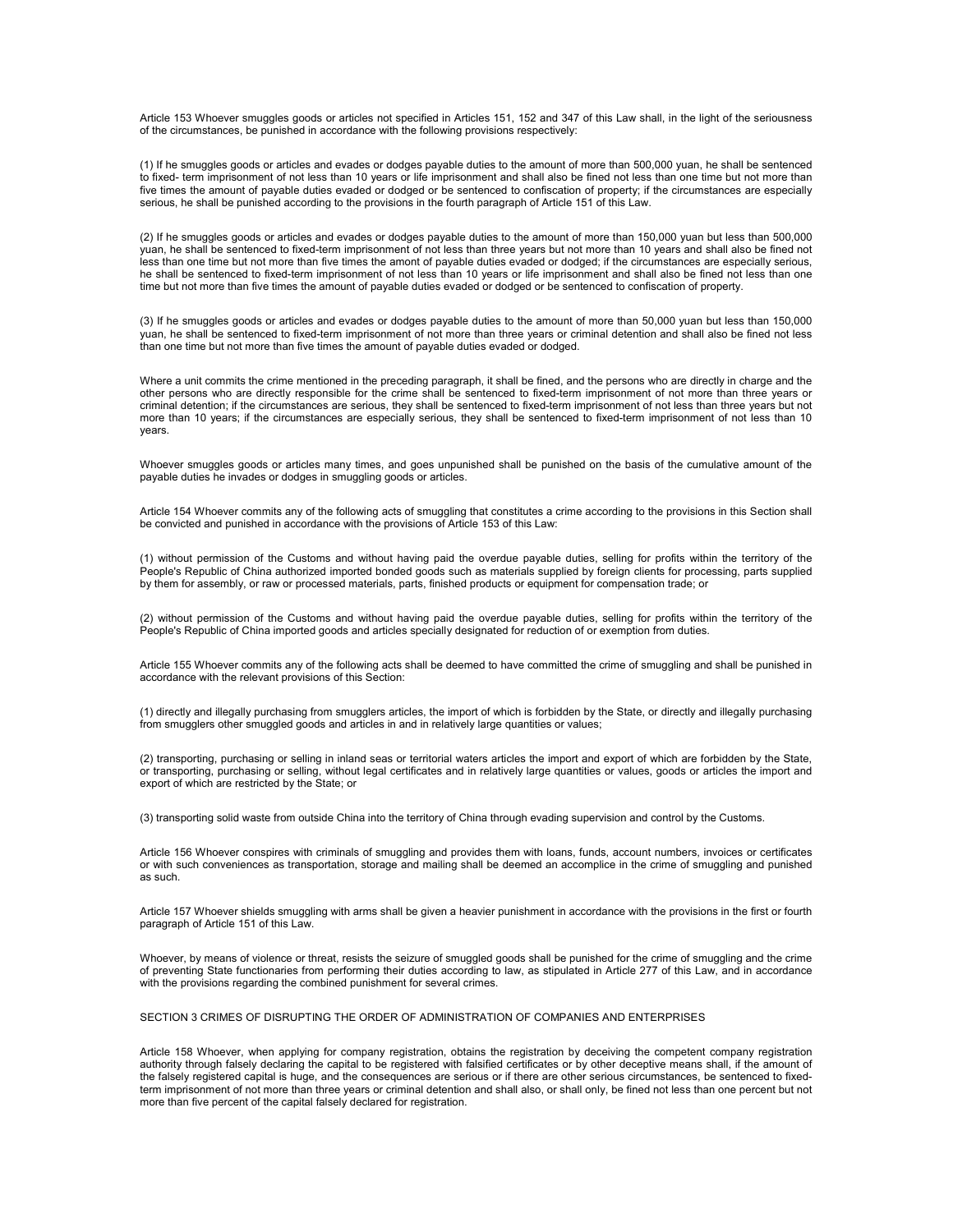Article 153 Whoever smuggles goods or articles not specified in Articles 151, 152 and 347 of this Law shall, in the light of the seriousness of the circumstances, be punished in accordance with the following provisions respectively:

(1) If he smuggles goods or articles and evades or dodges payable duties to the amount of more than 500,000 yuan, he shall be sentenced to fixed- term imprisonment of not less than 10 years or life imprisonment and shall also be fined not less than one time but not more than five times the amount of payable duties evaded or dodged or be sentenced to confiscation of property; if the circumstances are especially serious, he shall be punished according to the provisions in the fourth paragraph of Article 151 of this Law.

(2) If he smuggles goods or articles and evades or dodges payable duties to the amount of more than 150,000 yuan but less than 500,000 yuan, he shall be sentenced to fixed-term imprisonment of not less than three years but not more than 10 years and shall also be fined not less than one time but not more than five times the amont of payable duties evaded or dodged; if the circumstances are especially serious, he shall be sentenced to fixed-term imprisonment of not less than 10 years or life imprisonment and shall also be fined not less than one time but not more than five times the amount of payable duties evaded or dodged or be sentenced to confiscation of property.

(3) If he smuggles goods or articles and evades or dodges payable duties to the amount of more than 50,000 yuan but less than 150,000 yuan, he shall be sentenced to fixed-term imprisonment of not more than three years or criminal detention and shall also be fined not less than one time but not more than five times the amount of payable duties evaded or dodged.

Where a unit commits the crime mentioned in the preceding paragraph, it shall be fined, and the persons who are directly in charge and the other persons who are directly responsible for the crime shall be sentenced to fixed-term imprisonment of not more than three years or criminal detention; if the circumstances are serious, they shall be sentenced to fixed-term imprisonment of not less than three years but not more than 10 years; if the circumstances are especially serious, they shall be sentenced to fixed-term imprisonment of not less than 10 years.

Whoever smuggles goods or articles many times, and goes unpunished shall be punished on the basis of the cumulative amount of the payable duties he invades or dodges in smuggling goods or articles.

Article 154 Whoever commits any of the following acts of smuggling that constitutes a crime according to the provisions in this Section shall be convicted and punished in accordance with the provisions of Article 153 of this Law:

(1) without permission of the Customs and without having paid the overdue payable duties, selling for profits within the territory of the People's Republic of China authorized imported bonded goods such as materials supplied by foreign clients for processing, parts supplied by them for assembly, or raw or processed materials, parts, finished products or equipment for compensation trade; or

(2) without permission of the Customs and without having paid the overdue payable duties, selling for profits within the territory of the People's Republic of China imported goods and articles specially designated for reduction of or exemption from duties.

Article 155 Whoever commits any of the following acts shall be deemed to have committed the crime of smuggling and shall be punished in accordance with the relevant provisions of this Section:

(1) directly and illegally purchasing from smugglers articles, the import of which is forbidden by the State, or directly and illegally purchasing from smugglers other smuggled goods and articles in and in relatively large quantities or values;

(2) transporting, purchasing or selling in inland seas or territorial waters articles the import and export of which are forbidden by the State, or transporting, purchasing or selling, without legal certificates and in relatively large quantities or values, goods or articles the import and export of which are restricted by the State; or

(3) transporting solid waste from outside China into the territory of China through evading supervision and control by the Customs.

Article 156 Whoever conspires with criminals of smuggling and provides them with loans, funds, account numbers, invoices or certificates or with such conveniences as transportation, storage and mailing shall be deemed an accomplice in the crime of smuggling and punished as such.

Article 157 Whoever shields smuggling with arms shall be given a heavier punishment in accordance with the provisions in the first or fourth paragraph of Article 151 of this Law.

Whoever, by means of violence or threat, resists the seizure of smuggled goods shall be punished for the crime of smuggling and the crime of preventing State functionaries from performing their duties according to law, as stipulated in Article 277 of this Law, and in accordance with the provisions regarding the combined punishment for several crimes.

## SECTION 3 CRIMES OF DISRUPTING THE ORDER OF ADMINISTRATION OF COMPANIES AND ENTERPRISES

Article 158 Whoever, when applying for company registration, obtains the registration by deceiving the competent company registration authority through falsely declaring the capital to be registered with falsified certificates or by other deceptive means shall, if the amount of the falsely registered capital is huge, and the consequences are serious or if there are other serious circumstances, be sentenced to fixed-term imprisonment of not more than three years or criminal detention and shall also, or shall only, be fined not less than one percent but not more than five percent of the capital falsely declared for registration.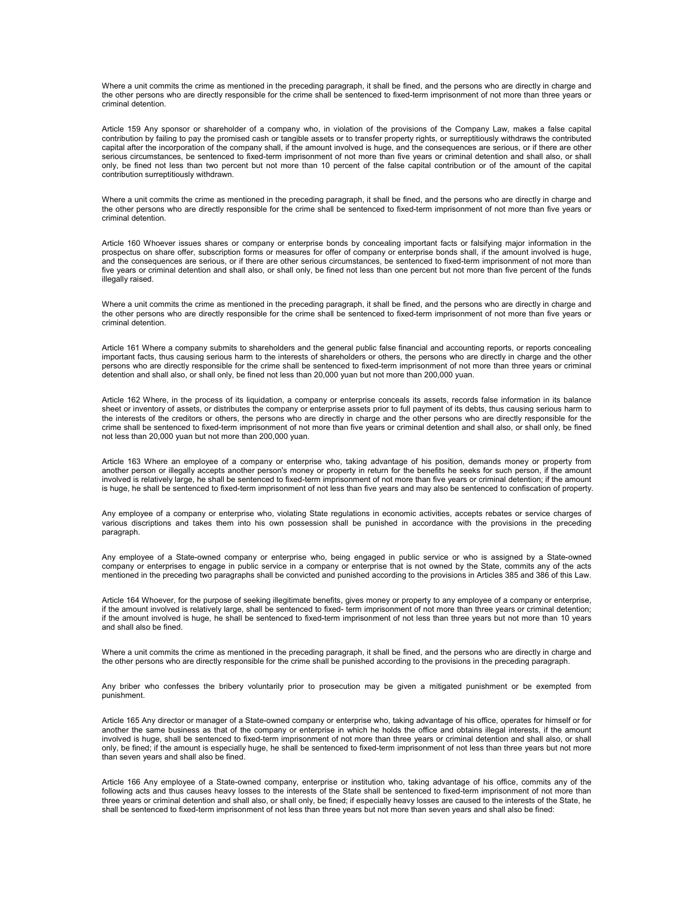Where a unit commits the crime as mentioned in the preceding paragraph, it shall be fined, and the persons who are directly in charge and the other persons who are directly responsible for the crime shall be sentenced to fixed-term imprisonment of not more than three years or criminal detention.

Article 159 Any sponsor or shareholder of a company who, in violation of the provisions of the Company Law, makes a false capital contribution by failing to pay the promised cash or tangible assets or to transfer property rights, or surreptitiously withdraws the contributed capital after the incorporation of the company shall, if the amount involved is huge, and the consequences are serious, or if there are other serious circumstances, be sentenced to fixed-term imprisonment of not more than five years or criminal detention and shall also, or shall only, be fined not less than two percent but not more than 10 percent of the false capital contribution or of the amount of the capital contribution surreptitiously withdrawn.

Where a unit commits the crime as mentioned in the preceding paragraph, it shall be fined, and the persons who are directly in charge and the other persons who are directly responsible for the crime shall be sentenced to fixed-term imprisonment of not more than five years or criminal detention.

Article 160 Whoever issues shares or company or enterprise bonds by concealing important facts or falsifying major information in the prospectus on share offer, subscription forms or measures for offer of company or enterprise bonds shall, if the amount involved is huge, and the consequences are serious, or if there are other serious circumstances, be sentenced to fixed-term imprisonment of not more than five years or criminal detention and shall also, or shall only, be fined not less than one percent but not more than five percent of the funds illegally raised.

Where a unit commits the crime as mentioned in the preceding paragraph, it shall be fined, and the persons who are directly in charge and the other persons who are directly responsible for the crime shall be sentenced to fixed-term imprisonment of not more than five years or criminal detention.

Article 161 Where a company submits to shareholders and the general public false financial and accounting reports, or reports concealing important facts, thus causing serious harm to the interests of shareholders or others, the persons who are directly in charge and the other persons who are directly responsible for the crime shall be sentenced to fixed-term imprisonment of not more than three years or criminal detention and shall also, or shall only, be fined not less than 20,000 yuan but not more than 200,000 yuan.

Article 162 Where, in the process of its liquidation, a company or enterprise conceals its assets, records false information in its balance sheet or inventory of assets, or distributes the company or enterprise assets prior to full payment of its debts, thus causing serious harm to the interests of the creditors or others, the persons who are directly in charge and the other persons who are directly responsible for the crime shall be sentenced to fixed-term imprisonment of not more than five years or criminal detention and shall also, or shall only, be fined not less than 20,000 yuan but not more than 200,000 yuan.

Article 163 Where an employee of a company or enterprise who, taking advantage of his position, demands money or property from another person or illegally accepts another person's money or property in return for the benefits he seeks for such person, if the amount involved is relatively large, he shall be sentenced to fixed-term imprisonment of not more than five years or criminal detention; if the amount is huge, he shall be sentenced to fixed-term imprisonment of not less than five years and may also be sentenced to confiscation of property.

Any employee of a company or enterprise who, violating State regulations in economic activities, accepts rebates or service charges of various discriptions and takes them into his own possession shall be punished in accordance with the provisions in the preceding paragraph.

Any employee of a State-owned company or enterprise who, being engaged in public service or who is assigned by a State-owned company or enterprises to engage in public service in a company or enterprise that is not owned by the State, commits any of the acts mentioned in the preceding two paragraphs shall be convicted and punished according to the provisions in Articles 385 and 386 of this Law.

Article 164 Whoever, for the purpose of seeking illegitimate benefits, gives money or property to any employee of a company or enterprise, if the amount involved is relatively large, shall be sentenced to fixed- term imprisonment of not more than three years or criminal detention; if the amount involved is huge, he shall be sentenced to fixed-term imprisonment of not less than three years but not more than 10 years and shall also be fined.

Where a unit commits the crime as mentioned in the preceding paragraph, it shall be fined, and the persons who are directly in charge and the other persons who are directly responsible for the crime shall be punished according to the provisions in the preceding paragraph.

Any briber who confesses the bribery voluntarily prior to prosecution may be given a mitigated punishment or be exempted from punishment.

Article 165 Any director or manager of a State-owned company or enterprise who, taking advantage of his office, operates for himself or for another the same business as that of the company or enterprise in which he holds the office and obtains illegal interests, if the amount involved is huge, shall be sentenced to fixed-term imprisonment of not more than three years or criminal detention and shall also, or shall only, be fined; if the amount is especially huge, he shall be sentenced to fixed-term imprisonment of not less than three years but not more than seven years and shall also be fined.

Article 166 Any employee of a State-owned company, enterprise or institution who, taking advantage of his office, commits any of the following acts and thus causes heavy losses to the interests of the State shall be sentenced to fixed-term imprisonment of not more than three years or criminal detention and shall also, or shall only, be fined; if especially heavy losses are caused to the interests of the State, he shall be sentenced to fixed-term imprisonment of not less than three years but not more than seven years and shall also be fined: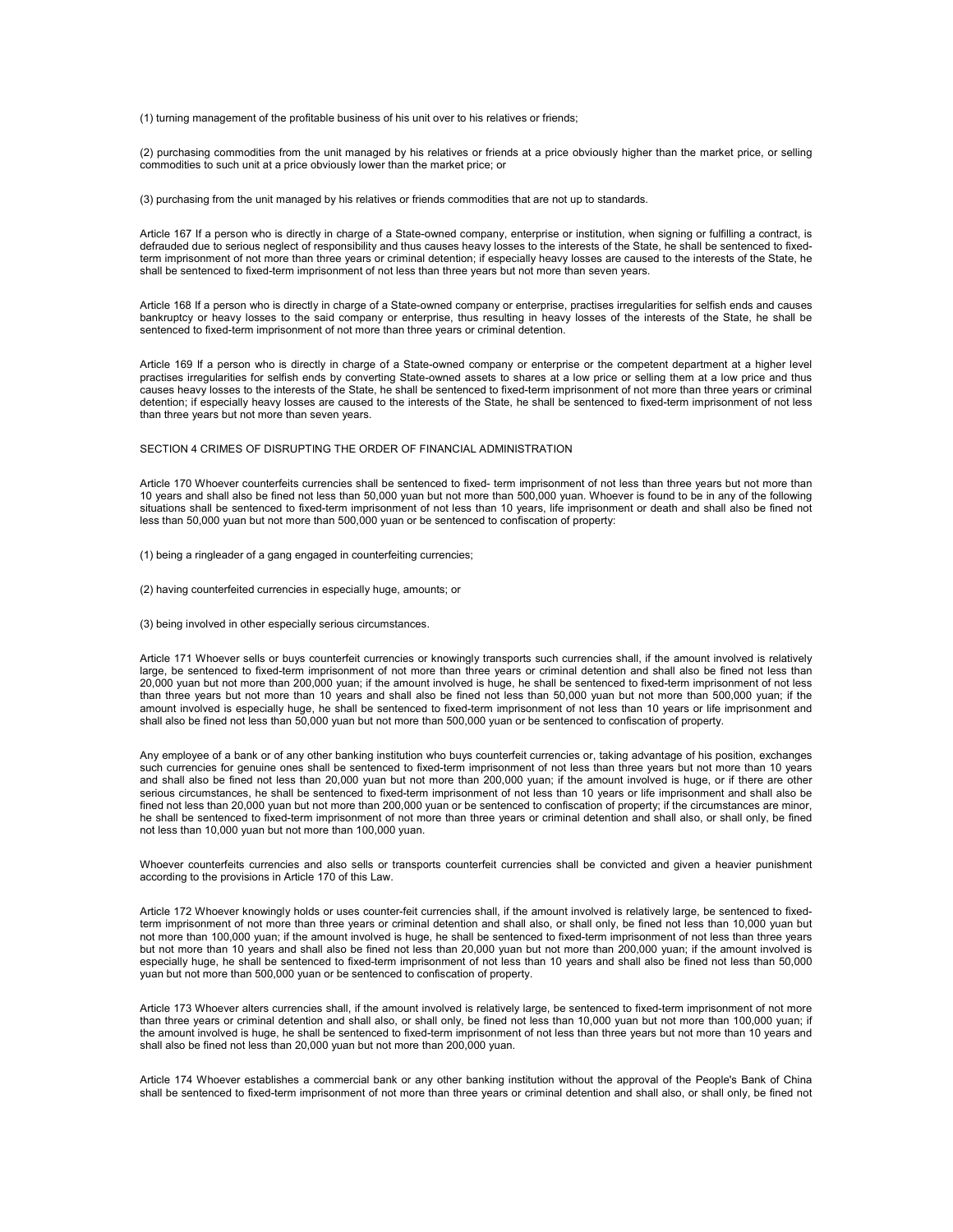(1) turning management of the profitable business of his unit over to his relatives or friends;

(2) purchasing commodities from the unit managed by his relatives or friends at a price obviously higher than the market price, or selling commodities to such unit at a price obviously lower than the market price; or

(3) purchasing from the unit managed by his relatives or friends commodities that are not up to standards.

Article 167 If a person who is directly in charge of a State-owned company, enterprise or institution, when signing or fulfilling a contract, is defrauded due to serious neglect of responsibility and thus causes heavy losses to the interests of the State, he shall be sentenced to fixed-term imprisonment of not more than three years or criminal detention; if especially heavy losses are caused to the interests of the State, he shall be sentenced to fixed-term imprisonment of not less than three years but not more than seven years.

Article 168 If a person who is directly in charge of a State-owned company or enterprise, practises irregularities for selfish ends and causes bankruptcy or heavy losses to the said company or enterprise, thus resulting in heavy losses of the interests of the State, he shall be sentenced to fixed-term imprisonment of not more than three years or criminal detention.

Article 169 If a person who is directly in charge of a State-owned company or enterprise or the competent department at a higher level practises irregularities for selfish ends by converting State-owned assets to shares at a low price or selling them at a low price and thus causes heavy losses to the interests of the State, he shall be sentenced to fixed-term imprisonment of not more than three years or criminal detention; if especially heavy losses are caused to the interests of the State, he shall be sentenced to fixed-term imprisonment of not less than three years but not more than seven years.

SECTION 4 CRIMES OF DISRUPTING THE ORDER OF FINANCIAL ADMINISTRATION

Article 170 Whoever counterfeits currencies shall be sentenced to fixed- term imprisonment of not less than three years but not more than 10 years and shall also be fined not less than 50,000 yuan but not more than 500,000 yuan. Whoever is found to be in any of the following situations shall be sentenced to fixed-term imprisonment of not less than 10 years, life imprisonment or death and shall also be fined not less than 50,000 yuan but not more than 500,000 yuan or be sentenced to confiscation of property:

(1) being a ringleader of a gang engaged in counterfeiting currencies;

(2) having counterfeited currencies in especially huge, amounts; or

(3) being involved in other especially serious circumstances.

Article 171 Whoever sells or buys counterfeit currencies or knowingly transports such currencies shall, if the amount involved is relatively large, be sentenced to fixed-term imprisonment of not more than three years or criminal detention and shall also be fined not less than 20,000 yuan but not more than 200,000 yuan; if the amount involved is huge, he shall be sentenced to fixed-term imprisonment of not less than three years but not more than 10 years and shall also be fined not less than 50,000 yuan but not more than 500,000 yuan; if the amount involved is especially huge, he shall be sentenced to fixed-term imprisonment of not less than 10 years or life imprisonment and shall also be fined not less than 50,000 yuan but not more than 500,000 yuan or be sentenced to confiscation of property.

Any employee of a bank or of any other banking institution who buys counterfeit currencies or, taking advantage of his position, exchanges such currencies for genuine ones shall be sentenced to fixed-term imprisonment of not less than three years but not more than 10 years and shall also be fined not less than 20,000 yuan but not more than 200,000 yuan; if the amount involved is huge, or if there are other serious circumstances, he shall be sentenced to fixed-term imprisonment of not less than 10 years or life imprisonment and shall also be fined not less than 20,000 yuan but not more than 200,000 yuan or be sentenced to confiscation of property; if the circumstances are minor, he shall be sentenced to fixed-term imprisonment of not more than three years or criminal detention and shall also, or shall only, be fined not less than 10,000 yuan but not more than 100,000 yuan.

Whoever counterfeits currencies and also sells or transports counterfeit currencies shall be convicted and given a heavier punishment according to the provisions in Article 170 of this Law.

Article 172 Whoever knowingly holds or uses counter-feit currencies shall, if the amount involved is relatively large, be sentenced to fixed-term imprisonment of not more than three years or criminal detention and shall also, or shall only, be fined not less than 10,000 yuan but not more than 100,000 yuan; if the amount involved is huge, he shall be sentenced to fixed-term imprisonment of not less than three years but not more than 10 years and shall also be fined not less than 20,000 yuan but not more than 200,000 yuan; if the amount involved is especially huge, he shall be sentenced to fixed-term imprisonment of not less than 10 years and shall also be fined not less than 50,000 yuan but not more than 500,000 yuan or be sentenced to confiscation of property.

Article 173 Whoever alters currencies shall, if the amount involved is relatively large, be sentenced to fixed-term imprisonment of not more than three years or criminal detention and shall also, or shall only, be fined not less than 10,000 yuan but not more than 100,000 yuan; if the amount involved is huge, he shall be sentenced to fixed-term imprisonment of not less than three years but not more than 10 years and shall also be fined not less than 20,000 yuan but not more than 200,000 yuan.

Article 174 Whoever establishes a commercial bank or any other banking institution without the approval of the People's Bank of China shall be sentenced to fixed-term imprisonment of not more than three years or criminal detention and shall also, or shall only, be fined not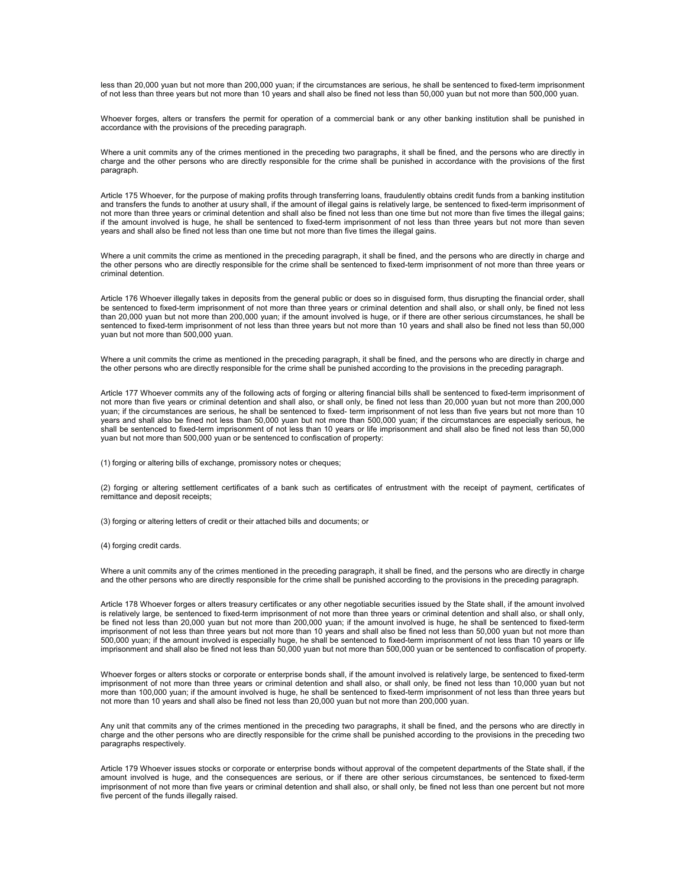less than 20,000 yuan but not more than 200,000 yuan; if the circumstances are serious, he shall be sentenced to fixed-term imprisonment of not less than three years but not more than 10 years and shall also be fined not less than 50,000 yuan but not more than 500,000 yuan.

Whoever forges, alters or transfers the permit for operation of a commercial bank or any other banking institution shall be punished in accordance with the provisions of the preceding paragraph.

Where a unit commits any of the crimes mentioned in the preceding two paragraphs, it shall be fined, and the persons who are directly in charge and the other persons who are directly responsible for the crime shall be punished in accordance with the provisions of the first paragraph.

Article 175 Whoever, for the purpose of making profits through transferring loans, fraudulently obtains credit funds from a banking institution and transfers the funds to another at usury shall, if the amount of illegal gains is relatively large, be sentenced to fixed-term imprisonment of not more than three years or criminal detention and shall also be fined not less than one time but not more than five times the illegal gains; if the amount involved is huge, he shall be sentenced to fixed-term imprisonment of not less than three years but not more than seven years and shall also be fined not less than one time but not more than five times the illegal gains.

Where a unit commits the crime as mentioned in the preceding paragraph, it shall be fined, and the persons who are directly in charge and the other persons who are directly responsible for the crime shall be sentenced to fixed-term imprisonment of not more than three years or criminal detention.

Article 176 Whoever illegally takes in deposits from the general public or does so in disguised form, thus disrupting the financial order, shall be sentenced to fixed-term imprisonment of not more than three years or criminal detention and shall also, or shall only, be fined not less than 20,000 yuan but not more than 200,000 yuan; if the amount involved is huge, or if there are other serious circumstances, he shall be sentenced to fixed-term imprisonment of not less than three years but not more than 10 years and shall also be fined not less than 50,000 yuan but not more than 500,000 yuan.

Where a unit commits the crime as mentioned in the preceding paragraph, it shall be fined, and the persons who are directly in charge and the other persons who are directly responsible for the crime shall be punished according to the provisions in the preceding paragraph.

Article 177 Whoever commits any of the following acts of forging or altering financial bills shall be sentenced to fixed-term imprisonment of not more than five years or criminal detention and shall also, or shall only, be fined not less than 20,000 yuan but not more than 200,000 yuan; if the circumstances are serious, he shall be sentenced to fixed- term imprisonment of not less than five years but not more than 10 years and shall also be fined not less than 50,000 yuan but not more than 500,000 yuan; if the circumstances are especially serious, he shall be sentenced to fixed-term imprisonment of not less than 10 years or life imprisonment and shall also be fined not less than 50,000 yuan but not more than 500,000 yuan or be sentenced to confiscation of property:

(1) forging or altering bills of exchange, promissory notes or cheques;

(2) forging or altering settlement certificates of a bank such as certificates of entrustment with the receipt of payment, certificates of remittance and deposit receipts;

(3) forging or altering letters of credit or their attached bills and documents; or

(4) forging credit cards.

Where a unit commits any of the crimes mentioned in the preceding paragraph, it shall be fined, and the persons who are directly in charge and the other persons who are directly responsible for the crime shall be punished according to the provisions in the preceding paragraph.

Article 178 Whoever forges or alters treasury certificates or any other negotiable securities issued by the State shall, if the amount involved is relatively large, be sentenced to fixed-term imprisonment of not more than three years or criminal detention and shall also, or shall only, be fined not less than 20,000 yuan but not more than 200,000 yuan; if the amount involved is huge, he shall be sentenced to fixed-term imprisonment of not less than three years but not more than 10 years and shall also be fined not less than 50,000 yuan but not more than 500,000 yuan; if the amount involved is especially huge, he shall be sentenced to fixed-term imprisonment of not less than 10 years or life imprisonment and shall also be fined not less than 50,000 yuan but not more than 500,000 yuan or be sentenced to confiscation of property.

Whoever forges or alters stocks or corporate or enterprise bonds shall, if the amount involved is relatively large, be sentenced to fixed-term imprisonment of not more than three years or criminal detention and shall also, or shall only, be fined not less than 10,000 yuan but not more than 100,000 yuan; if the amount involved is huge, he shall be sentenced to fixed-term imprisonment of not less than three years but not more than 10 years and shall also be fined not less than 20,000 yuan but not more than 200,000 yuan.

Any unit that commits any of the crimes mentioned in the preceding two paragraphs, it shall be fined, and the persons who are directly in charge and the other persons who are directly responsible for the crime shall be punished according to the provisions in the preceding two paragraphs respectively.

Article 179 Whoever issues stocks or corporate or enterprise bonds without approval of the competent departments of the State shall, if the amount involved is huge, and the consequences are serious, or if there are other serious circumstances, be sentenced to fixed-term imprisonment of not more than five years or criminal detention and shall also, or shall only, be fined not less than one percent but not more five percent of the funds illegally raised.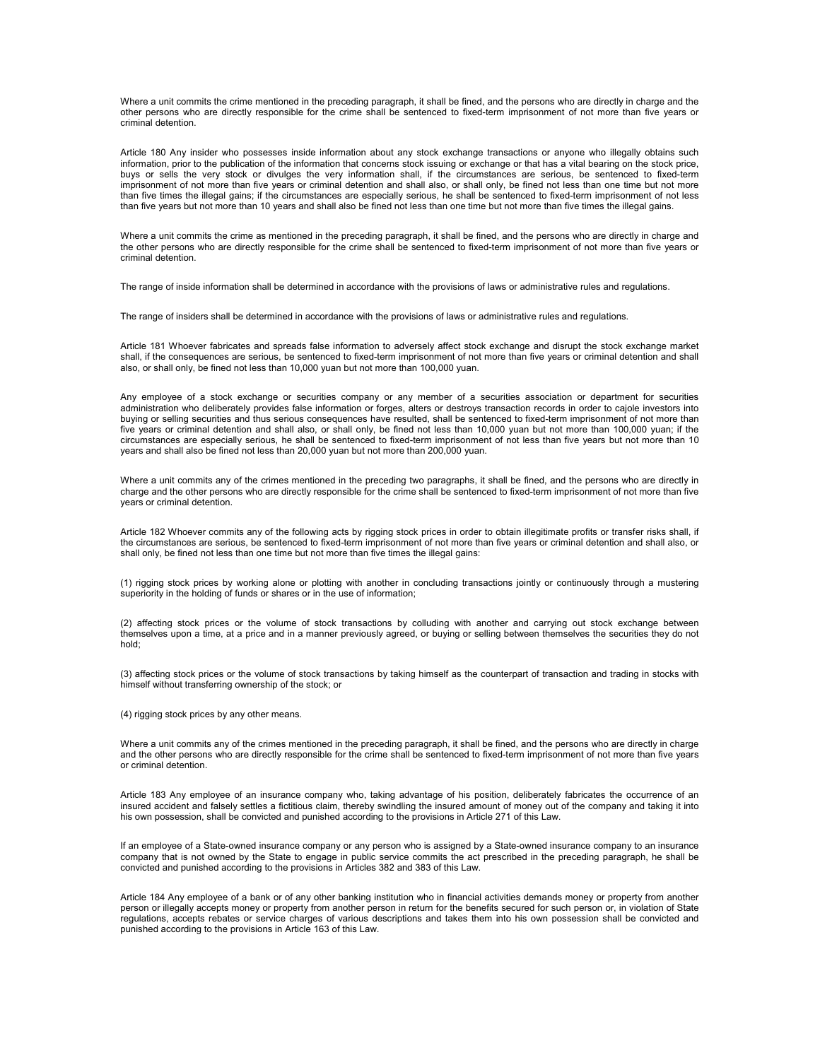Where a unit commits the crime mentioned in the preceding paragraph, it shall be fined, and the persons who are directly in charge and the other persons who are directly responsible for the crime shall be sentenced to fixed-term imprisonment of not more than five years or criminal detention.

Article 180 Any insider who possesses inside information about any stock exchange transactions or anyone who illegally obtains such information, prior to the publication of the information that concerns stock issuing or exchange or that has a vital bearing on the stock price, buys or sells the very stock or divulges the very information shall, if the circumstances are serious, be sentenced to fixed-term imprisonment of not more than five years or criminal detention and shall also, or shall only, be fined not less than one time but not more than five times the illegal gains; if the circumstances are especially serious, he shall be sentenced to fixed-term imprisonment of not less than five years but not more than 10 years and shall also be fined not less than one time but not more than five times the illegal gains.

Where a unit commits the crime as mentioned in the preceding paragraph, it shall be fined, and the persons who are directly in charge and the other persons who are directly responsible for the crime shall be sentenced to fixed-term imprisonment of not more than five years or criminal detention.

The range of inside information shall be determined in accordance with the provisions of laws or administrative rules and regulations.

The range of insiders shall be determined in accordance with the provisions of laws or administrative rules and regulations.

Article 181 Whoever fabricates and spreads false information to adversely affect stock exchange and disrupt the stock exchange market shall, if the consequences are serious, be sentenced to fixed-term imprisonment of not more than five years or criminal detention and shall also, or shall only, be fined not less than 10,000 yuan but not more than 100,000 yuan.

Any employee of a stock exchange or securities company or any member of a securities association or department for securities administration who deliberately provides false information or forges, alters or destroys transaction records in order to cajole investors into buying or selling securities and thus serious consequences have resulted, shall be sentenced to fixed-term imprisonment of not more than five years or criminal detention and shall also, or shall only, be fined not less than 10,000 yuan but not more than 100,000 yuan; if the circumstances are especially serious, he shall be sentenced to fixed-term imprisonment of not less than five years but not more than 10 years and shall also be fined not less than 20,000 yuan but not more than 200,000 yuan.

Where a unit commits any of the crimes mentioned in the preceding two paragraphs, it shall be fined, and the persons who are directly in charge and the other persons who are directly responsible for the crime shall be sentenced to fixed-term imprisonment of not more than five years or criminal detention.

Article 182 Whoever commits any of the following acts by rigging stock prices in order to obtain illegitimate profits or transfer risks shall, if the circumstances are serious, be sentenced to fixed-term imprisonment of not more than five years or criminal detention and shall also, or shall only, be fined not less than one time but not more than five times the illegal gains:

(1) rigging stock prices by working alone or plotting with another in concluding transactions jointly or continuously through a mustering superiority in the holding of funds or shares or in the use of information;

(2) affecting stock prices or the volume of stock transactions by colluding with another and carrying out stock exchange between themselves upon a time, at a price and in a manner previously agreed, or buying or selling between themselves the securities they do not hold;

(3) affecting stock prices or the volume of stock transactions by taking himself as the counterpart of transaction and trading in stocks with himself without transferring ownership of the stock; or

(4) rigging stock prices by any other means.

Where a unit commits any of the crimes mentioned in the preceding paragraph, it shall be fined, and the persons who are directly in charge and the other persons who are directly responsible for the crime shall be sentenced to fixed-term imprisonment of not more than five years or criminal detention.

Article 183 Any employee of an insurance company who, taking advantage of his position, deliberately fabricates the occurrence of an insured accident and falsely settles a fictitious claim, thereby swindling the insured amount of money out of the company and taking it into his own possession, shall be convicted and punished according to the provisions in Article 271 of this Law.

If an employee of a State-owned insurance company or any person who is assigned by a State-owned insurance company to an insurance company that is not owned by the State to engage in public service commits the act prescribed in the preceding paragraph, he shall be convicted and punished according to the provisions in Articles 382 and 383 of this Law.

Article 184 Any employee of a bank or of any other banking institution who in financial activities demands money or property from another person or illegally accepts money or property from another person in return for the benefits secured for such person or, in violation of State regulations, accepts rebates or service charges of various descriptions and takes them into his own possession shall be convicted and punished according to the provisions in Article 163 of this Law.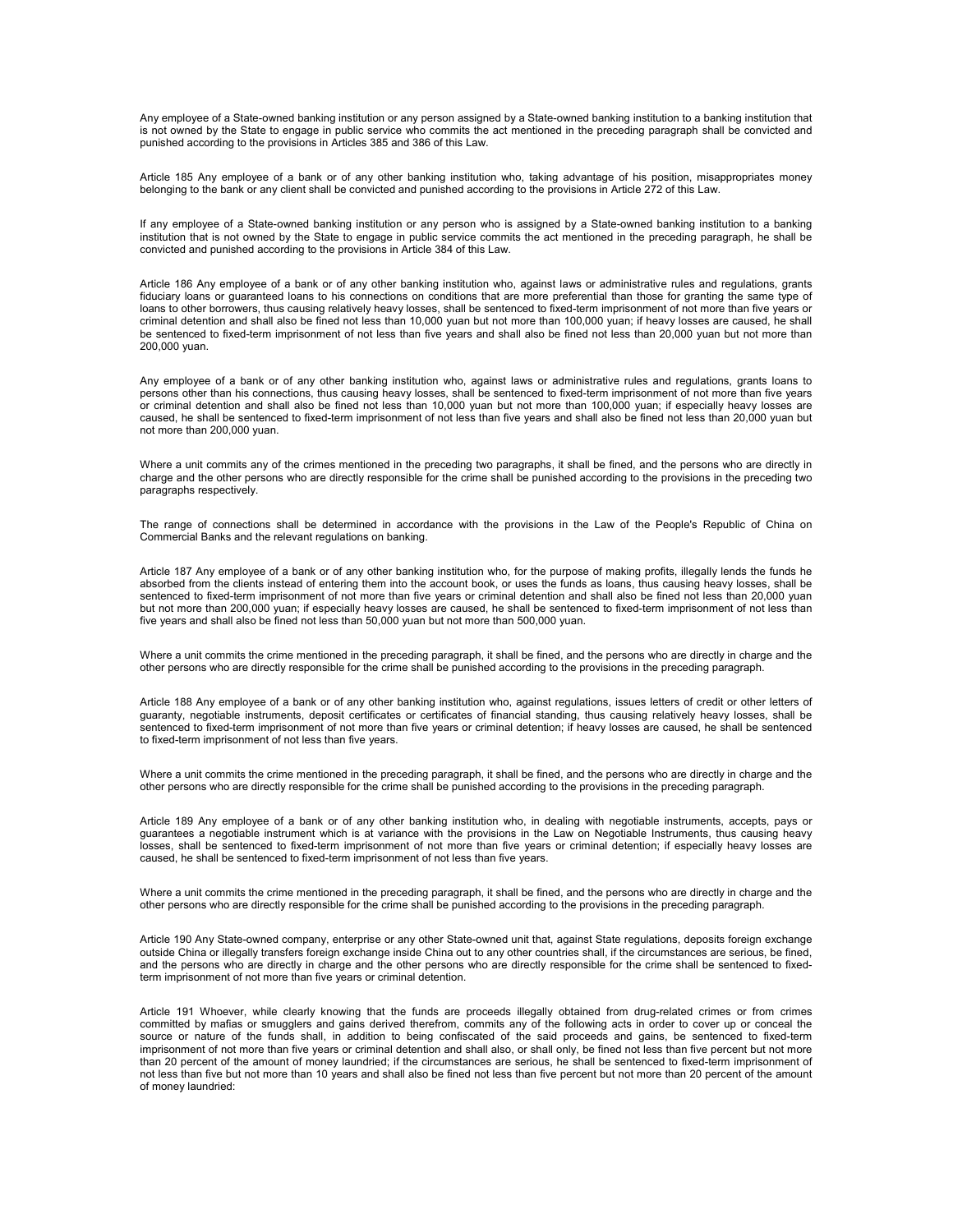Any employee of a State-owned banking institution or any person assigned by a State-owned banking institution to a banking institution that is not owned by the State to engage in public service who commits the act mentioned in the preceding paragraph shall be convicted and punished according to the provisions in Articles 385 and 386 of this Law.

Article 185 Any employee of a bank or of any other banking institution who, taking advantage of his position, misappropriates money belonging to the bank or any client shall be convicted and punished according to the provisions in Article 272 of this Law.

If any employee of a State-owned banking institution or any person who is assigned by a State-owned banking institution to a banking institution that is not owned by the State to engage in public service commits the act mentioned in the preceding paragraph, he shall be convicted and punished according to the provisions in Article 384 of this Law.

Article 186 Any employee of a bank or of any other banking institution who, against laws or administrative rules and regulations, grants fiduciary loans or guaranteed loans to his connections on conditions that are more preferential than those for granting the same type of loans to other borrowers, thus causing relatively heavy losses, shall be sentenced to fixed-term imprisonment of not more than five years or criminal detention and shall also be fined not less than 10,000 yuan but not more than 100,000 yuan; if heavy losses are caused, he shall be sentenced to fixed-term imprisonment of not less than five years and shall also be fined not less than 20,000 yuan but not more than 200,000 yuan.

Any employee of a bank or of any other banking institution who, against laws or administrative rules and regulations, grants loans to persons other than his connections, thus causing heavy losses, shall be sentenced to fixed-term imprisonment of not more than five years or criminal detention and shall also be fined not less than 10,000 yuan but not more than 100,000 yuan; if especially heavy losses are caused, he shall be sentenced to fixed-term imprisonment of not less than five years and shall also be fined not less than 20,000 yuan but not more than 200,000 yuan.

Where a unit commits any of the crimes mentioned in the preceding two paragraphs, it shall be fined, and the persons who are directly in charge and the other persons who are directly responsible for the crime shall be punished according to the provisions in the preceding two paragraphs respectively.

The range of connections shall be determined in accordance with the provisions in the Law of the People's Republic of China on Commercial Banks and the relevant regulations on banking.

Article 187 Any employee of a bank or of any other banking institution who, for the purpose of making profits, illegally lends the funds he absorbed from the clients instead of entering them into the account book, or uses the funds as loans, thus causing heavy losses, shall be sentenced to fixed-term imprisonment of not more than five years or criminal detention and shall also be fined not less than 20,000 yuan but not more than 200,000 yuan; if especially heavy losses are caused, he shall be sentenced to fixed-term imprisonment of not less than five years and shall also be fined not less than 50,000 yuan but not more than 500,000 yuan.

Where a unit commits the crime mentioned in the preceding paragraph, it shall be fined, and the persons who are directly in charge and the other persons who are directly responsible for the crime shall be punished according to the provisions in the preceding paragraph.

Article 188 Any employee of a bank or of any other banking institution who, against regulations, issues letters of credit or other letters of guaranty, negotiable instruments, deposit certificates or certificates of financial standing, thus causing relatively heavy losses, shall be sentenced to fixed-term imprisonment of not more than five years or criminal detention; if heavy losses are caused, he shall be sentenced to fixed-term imprisonment of not less than five years.

Where a unit commits the crime mentioned in the preceding paragraph, it shall be fined, and the persons who are directly in charge and the other persons who are directly responsible for the crime shall be punished according to the provisions in the preceding paragraph.

Article 189 Any employee of a bank or of any other banking institution who, in dealing with negotiable instruments, accepts, pays or guarantees a negotiable instrument which is at variance with the provisions in the Law on Negotiable Instruments, thus causing heavy losses, shall be sentenced to fixed-term imprisonment of not more than five years or criminal detention; if especially heavy losses are caused, he shall be sentenced to fixed-term imprisonment of not less than five years.

Where a unit commits the crime mentioned in the preceding paragraph, it shall be fined, and the persons who are directly in charge and the other persons who are directly responsible for the crime shall be punished according to the provisions in the preceding paragraph.

Article 190 Any State-owned company, enterprise or any other State-owned unit that, against State regulations, deposits foreign exchange outside China or illegally transfers foreign exchange inside China out to any other countries shall, if the circumstances are serious, be fined, and the persons who are directly in charge and the other persons who are directly responsible for the crime shall be sentenced to fixed-term imprisonment of not more than five years or criminal detention.

Article 191 Whoever, while clearly knowing that the funds are proceeds illegally obtained from drug-related crimes or from crimes committed by mafias or smugglers and gains derived therefrom, commits any of the following acts in order to cover up or conceal the source or nature of the funds shall, in addition to being confiscated of the said proceeds and gains, be sentenced to fixed-term imprisonment of not more than five years or criminal detention and shall also, or shall only, be fined not less than five percent but not more than 20 percent of the amount of money laundried; if the circumstances are serious, he shall be sentenced to fixed-term imprisonment of not less than five but not more than 10 years and shall also be fined not less than five percent but not more than 20 percent of the amount of money laundried: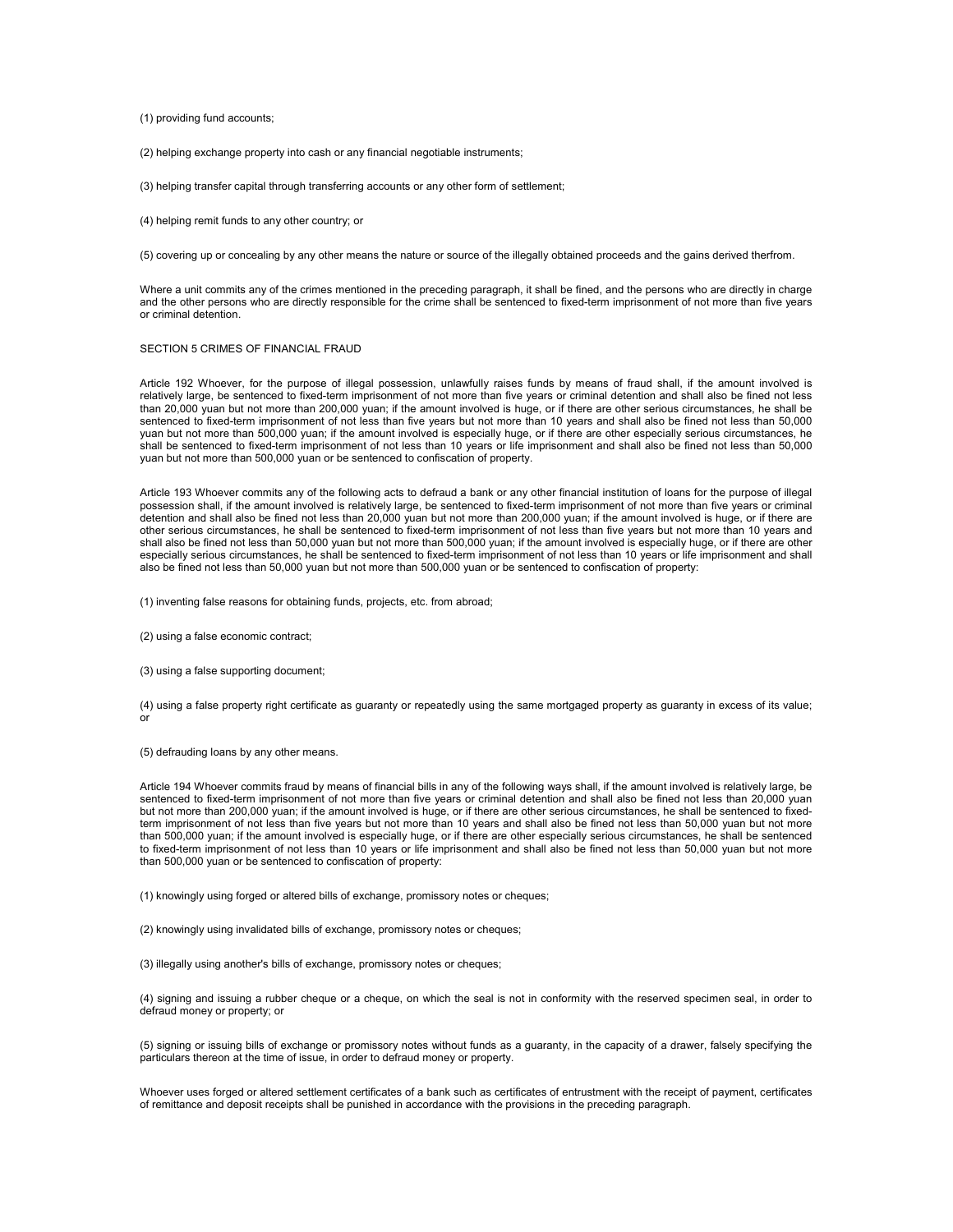(1) providing fund accounts;

(2) helping exchange property into cash or any financial negotiable instruments;

(3) helping transfer capital through transferring accounts or any other form of settlement;

(4) helping remit funds to any other country; or

(5) covering up or concealing by any other means the nature or source of the illegally obtained proceeds and the gains derived therfrom.

Where a unit commits any of the crimes mentioned in the preceding paragraph, it shall be fined, and the persons who are directly in charge and the other persons who are directly responsible for the crime shall be sentenced to fixed-term imprisonment of not more than five years or criminal detention.

SECTION 5 CRIMES OF FINANCIAL FRAUD

Article 192 Whoever, for the purpose of illegal possession, unlawfully raises funds by means of fraud shall, if the amount involved is relatively large, be sentenced to fixed-term imprisonment of not more than five years or criminal detention and shall also be fined not less than 20,000 yuan but not more than 200,000 yuan; if the amount involved is huge, or if there are other serious circumstances, he shall be sentenced to fixed-term imprisonment of not less than five years but not more than 10 years and shall also be fined not less than 50,000 yuan but not more than 500,000 yuan; if the amount involved is especially huge, or if there are other especially serious circumstances, he shall be sentenced to fixed-term imprisonment of not less than 10 years or life imprisonment and shall also be fined not less than 50,000 yuan but not more than 500,000 yuan or be sentenced to confiscation of property.

Article 193 Whoever commits any of the following acts to defraud a bank or any other financial institution of loans for the purpose of illegal possession shall, if the amount involved is relatively large, be sentenced to fixed-term imprisonment of not more than five years or criminal detention and shall also be fined not less than 20,000 yuan but not more than 200,000 yuan; if the amount involved is huge, or if there are other serious circumstances, he shall be sentenced to fixed-term imprisonment of not less than five years but not more than 10 years and shall also be fined not less than 50,000 yuan but not more than 500,000 yuan; if the amount involved is especially huge, or if there are other especially serious circumstances, he shall be sentenced to fixed-term imprisonment of not less than 10 years or life imprisonment and shall also be fined not less than 50,000 yuan but not more than 500,000 yuan or be sentenced to confiscation of property:

(1) inventing false reasons for obtaining funds, projects, etc. from abroad;

(2) using a false economic contract;

(3) using a false supporting document;

(4) using a false property right certificate as guaranty or repeatedly using the same mortgaged property as guaranty in excess of its value; or

(5) defrauding loans by any other means.

Article 194 Whoever commits fraud by means of financial bills in any of the following ways shall, if the amount involved is relatively large, be sentenced to fixed-term imprisonment of not more than five years or criminal detention and shall also be fined not less than 20,000 yuan but not more than 200,000 yuan; if the amount involved is huge, or if there are other serious circumstances, he shall be sentenced to fixed-term imprisonment of not less than five years but not more than 10 years and shall also be fined not less than 50,000 yuan but not more than 500,000 yuan; if the amount involved is especially huge, or if there are other especially serious circumstances, he shall be sentenced to fixed-term imprisonment of not less than 10 years or life imprisonment and shall also be fined not less than 50,000 yuan but not more than 500,000 yuan or be sentenced to confiscation of property:

(1) knowingly using forged or altered bills of exchange, promissory notes or cheques;

(2) knowingly using invalidated bills of exchange, promissory notes or cheques;

(3) illegally using another's bills of exchange, promissory notes or cheques;

(4) signing and issuing a rubber cheque or a cheque, on which the seal is not in conformity with the reserved specimen seal, in order to defraud money or property; or

(5) signing or issuing bills of exchange or promissory notes without funds as a guaranty, in the capacity of a drawer, falsely specifying the particulars thereon at the time of issue, in order to defraud money or property.

Whoever uses forged or altered settlement certificates of a bank such as certificates of entrustment with the receipt of payment, certificates of remittance and deposit receipts shall be punished in accordance with the provisions in the preceding paragraph.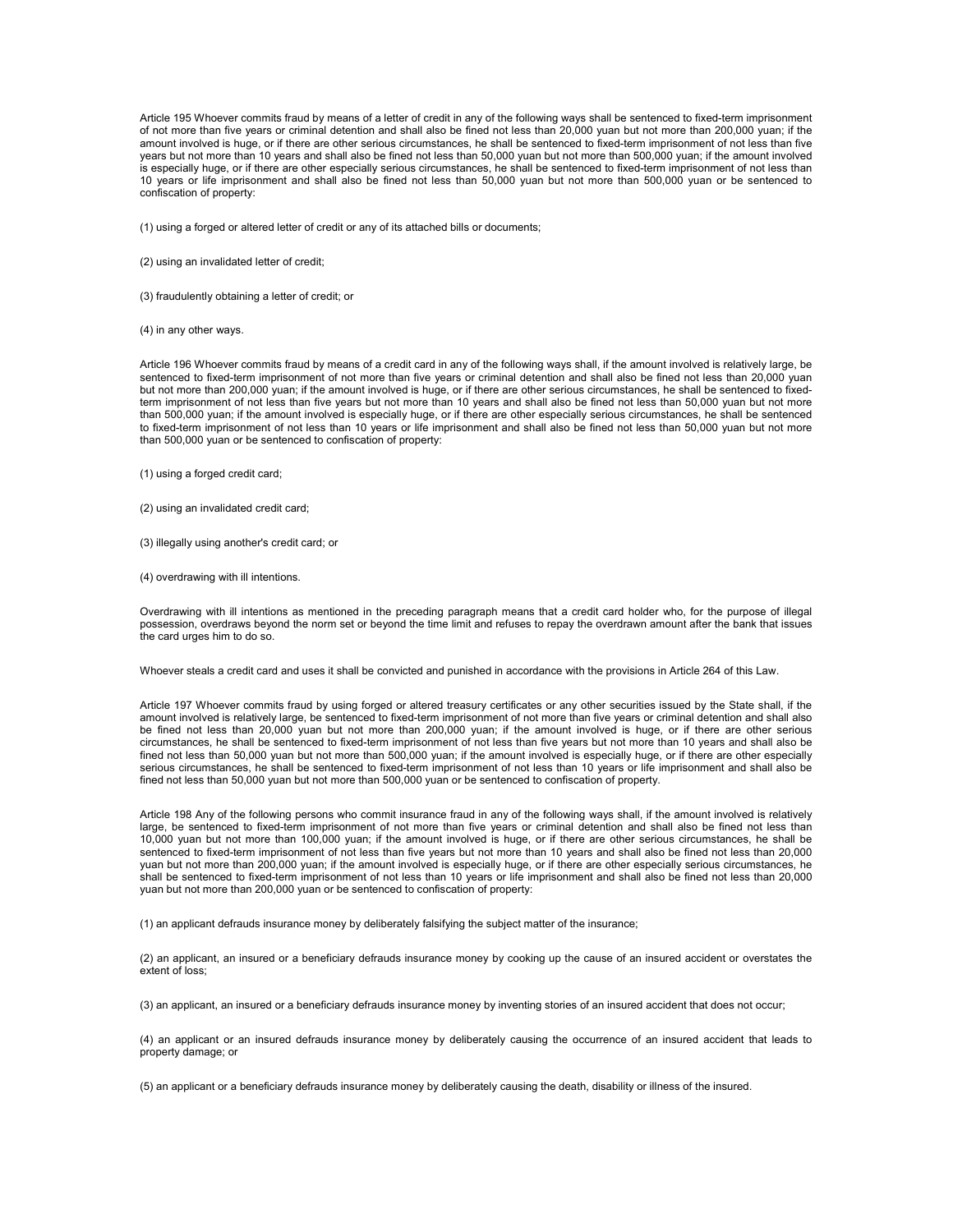Article 195 Whoever commits fraud by means of a letter of credit in any of the following ways shall be sentenced to fixed-term imprisonment of not more than five years or criminal detention and shall also be fined not less than 20,000 yuan but not more than 200,000 yuan; if the amount involved is huge, or if there are other serious circumstances, he shall be sentenced to fixed-term imprisonment of not less than five years but not more than 10 years and shall also be fined not less than 50,000 yuan but not more than 500,000 yuan; if the amount involved is especially huge, or if there are other especially serious circumstances, he shall be sentenced to fixed-term imprisonment of not less than 10 years or life imprisonment and shall also be fined not less than 50,000 yuan but not more than 500,000 yuan or be sentenced to confiscation of property:

(1) using a forged or altered letter of credit or any of its attached bills or documents;

(2) using an invalidated letter of credit;

(3) fraudulently obtaining a letter of credit; or

(4) in any other ways.

Article 196 Whoever commits fraud by means of a credit card in any of the following ways shall, if the amount involved is relatively large, be sentenced to fixed-term imprisonment of not more than five years or criminal detention and shall also be fined not less than 20,000 yuan but not more than 200,000 yuan; if the amount involved is huge, or if there are other serious circumstances, he shall be sentenced to fixed-term imprisonment of not less than five years but not more than 10 years and shall also be fined not less than 50,000 yuan but not more than 500,000 yuan; if the amount involved is especially huge, or if there are other especially serious circumstances, he shall be sentenced to fixed-term imprisonment of not less than 10 years or life imprisonment and shall also be fined not less than 50,000 yuan but not more than 500,000 yuan or be sentenced to confiscation of property:

(1) using a forged credit card;

(2) using an invalidated credit card;

(3) illegally using another's credit card; or

(4) overdrawing with ill intentions.

Overdrawing with ill intentions as mentioned in the preceding paragraph means that a credit card holder who, for the purpose of illegal possession, overdraws beyond the norm set or beyond the time limit and refuses to repay the overdrawn amount after the bank that issues the card urges him to do so.

Whoever steals a credit card and uses it shall be convicted and punished in accordance with the provisions in Article 264 of this Law.

Article 197 Whoever commits fraud by using forged or altered treasury certificates or any other securities issued by the State shall, if the amount involved is relatively large, be sentenced to fixed-term imprisonment of not more than five years or criminal detention and shall also be fined not less than 20,000 yuan but not more than 200,000 yuan; if the amount involved is huge, or if there are other serious circumstances, he shall be sentenced to fixed-term imprisonment of not less than five years but not more than 10 years and shall also be fined not less than 50,000 yuan but not more than 500,000 yuan; if the amount involved is especially huge, or if there are other especially serious circumstances, he shall be sentenced to fixed-term imprisonment of not less than 10 years or life imprisonment and shall also be fined not less than 50,000 yuan but not more than 500,000 yuan or be sentenced to confiscation of property.

Article 198 Any of the following persons who commit insurance fraud in any of the following ways shall, if the amount involved is relatively large, be sentenced to fixed-term imprisonment of not more than five years or criminal detention and shall also be fined not less than 10,000 yuan but not more than 100,000 yuan; if the amount involved is huge, or if there are other serious circumstances, he shall be sentenced to fixed-term imprisonment of not less than five years but not more than 10 years and shall also be fined not less than 20,000 yuan but not more than 200,000 yuan; if the amount involved is especially huge, or if there are other especially serious circumstances, he shall be sentenced to fixed-term imprisonment of not less than 10 years or life imprisonment and shall also be fined not less than 20,000 yuan but not more than 200,000 yuan or be sentenced to confiscation of property:

(1) an applicant defrauds insurance money by deliberately falsifying the subject matter of the insurance;

(2) an applicant, an insured or a beneficiary defrauds insurance money by cooking up the cause of an insured accident or overstates the extent of loss;

(3) an applicant, an insured or a beneficiary defrauds insurance money by inventing stories of an insured accident that does not occur;

(4) an applicant or an insured defrauds insurance money by deliberately causing the occurrence of an insured accident that leads to property damage; or

(5) an applicant or a beneficiary defrauds insurance money by deliberately causing the death, disability or illness of the insured.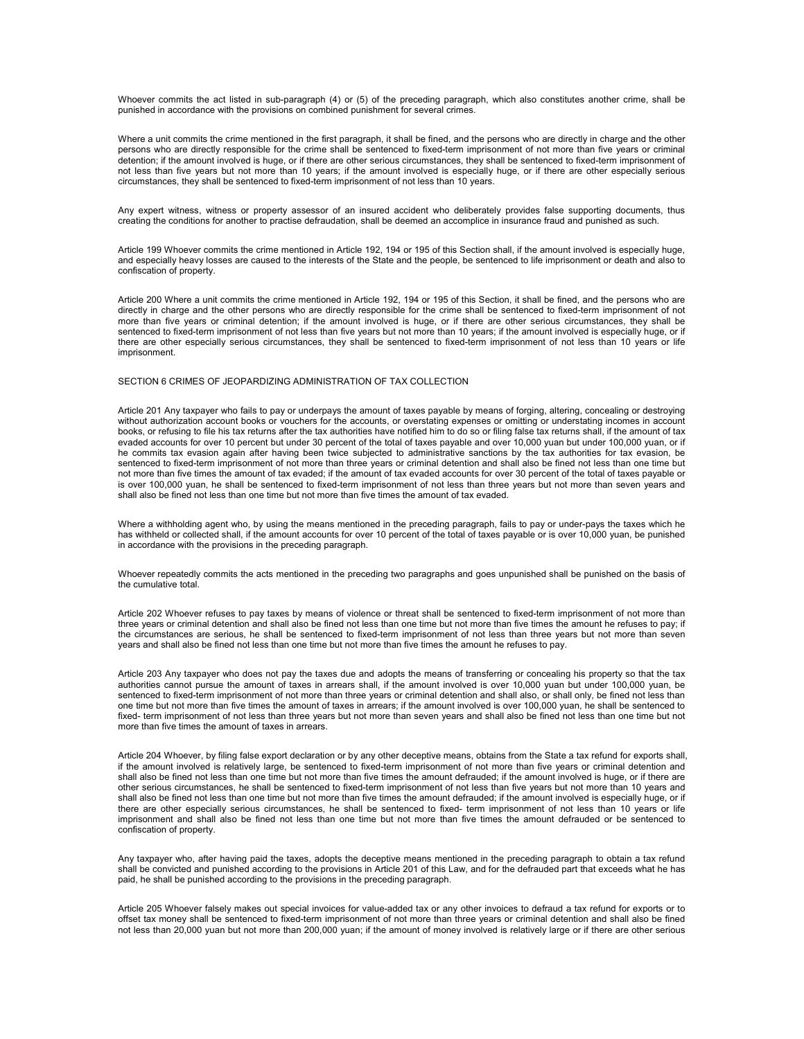Whoever commits the act listed in sub-paragraph (4) or (5) of the preceding paragraph, which also constitutes another crime, shall be punished in accordance with the provisions on combined punishment for several crimes.

Where a unit commits the crime mentioned in the first paragraph, it shall be fined, and the persons who are directly in charge and the other persons who are directly responsible for the crime shall be sentenced to fixed-term imprisonment of not more than five years or criminal detention; if the amount involved is huge, or if there are other serious circumstances, they shall be sentenced to fixed-term imprisonment of not less than five years but not more than 10 years; if the amount involved is especially huge, or if there are other especially serious circumstances, they shall be sentenced to fixed-term imprisonment of not less than 10 years.

Any expert witness, witness or property assessor of an insured accident who deliberately provides false supporting documents, thus creating the conditions for another to practise defraudation, shall be deemed an accomplice in insurance fraud and punished as such.

Article 199 Whoever commits the crime mentioned in Article 192, 194 or 195 of this Section shall, if the amount involved is especially huge, and especially heavy losses are caused to the interests of the State and the people, be sentenced to life imprisonment or death and also to confiscation of property.

Article 200 Where a unit commits the crime mentioned in Article 192, 194 or 195 of this Section, it shall be fined, and the persons who are directly in charge and the other persons who are directly responsible for the crime shall be sentenced to fixed-term imprisonment of not more than five years or criminal detention; if the amount involved is huge, or if there are other serious circumstances, they shall be sentenced to fixed-term imprisonment of not less than five years but not more than 10 years; if the amount involved is especially huge, or if there are other especially serious circumstances, they shall be sentenced to fixed-term imprisonment of not less than 10 years or life imprisonment.

## SECTION 6 CRIMES OF JEOPARDIZING ADMINISTRATION OF TAX COLLECTION

Article 201 Any taxpayer who fails to pay or underpays the amount of taxes payable by means of forging, altering, concealing or destroying without authorization account books or vouchers for the accounts, or overstating expenses or omitting or understating incomes in account books, or refusing to file his tax returns after the tax authorities have notified him to do so or filing false tax returns shall, if the amount of tax evaded accounts for over 10 percent but under 30 percent of the total of taxes payable and over 10,000 yuan but under 100,000 yuan, or if he commits tax evasion again after having been twice subjected to administrative sanctions by the tax authorities for tax evasion, be sentenced to fixed-term imprisonment of not more than three years or criminal detention and shall also be fined not less than one time but not more than five times the amount of tax evaded; if the amount of tax evaded accounts for over 30 percent of the total of taxes payable or is over 100,000 yuan, he shall be sentenced to fixed-term imprisonment of not less than three years but not more than seven years and shall also be fined not less than one time but not more than five times the amount of tax evaded.

Where a withholding agent who, by using the means mentioned in the preceding paragraph, fails to pay or under-pays the taxes which he has withheld or collected shall, if the amount accounts for over 10 percent of the total of taxes payable or is over 10,000 yuan, be punished in accordance with the provisions in the preceding paragraph.

Whoever repeatedly commits the acts mentioned in the preceding two paragraphs and goes unpunished shall be punished on the basis of the cumulative total.

Article 202 Whoever refuses to pay taxes by means of violence or threat shall be sentenced to fixed-term imprisonment of not more than three years or criminal detention and shall also be fined not less than one time but not more than five times the amount he refuses to pay; if the circumstances are serious, he shall be sentenced to fixed-term imprisonment of not less than three years but not more than seven years and shall also be fined not less than one time but not more than five times the amount he refuses to pay.

Article 203 Any taxpayer who does not pay the taxes due and adopts the means of transferring or concealing his property so that the tax authorities cannot pursue the amount of taxes in arrears shall, if the amount involved is over 10,000 yuan but under 100,000 yuan, be sentenced to fixed-term imprisonment of not more than three years or criminal detention and shall also, or shall only, be fined not less than one time but not more than five times the amount of taxes in arrears; if the amount involved is over 100,000 yuan, he shall be sentenced to fixed- term imprisonment of not less than three years but not more than seven years and shall also be fined not less than one time but not more than five times the amount of taxes in arrears.

Article 204 Whoever, by filing false export declaration or by any other deceptive means, obtains from the State a tax refund for exports shall, if the amount involved is relatively large, be sentenced to fixed-term imprisonment of not more than five years or criminal detention and shall also be fined not less than one time but not more than five times the amount defrauded; if the amount involved is huge, or if there are other serious circumstances, he shall be sentenced to fixed-term imprisonment of not less than five years but not more than 10 years and shall also be fined not less than one time but not more than five times the amount defrauded; if the amount involved is especially huge, or if there are other especially serious circumstances, he shall be sentenced to fixed- term imprisonment of not less than 10 years or life imprisonment and shall also be fined not less than one time but not more than five times the amount defrauded or be sentenced to confiscation of property.

Any taxpayer who, after having paid the taxes, adopts the deceptive means mentioned in the preceding paragraph to obtain a tax refund shall be convicted and punished according to the provisions in Article 201 of this Law, and for the defrauded part that exceeds what he has paid, he shall be punished according to the provisions in the preceding paragraph.

Article 205 Whoever falsely makes out special invoices for value-added tax or any other invoices to defraud a tax refund for exports or to offset tax money shall be sentenced to fixed-term imprisonment of not more than three years or criminal detention and shall also be fined not less than 20,000 yuan but not more than 200,000 yuan; if the amount of money involved is relatively large or if there are other serious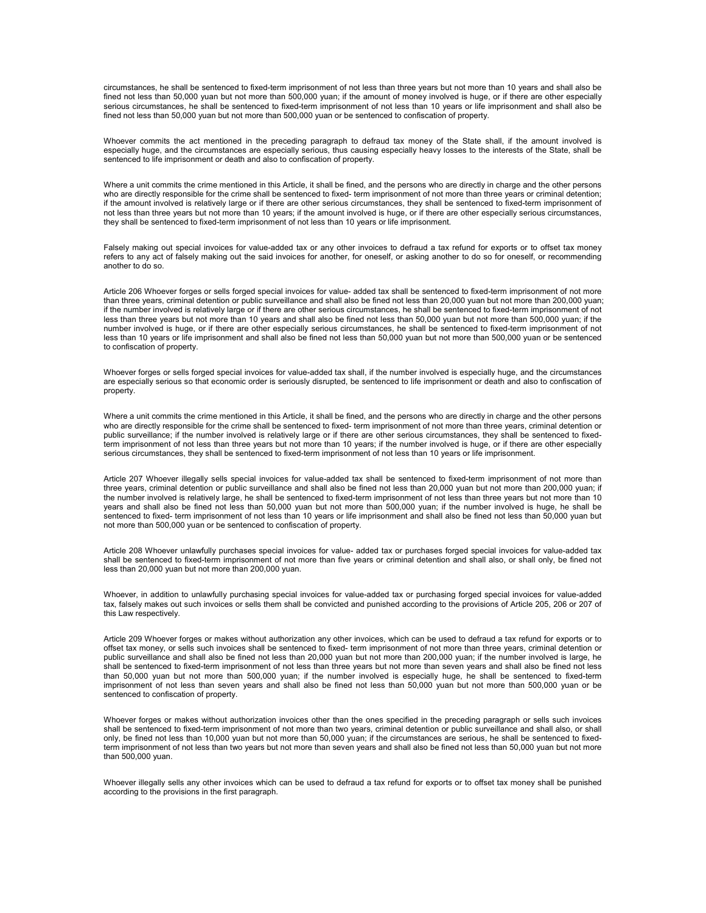circumstances, he shall be sentenced to fixed-term imprisonment of not less than three years but not more than 10 years and shall also be fined not less than 50,000 yuan but not more than 500,000 yuan; if the amount of money involved is huge, or if there are other especially serious circumstances, he shall be sentenced to fixed-term imprisonment of not less than 10 years or life imprisonment and shall also be fined not less than 50,000 yuan but not more than 500,000 yuan or be sentenced to confiscation of property.

Whoever commits the act mentioned in the preceding paragraph to defraud tax money of the State shall, if the amount involved is especially huge, and the circumstances are especially serious, thus causing especially heavy losses to the interests of the State, shall be sentenced to life imprisonment or death and also to confiscation of property.

Where a unit commits the crime mentioned in this Article, it shall be fined, and the persons who are directly in charge and the other persons who are directly responsible for the crime shall be sentenced to fixed- term imprisonment of not more than three years or criminal detention; if the amount involved is relatively large or if there are other serious circumstances, they shall be sentenced to fixed-term imprisonment of not less than three years but not more than 10 years; if the amount involved is huge, or if there are other especially serious circumstances, they shall be sentenced to fixed-term imprisonment of not less than 10 years or life imprisonment.

Falsely making out special invoices for value-added tax or any other invoices to defraud a tax refund for exports or to offset tax money refers to any act of falsely making out the said invoices for another, for oneself, or asking another to do so for oneself, or recommending another to do so.

Article 206 Whoever forges or sells forged special invoices for value- added tax shall be sentenced to fixed-term imprisonment of not more than three years, criminal detention or public surveillance and shall also be fined not less than 20,000 yuan but not more than 200,000 yuan; if the number involved is relatively large or if there are other serious circumstances, he shall be sentenced to fixed-term imprisonment of not less than three years but not more than 10 years and shall also be fined not less than 50,000 yuan but not more than 500,000 yuan; if the number involved is huge, or if there are other especially serious circumstances, he shall be sentenced to fixed-term imprisonment of not less than 10 years or life imprisonment and shall also be fined not less than 50,000 yuan but not more than 500,000 yuan or be sentenced to confiscation of property.

Whoever forges or sells forged special invoices for value-added tax shall, if the number involved is especially huge, and the circumstances are especially serious so that economic order is seriously disrupted, be sentenced to life imprisonment or death and also to confiscation of property.

Where a unit commits the crime mentioned in this Article, it shall be fined, and the persons who are directly in charge and the other persons who are directly responsible for the crime shall be sentenced to fixed- term imprisonment of not more than three years, criminal detention or public surveillance; if the number involved is relatively large or if there are other serious circumstances, they shall be sentenced to fixed-term imprisonment of not less than three years but not more than 10 years; if the number involved is huge, or if there are other especially serious circumstances, they shall be sentenced to fixed-term imprisonment of not less than 10 years or life imprisonment.

Article 207 Whoever illegally sells special invoices for value-added tax shall be sentenced to fixed-term imprisonment of not more than three years, criminal detention or public surveillance and shall also be fined not less than 20,000 yuan but not more than 200,000 yuan; if the number involved is relatively large, he shall be sentenced to fixed-term imprisonment of not less than three years but not more than 10 years and shall also be fined not less than 50,000 yuan but not more than 500,000 yuan; if the number involved is huge, he shall be sentenced to fixed- term imprisonment of not less than 10 years or life imprisonment and shall also be fined not less than 50,000 yuan but not more than 500,000 yuan or be sentenced to confiscation of property.

Article 208 Whoever unlawfully purchases special invoices for value- added tax or purchases forged special invoices for value-added tax shall be sentenced to fixed-term imprisonment of not more than five years or criminal detention and shall also, or shall only, be fined not less than 20,000 yuan but not more than 200,000 yuan.

Whoever, in addition to unlawfully purchasing special invoices for value-added tax or purchasing forged special invoices for value-added tax, falsely makes out such invoices or sells them shall be convicted and punished according to the provisions of Article 205, 206 or 207 of this Law respectively.

Article 209 Whoever forges or makes without authorization any other invoices, which can be used to defraud a tax refund for exports or to offset tax money, or sells such invoices shall be sentenced to fixed- term imprisonment of not more than three years, criminal detention or public surveillance and shall also be fined not less than 20,000 yuan but not more than 200,000 yuan; if the number involved is large, he shall be sentenced to fixed-term imprisonment of not less than three years but not more than seven years and shall also be fined not less than 50,000 yuan but not more than 500,000 yuan; if the number involved is especially huge, he shall be sentenced to fixed-term imprisonment of not less than seven years and shall also be fined not less than 50,000 yuan but not more than 500,000 yuan or be sentenced to confiscation of property.

Whoever forges or makes without authorization invoices other than the ones specified in the preceding paragraph or sells such invoices shall be sentenced to fixed-term imprisonment of not more than two years, criminal detention or public surveillance and shall also, or shall only, be fined not less than 10,000 yuan but not more than 50,000 yuan; if the circumstances are serious, he shall be sentenced to fixed-term imprisonment of not less than two years but not more than seven years and shall also be fined not less than 50,000 yuan but not more than 500,000 yuan.

Whoever illegally sells any other invoices which can be used to defraud a tax refund for exports or to offset tax money shall be punished according to the provisions in the first paragraph.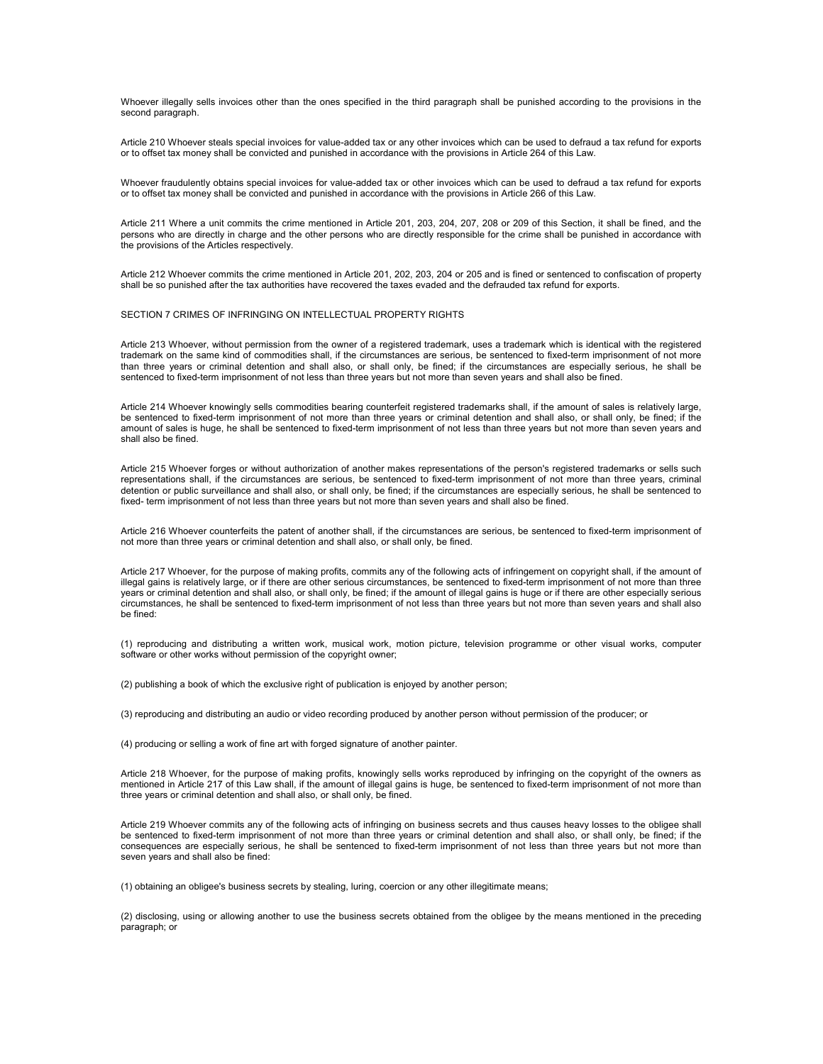Whoever illegally sells invoices other than the ones specified in the third paragraph shall be punished according to the provisions in the second paragraph.

Article 210 Whoever steals special invoices for value-added tax or any other invoices which can be used to defraud a tax refund for exports or to offset tax money shall be convicted and punished in accordance with the provisions in Article 264 of this Law.

Whoever fraudulently obtains special invoices for value-added tax or other invoices which can be used to defraud a tax refund for exports or to offset tax money shall be convicted and punished in accordance with the provisions in Article 266 of this Law.

Article 211 Where a unit commits the crime mentioned in Article 201, 203, 204, 207, 208 or 209 of this Section, it shall be fined, and the persons who are directly in charge and the other persons who are directly responsible for the crime shall be punished in accordance with the provisions of the Articles respectively.

Article 212 Whoever commits the crime mentioned in Article 201, 202, 203, 204 or 205 and is fined or sentenced to confiscation of property shall be so punished after the tax authorities have recovered the taxes evaded and the defrauded tax refund for exports.

## SECTION 7 CRIMES OF INFRINGING ON INTELLECTUAL PROPERTY RIGHTS

Article 213 Whoever, without permission from the owner of a registered trademark, uses a trademark which is identical with the registered trademark on the same kind of commodities shall, if the circumstances are serious, be sentenced to fixed-term imprisonment of not more than three years or criminal detention and shall also, or shall only, be fined; if the circumstances are especially serious, he shall be sentenced to fixed-term imprisonment of not less than three years but not more than seven years and shall also be fined.

Article 214 Whoever knowingly sells commodities bearing counterfeit registered trademarks shall, if the amount of sales is relatively large, be sentenced to fixed-term imprisonment of not more than three years or criminal detention and shall also, or shall only, be fined; if the amount of sales is huge, he shall be sentenced to fixed-term imprisonment of not less than three years but not more than seven years and shall also be fined.

Article 215 Whoever forges or without authorization of another makes representations of the person's registered trademarks or sells such representations shall, if the circumstances are serious, be sentenced to fixed-term imprisonment of not more than three years, criminal detention or public surveillance and shall also, or shall only, be fined; if the circumstances are especially serious, he shall be sentenced to fixed- term imprisonment of not less than three years but not more than seven years and shall also be fined.

Article 216 Whoever counterfeits the patent of another shall, if the circumstances are serious, be sentenced to fixed-term imprisonment of not more than three years or criminal detention and shall also, or shall only, be fined.

Article 217 Whoever, for the purpose of making profits, commits any of the following acts of infringement on copyright shall, if the amount of illegal gains is relatively large, or if there are other serious circumstances, be sentenced to fixed-term imprisonment of not more than three years or criminal detention and shall also, or shall only, be fined; if the amount of illegal gains is huge or if there are other especially serious circumstances, he shall be sentenced to fixed-term imprisonment of not less than three years but not more than seven years and shall also be fined:

(1) reproducing and distributing a written work, musical work, motion picture, television programme or other visual works, computer software or other works without permission of the copyright owner;

(2) publishing a book of which the exclusive right of publication is enjoyed by another person;

(3) reproducing and distributing an audio or video recording produced by another person without permission of the producer; or

(4) producing or selling a work of fine art with forged signature of another painter.

Article 218 Whoever, for the purpose of making profits, knowingly sells works reproduced by infringing on the copyright of the owners as mentioned in Article 217 of this Law shall, if the amount of illegal gains is huge, be sentenced to fixed-term imprisonment of not more than three years or criminal detention and shall also, or shall only, be fined.

Article 219 Whoever commits any of the following acts of infringing on business secrets and thus causes heavy losses to the obligee shall be sentenced to fixed-term imprisonment of not more than three years or criminal detention and shall also, or shall only, be fined; if the consequences are especially serious, he shall be sentenced to fixed-term imprisonment of not less than three years but not more than seven years and shall also be fined:

(1) obtaining an obligee's business secrets by stealing, luring, coercion or any other illegitimate means;

(2) disclosing, using or allowing another to use the business secrets obtained from the obligee by the means mentioned in the preceding paragraph; or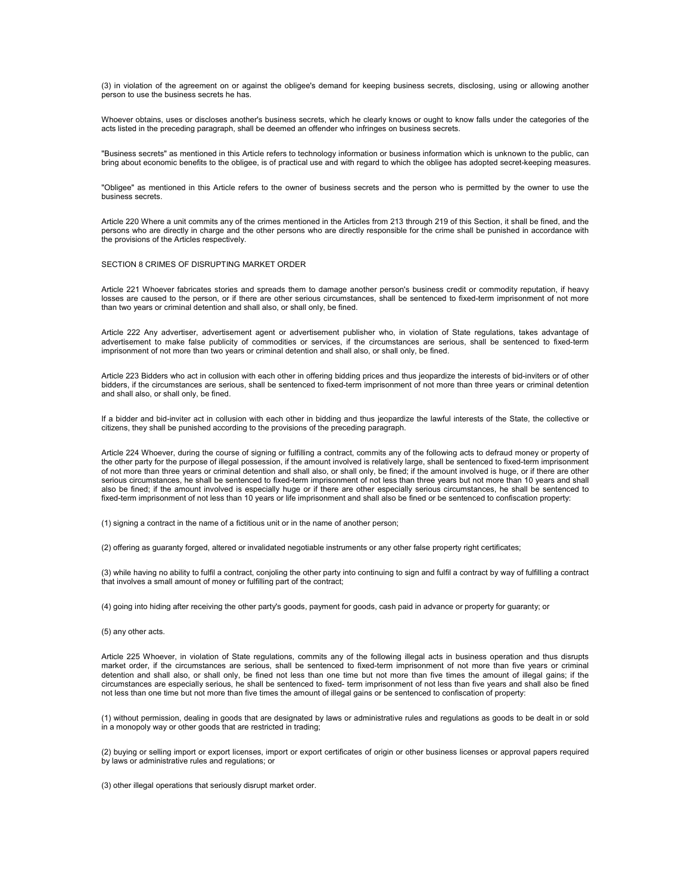(3) in violation of the agreement on or against the obligee's demand for keeping business secrets, disclosing, using or allowing another person to use the business secrets he has.

Whoever obtains, uses or discloses another's business secrets, which he clearly knows or ought to know falls under the categories of the acts listed in the preceding paragraph, shall be deemed an offender who infringes on business secrets.

"Business secrets" as mentioned in this Article refers to technology information or business information which is unknown to the public, can bring about economic benefits to the obligee, is of practical use and with regard to which the obligee has adopted secret-keeping measures.

"Obligee" as mentioned in this Article refers to the owner of business secrets and the person who is permitted by the owner to use the business secrets.

Article 220 Where a unit commits any of the crimes mentioned in the Articles from 213 through 219 of this Section, it shall be fined, and the persons who are directly in charge and the other persons who are directly responsible for the crime shall be punished in accordance with the provisions of the Articles respectively.

## SECTION 8 CRIMES OF DISRUPTING MARKET ORDER

Article 221 Whoever fabricates stories and spreads them to damage another person's business credit or commodity reputation, if heavy losses are caused to the person, or if there are other serious circumstances, shall be sentenced to fixed-term imprisonment of not more than two years or criminal detention and shall also, or shall only, be fined.

Article 222 Any advertiser, advertisement agent or advertisement publisher who, in violation of State regulations, takes advantage of advertisement to make false publicity of commodities or services, if the circumstances are serious, shall be sentenced to fixed-term imprisonment of not more than two years or criminal detention and shall also, or shall only, be fined.

Article 223 Bidders who act in collusion with each other in offering bidding prices and thus jeopardize the interests of bid-inviters or of other bidders, if the circumstances are serious, shall be sentenced to fixed-term imprisonment of not more than three years or criminal detention and shall also, or shall only, be fined.

If a bidder and bid-inviter act in collusion with each other in bidding and thus jeopardize the lawful interests of the State, the collective or citizens, they shall be punished according to the provisions of the preceding paragraph.

Article 224 Whoever, during the course of signing or fulfilling a contract, commits any of the following acts to defraud money or property of the other party for the purpose of illegal possession, if the amount involved is relatively large, shall be sentenced to fixed-term imprisonment of not more than three years or criminal detention and shall also, or shall only, be fined; if the amount involved is huge, or if there are other serious circumstances, he shall be sentenced to fixed-term imprisonment of not less than three years but not more than 10 years and shall also be fined; if the amount involved is especially huge or if there are other especially serious circumstances, he shall be sentenced to fixed-term imprisonment of not less than 10 years or life imprisonment and shall also be fined or be sentenced to confiscation property:

(1) signing a contract in the name of a fictitious unit or in the name of another person;

(2) offering as guaranty forged, altered or invalidated negotiable instruments or any other false property right certificates;

(3) while having no ability to fulfil a contract, conjoling the other party into continuing to sign and fulfil a contract by way of fulfilling a contract that involves a small amount of money or fulfilling part of the contract;

(4) going into hiding after receiving the other party's goods, payment for goods, cash paid in advance or property for guaranty; or

(5) any other acts.

Article 225 Whoever, in violation of State regulations, commits any of the following illegal acts in business operation and thus disrupts market order, if the circumstances are serious, shall be sentenced to fixed-term imprisonment of not more than five years or criminal detention and shall also, or shall only, be fined not less than one time but not more than five times the amount of illegal gains; if the circumstances are especially serious, he shall be sentenced to fixed- term imprisonment of not less than five years and shall also be fined not less than one time but not more than five times the amount of illegal gains or be sentenced to confiscation of property:

(1) without permission, dealing in goods that are designated by laws or administrative rules and regulations as goods to be dealt in or sold in a monopoly way or other goods that are restricted in trading;

(2) buying or selling import or export licenses, import or export certificates of origin or other business licenses or approval papers required by laws or administrative rules and regulations; or

(3) other illegal operations that seriously disrupt market order.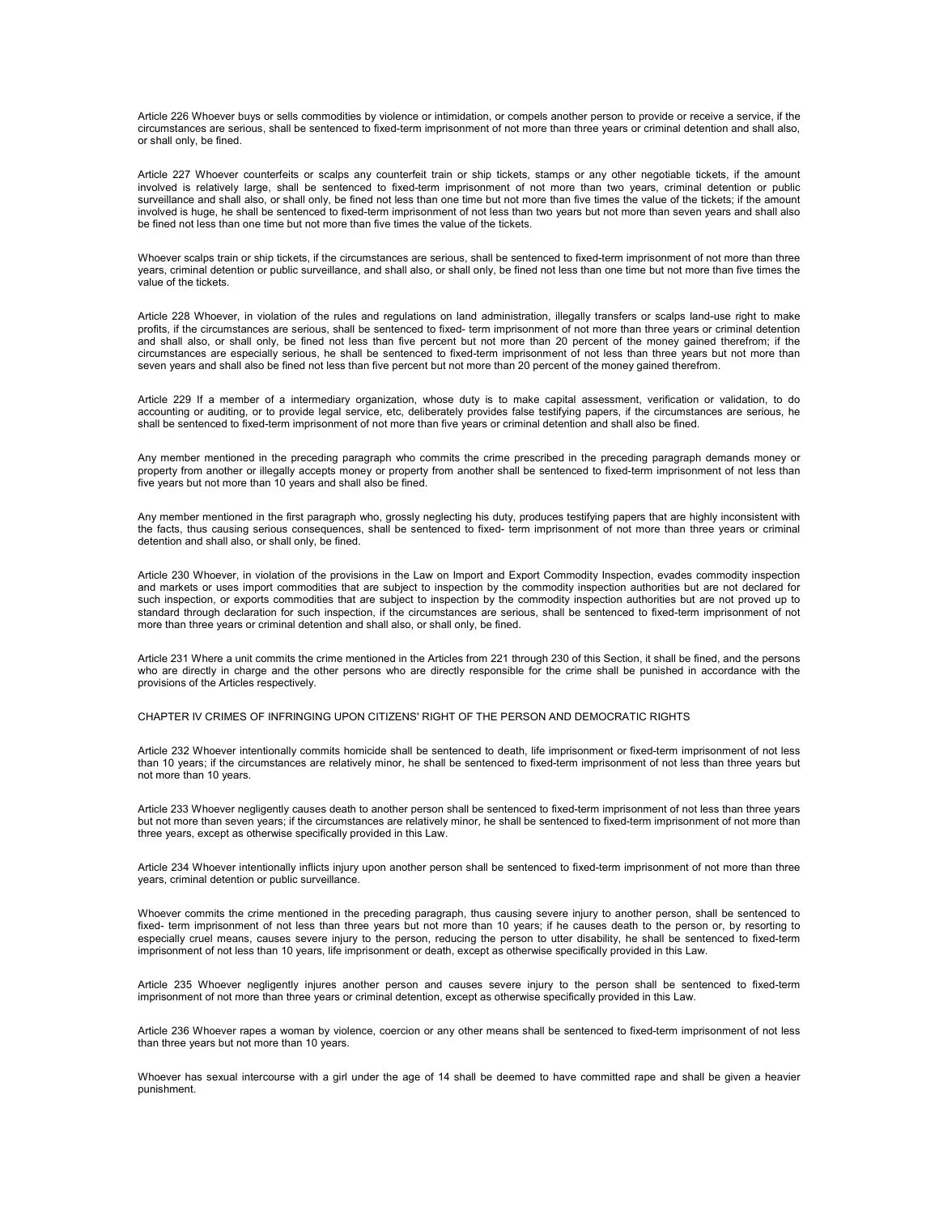Article 226 Whoever buys or sells commodities by violence or intimidation, or compels another person to provide or receive a service, if the circumstances are serious, shall be sentenced to fixed-term imprisonment of not more than three years or criminal detention and shall also, or shall only, be fined.

Article 227 Whoever counterfeits or scalps any counterfeit train or ship tickets, stamps or any other negotiable tickets, if the amount involved is relatively large, shall be sentenced to fixed-term imprisonment of not more than two years, criminal detention or public surveillance and shall also, or shall only, be fined not less than one time but not more than five times the value of the tickets; if the amount involved is huge, he shall be sentenced to fixed-term imprisonment of not less than two years but not more than seven years and shall also be fined not less than one time but not more than five times the value of the tickets.

Whoever scalps train or ship tickets, if the circumstances are serious, shall be sentenced to fixed-term imprisonment of not more than three years, criminal detention or public surveillance, and shall also, or shall only, be fined not less than one time but not more than five times the value of the tickets.

Article 228 Whoever, in violation of the rules and regulations on land administration, illegally transfers or scalps land-use right to make profits, if the circumstances are serious, shall be sentenced to fixed- term imprisonment of not more than three years or criminal detention and shall also, or shall only, be fined not less than five percent but not more than 20 percent of the money gained therefrom; if the circumstances are especially serious, he shall be sentenced to fixed-term imprisonment of not less than three years but not more than seven years and shall also be fined not less than five percent but not more than 20 percent of the money gained therefrom.

Article 229 If a member of a intermediary organization, whose duty is to make capital assessment, verification or validation, to do accounting or auditing, or to provide legal service, etc, deliberately provides false testifying papers, if the circumstances are serious, he shall be sentenced to fixed-term imprisonment of not more than five years or criminal detention and shall also be fined.

Any member mentioned in the preceding paragraph who commits the crime prescribed in the preceding paragraph demands money or property from another or illegally accepts money or property from another shall be sentenced to fixed-term imprisonment of not less than five years but not more than 10 years and shall also be fined.

Any member mentioned in the first paragraph who, grossly neglecting his duty, produces testifying papers that are highly inconsistent with the facts, thus causing serious consequences, shall be sentenced to fixed- term imprisonment of not more than three years or criminal detention and shall also, or shall only, be fined.

Article 230 Whoever, in violation of the provisions in the Law on Import and Export Commodity Inspection, evades commodity inspection and markets or uses import commodities that are subject to inspection by the commodity inspection authorities but are not declared for such inspection, or exports commodities that are subject to inspection by the commodity inspection authorities but are not proved up to standard through declaration for such inspection, if the circumstances are serious, shall be sentenced to fixed-term imprisonment of not more than three years or criminal detention and shall also, or shall only, be fined.

Article 231 Where a unit commits the crime mentioned in the Articles from 221 through 230 of this Section, it shall be fined, and the persons who are directly in charge and the other persons who are directly responsible for the crime shall be punished in accordance with the provisions of the Articles respectively.

## CHAPTER IV CRIMES OF INFRINGING UPON CITIZENS' RIGHT OF THE PERSON AND DEMOCRATIC RIGHTS

Article 232 Whoever intentionally commits homicide shall be sentenced to death, life imprisonment or fixed-term imprisonment of not less than 10 years; if the circumstances are relatively minor, he shall be sentenced to fixed-term imprisonment of not less than three years but not more than 10 years.

Article 233 Whoever negligently causes death to another person shall be sentenced to fixed-term imprisonment of not less than three years but not more than seven years; if the circumstances are relatively minor, he shall be sentenced to fixed-term imprisonment of not more than three years, except as otherwise specifically provided in this Law.

Article 234 Whoever intentionally inflicts injury upon another person shall be sentenced to fixed-term imprisonment of not more than three years, criminal detention or public surveillance.

Whoever commits the crime mentioned in the preceding paragraph, thus causing severe injury to another person, shall be sentenced to fixed- term imprisonment of not less than three years but not more than 10 years; if he causes death to the person or, by resorting to especially cruel means, causes severe injury to the person, reducing the person to utter disability, he shall be sentenced to fixed-term imprisonment of not less than 10 years, life imprisonment or death, except as otherwise specifically provided in this Law.

Article 235 Whoever negligently injures another person and causes severe injury to the person shall be sentenced to fixed-term imprisonment of not more than three years or criminal detention, except as otherwise specifically provided in this Law.

Article 236 Whoever rapes a woman by violence, coercion or any other means shall be sentenced to fixed-term imprisonment of not less than three years but not more than 10 years.

Whoever has sexual intercourse with a girl under the age of 14 shall be deemed to have committed rape and shall be given a heavier punishment.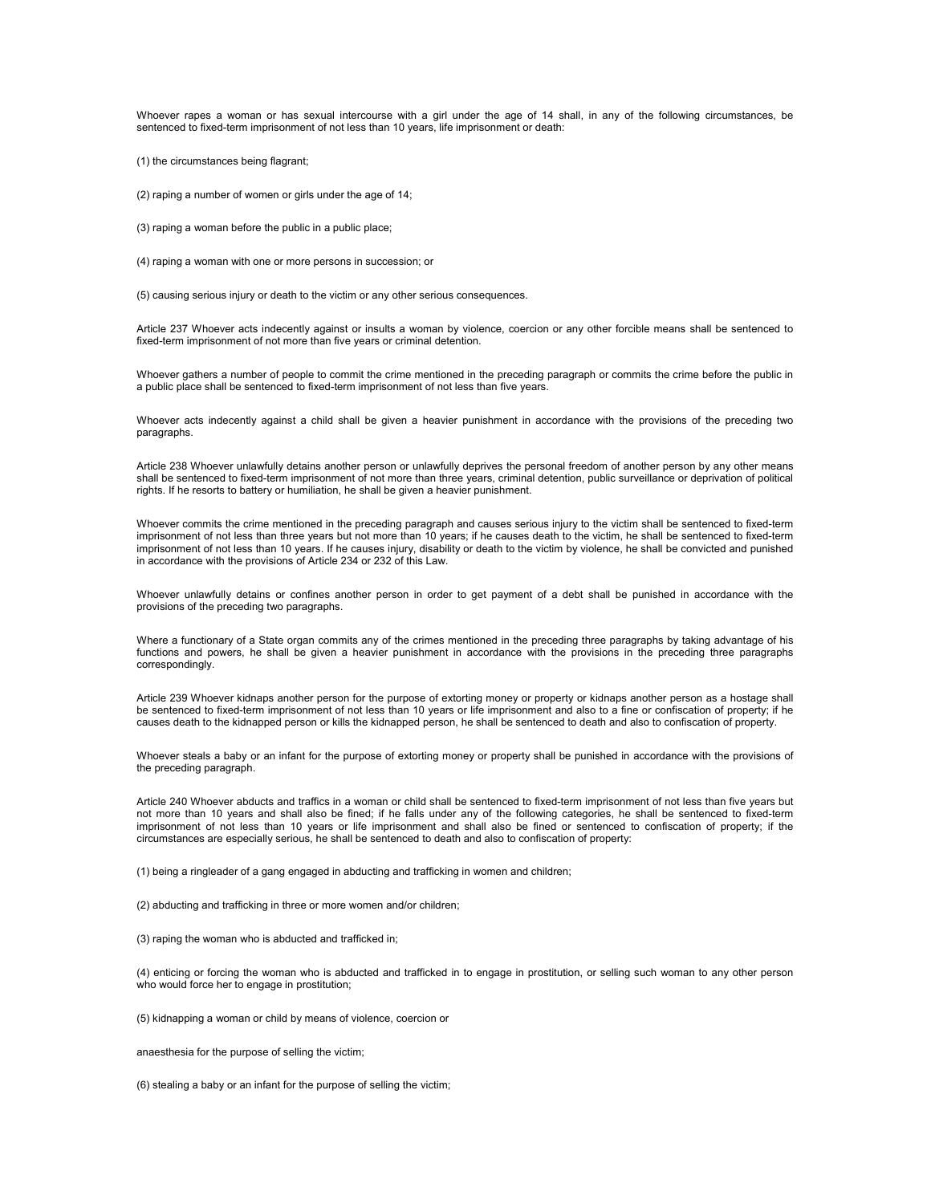Whoever rapes a woman or has sexual intercourse with a girl under the age of 14 shall, in any of the following circumstances, be sentenced to fixed-term imprisonment of not less than 10 years, life imprisonment or death:

(1) the circumstances being flagrant;

(2) raping a number of women or girls under the age of 14;

(3) raping a woman before the public in a public place;

(4) raping a woman with one or more persons in succession; or

(5) causing serious injury or death to the victim or any other serious consequences.

Article 237 Whoever acts indecently against or insults a woman by violence, coercion or any other forcible means shall be sentenced to fixed-term imprisonment of not more than five years or criminal detention.

Whoever gathers a number of people to commit the crime mentioned in the preceding paragraph or commits the crime before the public in a public place shall be sentenced to fixed-term imprisonment of not less than five years.

Whoever acts indecently against a child shall be given a heavier punishment in accordance with the provisions of the preceding two paragraphs.

Article 238 Whoever unlawfully detains another person or unlawfully deprives the personal freedom of another person by any other means shall be sentenced to fixed-term imprisonment of not more than three years, criminal detention, public surveillance or deprivation of political rights. If he resorts to battery or humiliation, he shall be given a heavier punishment.

Whoever commits the crime mentioned in the preceding paragraph and causes serious injury to the victim shall be sentenced to fixed-term imprisonment of not less than three years but not more than 10 years; if he causes death to the victim, he shall be sentenced to fixed-term imprisonment of not less than 10 years. If he causes injury, disability or death to the victim by violence, he shall be convicted and punished in accordance with the provisions of Article 234 or 232 of this Law.

Whoever unlawfully detains or confines another person in order to get payment of a debt shall be punished in accordance with the provisions of the preceding two paragraphs.

Where a functionary of a State organ commits any of the crimes mentioned in the preceding three paragraphs by taking advantage of his functions and powers, he shall be given a heavier punishment in accordance with the provisions in the preceding three paragraphs correspondingly.

Article 239 Whoever kidnaps another person for the purpose of extorting money or property or kidnaps another person as a hostage shall be sentenced to fixed-term imprisonment of not less than 10 years or life imprisonment and also to a fine or confiscation of property; if he causes death to the kidnapped person or kills the kidnapped person, he shall be sentenced to death and also to confiscation of property.

Whoever steals a baby or an infant for the purpose of extorting money or property shall be punished in accordance with the provisions of the preceding paragraph.

Article 240 Whoever abducts and traffics in a woman or child shall be sentenced to fixed-term imprisonment of not less than five years but not more than 10 years and shall also be fined; if he falls under any of the following categories, he shall be sentenced to fixed-term imprisonment of not less than 10 years or life imprisonment and shall also be fined or sentenced to confiscation of property; if the circumstances are especially serious, he shall be sentenced to death and also to confiscation of property:

(1) being a ringleader of a gang engaged in abducting and trafficking in women and children;

(2) abducting and trafficking in three or more women and/or children;

(3) raping the woman who is abducted and trafficked in;

(4) enticing or forcing the woman who is abducted and trafficked in to engage in prostitution, or selling such woman to any other person who would force her to engage in prostitution;

(5) kidnapping a woman or child by means of violence, coercion or

anaesthesia for the purpose of selling the victim;

(6) stealing a baby or an infant for the purpose of selling the victim;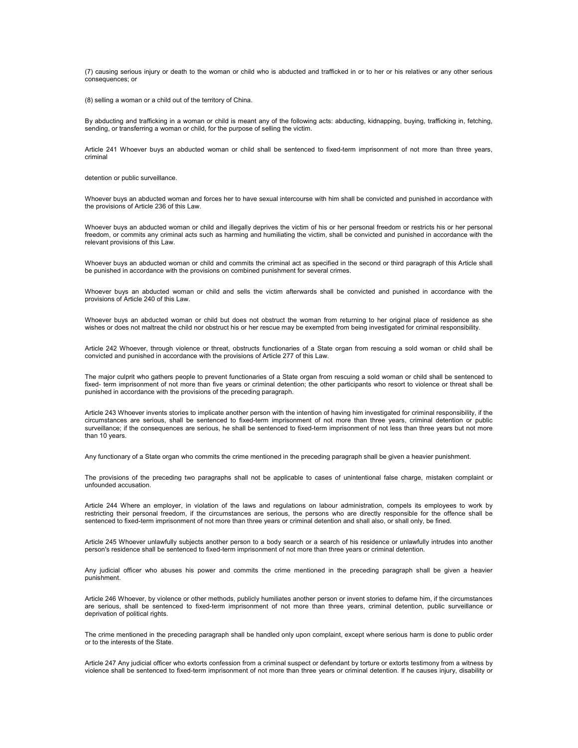(7) causing serious injury or death to the woman or child who is abducted and trafficked in or to her or his relatives or any other serious consequences; or

(8) selling a woman or a child out of the territory of China.

By abducting and trafficking in a woman or child is meant any of the following acts: abducting, kidnapping, buying, trafficking in, fetching, sending, or transferring a woman or child, for the purpose of selling the victim.

Article 241 Whoever buys an abducted woman or child shall be sentenced to fixed-term imprisonment of not more than three years, criminal

detention or public surveillance.

Whoever buys an abducted woman and forces her to have sexual intercourse with him shall be convicted and punished in accordance with the provisions of Article 236 of this Law.

Whoever buys an abducted woman or child and illegally deprives the victim of his or her personal freedom or restricts his or her personal freedom, or commits any criminal acts such as harming and humiliating the victim, shall be convicted and punished in accordance with the relevant provisions of this Law.

Whoever buys an abducted woman or child and commits the criminal act as specified in the second or third paragraph of this Article shall be punished in accordance with the provisions on combined punishment for several crimes.

Whoever buys an abducted woman or child and sells the victim afterwards shall be convicted and punished in accordance with the provisions of Article 240 of this Law.

Whoever buys an abducted woman or child but does not obstruct the woman from returning to her original place of residence as she wishes or does not maltreat the child nor obstruct his or her rescue may be exempted from being investigated for criminal responsibility.

Article 242 Whoever, through violence or threat, obstructs functionaries of a State organ from rescuing a sold woman or child shall be convicted and punished in accordance with the provisions of Article 277 of this Law.

The major culprit who gathers people to prevent functionaries of a State organ from rescuing a sold woman or child shall be sentenced to fixed- term imprisonment of not more than five years or criminal detention; the other participants who resort to violence or threat shall be punished in accordance with the provisions of the preceding paragraph.

Article 243 Whoever invents stories to implicate another person with the intention of having him investigated for criminal responsibility, if the circumstances are serious, shall be sentenced to fixed-term imprisonment of not more than three years, criminal detention or public surveillance; if the consequences are serious, he shall be sentenced to fixed-term imprisonment of not less than three years but not more than 10 years.

Any functionary of a State organ who commits the crime mentioned in the preceding paragraph shall be given a heavier punishment.

The provisions of the preceding two paragraphs shall not be applicable to cases of unintentional false charge, mistaken complaint or unfounded accusation.

Article 244 Where an employer, in violation of the laws and regulations on labour administration, compels its employees to work by restricting their personal freedom, if the circumstances are serious, the persons who are directly responsible for the offence shall be sentenced to fixed-term imprisonment of not more than three years or criminal detention and shall also, or shall only, be fined.

Article 245 Whoever unlawfully subjects another person to a body search or a search of his residence or unlawfully intrudes into another person's residence shall be sentenced to fixed-term imprisonment of not more than three years or criminal detention.

Any judicial officer who abuses his power and commits the crime mentioned in the preceding paragraph shall be given a heavier punishment.

Article 246 Whoever, by violence or other methods, publicly humiliates another person or invent stories to defame him, if the circumstances are serious, shall be sentenced to fixed-term imprisonment of not more than three years, criminal detention, public surveillance or deprivation of political rights.

The crime mentioned in the preceding paragraph shall be handled only upon complaint, except where serious harm is done to public order or to the interests of the State.

Article 247 Any judicial officer who extorts confession from a criminal suspect or defendant by torture or extorts testimony from a witness by violence shall be sentenced to fixed-term imprisonment of not more than three years or criminal detention. If he causes injury, disability or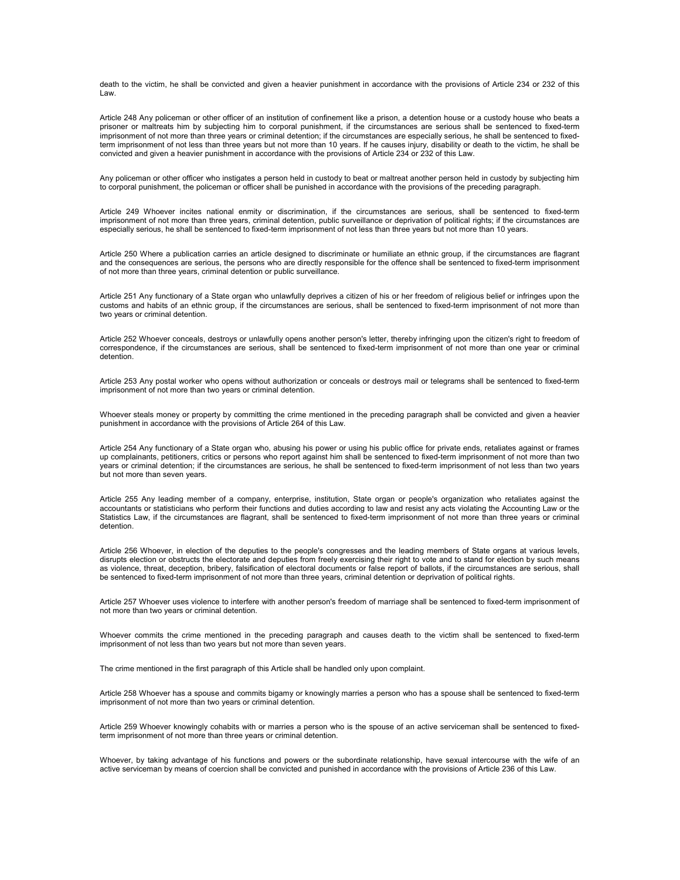death to the victim, he shall be convicted and given a heavier punishment in accordance with the provisions of Article 234 or 232 of this Law.

Article 248 Any policeman or other officer of an institution of confinement like a prison, a detention house or a custody house who beats a prisoner or maltreats him by subjecting him to corporal punishment, if the circumstances are serious shall be sentenced to fixed-term imprisonment of not more than three years or criminal detention; if the circumstances are especially serious, he shall be sentenced to fixed-term imprisonment of not less than three years but not more than 10 years. If he causes injury, disability or death to the victim, he shall be convicted and given a heavier punishment in accordance with the provisions of Article 234 or 232 of this Law.

Any policeman or other officer who instigates a person held in custody to beat or maltreat another person held in custody by subjecting him to corporal punishment, the policeman or officer shall be punished in accordance with the provisions of the preceding paragraph.

Article 249 Whoever incites national enmity or discrimination, if the circumstances are serious, shall be sentenced to fixed-term imprisonment of not more than three years, criminal detention, public surveillance or deprivation of political rights; if the circumstances are especially serious, he shall be sentenced to fixed-term imprisonment of not less than three years but not more than 10 years.

Article 250 Where a publication carries an article designed to discriminate or humiliate an ethnic group, if the circumstances are flagrant and the consequences are serious, the persons who are directly responsible for the offence shall be sentenced to fixed-term imprisonment of not more than three years, criminal detention or public surveillance.

Article 251 Any functionary of a State organ who unlawfully deprives a citizen of his or her freedom of religious belief or infringes upon the customs and habits of an ethnic group, if the circumstances are serious, shall be sentenced to fixed-term imprisonment of not more than two years or criminal detention.

Article 252 Whoever conceals, destroys or unlawfully opens another person's letter, thereby infringing upon the citizen's right to freedom of correspondence, if the circumstances are serious, shall be sentenced to fixed-term imprisonment of not more than one year or criminal detention.

Article 253 Any postal worker who opens without authorization or conceals or destroys mail or telegrams shall be sentenced to fixed-term imprisonment of not more than two years or criminal detention.

Whoever steals money or property by committing the crime mentioned in the preceding paragraph shall be convicted and given a heavier punishment in accordance with the provisions of Article 264 of this Law.

Article 254 Any functionary of a State organ who, abusing his power or using his public office for private ends, retaliates against or frames up complainants, petitioners, critics or persons who report against him shall be sentenced to fixed-term imprisonment of not more than two years or criminal detention; if the circumstances are serious, he shall be sentenced to fixed-term imprisonment of not less than two years but not more than seven years.

Article 255 Any leading member of a company, enterprise, institution, State organ or people's organization who retaliates against the accountants or statisticians who perform their functions and duties according to law and resist any acts violating the Accounting Law or the Statistics Law, if the circumstances are flagrant, shall be sentenced to fixed-term imprisonment of not more than three years or criminal detention.

Article 256 Whoever, in election of the deputies to the people's congresses and the leading members of State organs at various levels, disrupts election or obstructs the electorate and deputies from freely exercising their right to vote and to stand for election by such means as violence, threat, deception, bribery, falsification of electoral documents or false report of ballots, if the circumstances are serious, shall be sentenced to fixed-term imprisonment of not more than three years, criminal detention or deprivation of political rights.

Article 257 Whoever uses violence to interfere with another person's freedom of marriage shall be sentenced to fixed-term imprisonment of not more than two years or criminal detention.

Whoever commits the crime mentioned in the preceding paragraph and causes death to the victim shall be sentenced to fixed-term imprisonment of not less than two years but not more than seven years.

The crime mentioned in the first paragraph of this Article shall be handled only upon complaint.

Article 258 Whoever has a spouse and commits bigamy or knowingly marries a person who has a spouse shall be sentenced to fixed-term imprisonment of not more than two years or criminal detention.

Article 259 Whoever knowingly cohabits with or marries a person who is the spouse of an active serviceman shall be sentenced to fixed-term imprisonment of not more than three years or criminal detention.

Whoever, by taking advantage of his functions and powers or the subordinate relationship, have sexual intercourse with the wife of an active serviceman by means of coercion shall be convicted and punished in accordance with the provisions of Article 236 of this Law.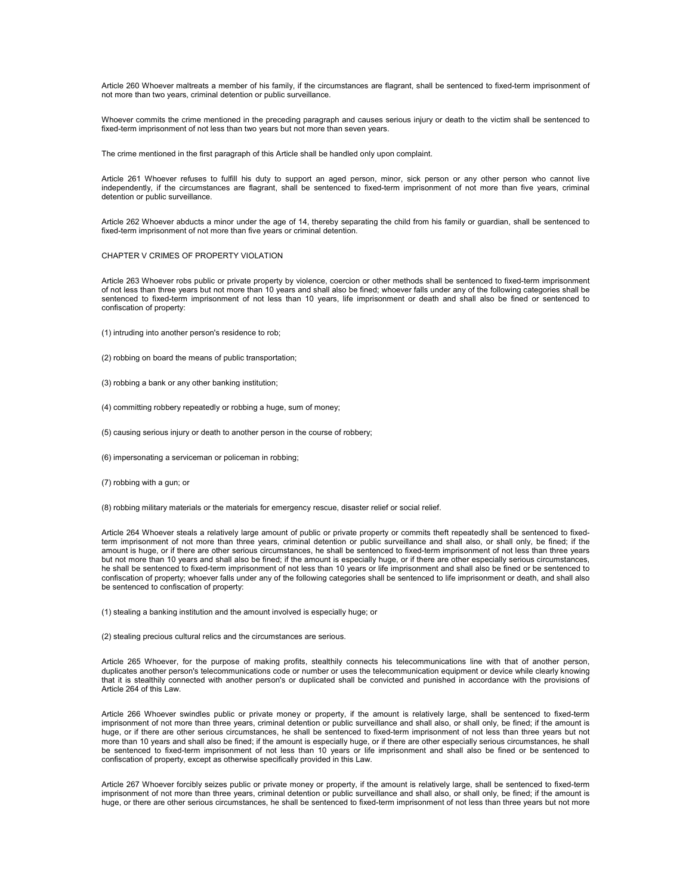Article 260 Whoever maltreats a member of his family, if the circumstances are flagrant, shall be sentenced to fixed-term imprisonment of not more than two years, criminal detention or public surveillance.

Whoever commits the crime mentioned in the preceding paragraph and causes serious injury or death to the victim shall be sentenced to fixed-term imprisonment of not less than two years but not more than seven years.

The crime mentioned in the first paragraph of this Article shall be handled only upon complaint.

Article 261 Whoever refuses to fulfill his duty to support an aged person, minor, sick person or any other person who cannot live independently, if the circumstances are flagrant, shall be sentenced to fixed-term imprisonment of not more than five years, criminal detention or public surveillance.

Article 262 Whoever abducts a minor under the age of 14, thereby separating the child from his family or guardian, shall be sentenced to fixed-term imprisonment of not more than five years or criminal detention.

## CHAPTER V CRIMES OF PROPERTY VIOLATION

Article 263 Whoever robs public or private property by violence, coercion or other methods shall be sentenced to fixed-term imprisonment of not less than three years but not more than 10 years and shall also be fined; whoever falls under any of the following categories shall be sentenced to fixed-term imprisonment of not less than 10 years, life imprisonment or death and shall also be fined or sentenced to confiscation of property:

(1) intruding into another person's residence to rob;

(2) robbing on board the means of public transportation;

(3) robbing a bank or any other banking institution;

(4) committing robbery repeatedly or robbing a huge, sum of money;

(5) causing serious injury or death to another person in the course of robbery;

(6) impersonating a serviceman or policeman in robbing;

(7) robbing with a gun; or

(8) robbing military materials or the materials for emergency rescue, disaster relief or social relief.

Article 264 Whoever steals a relatively large amount of public or private property or commits theft repeatedly shall be sentenced to fixed-term imprisonment of not more than three years, criminal detention or public surveillance and shall also, or shall only, be fined; if the amount is huge, or if there are other serious circumstances, he shall be sentenced to fixed-term imprisonment of not less than three years but not more than 10 years and shall also be fined; if the amount is especially huge, or if there are other especially serious circumstances, he shall be sentenced to fixed-term imprisonment of not less than 10 years or life imprisonment and shall also be fined or be sentenced to confiscation of property; whoever falls under any of the following categories shall be sentenced to life imprisonment or death, and shall also be sentenced to confiscation of property:

(1) stealing a banking institution and the amount involved is especially huge; or

(2) stealing precious cultural relics and the circumstances are serious.

Article 265 Whoever, for the purpose of making profits, stealthily connects his telecommunications line with that of another person, duplicates another person's telecommunications code or number or uses the telecommunication equipment or device while clearly knowing that it is stealthily connected with another person's or duplicated shall be convicted and punished in accordance with the provisions of Article 264 of this Law.

Article 266 Whoever swindles public or private money or property, if the amount is relatively large, shall be sentenced to fixed-term imprisonment of not more than three years, criminal detention or public surveillance and shall also, or shall only, be fined; if the amount is huge, or if there are other serious circumstances, he shall be sentenced to fixed-term imprisonment of not less than three years but not more than 10 years and shall also be fined; if the amount is especially huge, or if there are other especially serious circumstances, he shall be sentenced to fixed-term imprisonment of not less than 10 years or life imprisonment and shall also be fined or be sentenced to confiscation of property, except as otherwise specifically provided in this Law.

Article 267 Whoever forcibly seizes public or private money or property, if the amount is relatively large, shall be sentenced to fixed-term imprisonment of not more than three years, criminal detention or public surveillance and shall also, or shall only, be fined; if the amount is huge, or there are other serious circumstances, he shall be sentenced to fixed-term imprisonment of not less than three years but not more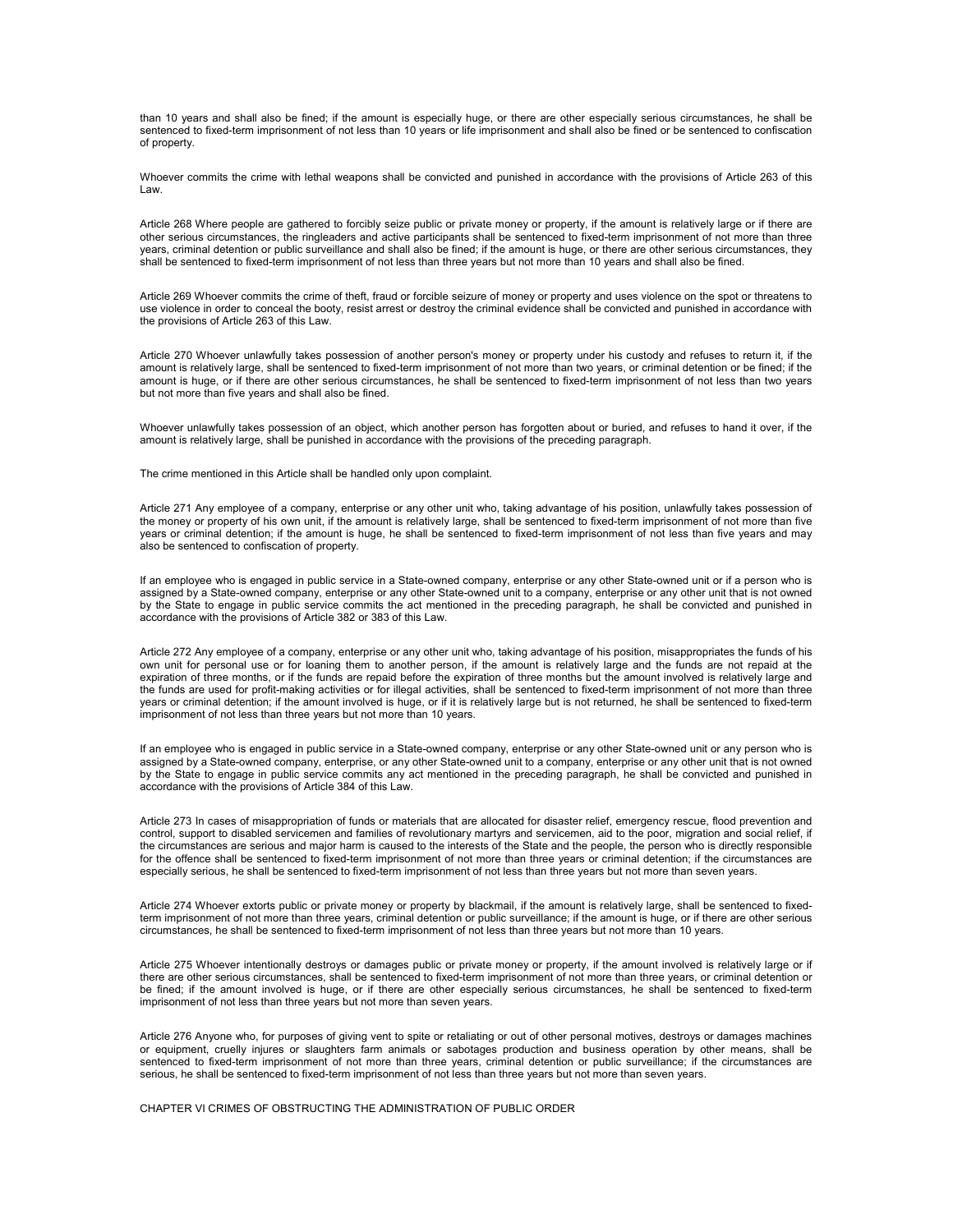than 10 years and shall also be fined; if the amount is especially huge, or there are other especially serious circumstances, he shall be sentenced to fixed-term imprisonment of not less than 10 years or life imprisonment and shall also be fined or be sentenced to confiscation of property.

Whoever commits the crime with lethal weapons shall be convicted and punished in accordance with the provisions of Article 263 of this Law.

Article 268 Where people are gathered to forcibly seize public or private money or property, if the amount is relatively large or if there are other serious circumstances, the ringleaders and active participants shall be sentenced to fixed-term imprisonment of not more than three years, criminal detention or public surveillance and shall also be fined; if the amount is huge, or there are other serious circumstances, they shall be sentenced to fixed-term imprisonment of not less than three years but not more than 10 years and shall also be fined.

Article 269 Whoever commits the crime of theft, fraud or forcible seizure of money or property and uses violence on the spot or threatens to use violence in order to conceal the booty, resist arrest or destroy the criminal evidence shall be convicted and punished in accordance with the provisions of Article 263 of this Law.

Article 270 Whoever unlawfully takes possession of another person's money or property under his custody and refuses to return it, if the amount is relatively large, shall be sentenced to fixed-term imprisonment of not more than two years, or criminal detention or be fined; if the amount is huge, or if there are other serious circumstances, he shall be sentenced to fixed-term imprisonment of not less than two years but not more than five years and shall also be fined.

Whoever unlawfully takes possession of an object, which another person has forgotten about or buried, and refuses to hand it over, if the amount is relatively large, shall be punished in accordance with the provisions of the preceding paragraph.

The crime mentioned in this Article shall be handled only upon complaint.

Article 271 Any employee of a company, enterprise or any other unit who, taking advantage of his position, unlawfully takes possession of the money or property of his own unit, if the amount is relatively large, shall be sentenced to fixed-term imprisonment of not more than five years or criminal detention; if the amount is huge, he shall be sentenced to fixed-term imprisonment of not less than five years and may also be sentenced to confiscation of property.

If an employee who is engaged in public service in a State-owned company, enterprise or any other State-owned unit or if a person who is assigned by a State-owned company, enterprise or any other State-owned unit to a company, enterprise or any other unit that is not owned by the State to engage in public service commits the act mentioned in the preceding paragraph, he shall be convicted and punished in accordance with the provisions of Article 382 or 383 of this Law.

Article 272 Any employee of a company, enterprise or any other unit who, taking advantage of his position, misappropriates the funds of his own unit for personal use or for loaning them to another person, if the amount is relatively large and the funds are not repaid at the expiration of three months, or if the funds are repaid before the expiration of three months but the amount involved is relatively large and the funds are used for profit-making activities or for illegal activities, shall be sentenced to fixed-term imprisonment of not more than three years or criminal detention; if the amount involved is huge, or if it is relatively large but is not returned, he shall be sentenced to fixed-term imprisonment of not less than three years but not more than 10 years.

If an employee who is engaged in public service in a State-owned company, enterprise or any other State-owned unit or any person who is assigned by a State-owned company, enterprise, or any other State-owned unit to a company, enterprise or any other unit that is not owned by the State to engage in public service commits any act mentioned in the preceding paragraph, he shall be convicted and punished in accordance with the provisions of Article 384 of this Law.

Article 273 In cases of misappropriation of funds or materials that are allocated for disaster relief, emergency rescue, flood prevention and control, support to disabled servicemen and families of revolutionary martyrs and servicemen, aid to the poor, migration and social relief, if the circumstances are serious and major harm is caused to the interests of the State and the people, the person who is directly responsible for the offence shall be sentenced to fixed-term imprisonment of not more than three years or criminal detention; if the circumstances are especially serious, he shall be sentenced to fixed-term imprisonment of not less than three years but not more than seven years.

Article 274 Whoever extorts public or private money or property by blackmail, if the amount is relatively large, shall be sentenced to fixed-term imprisonment of not more than three years, criminal detention or public surveillance; if the amount is huge, or if there are other serious circumstances, he shall be sentenced to fixed-term imprisonment of not less than three years but not more than 10 years.

Article 275 Whoever intentionally destroys or damages public or private money or property, if the amount involved is relatively large or if there are other serious circumstances, shall be sentenced to fixed-term imprisonment of not more than three years, or criminal detention or be fined; if the amount involved is huge, or if there are other especially serious circumstances, he shall be sentenced to fixed-term imprisonment of not less than three years but not more than seven years.

Article 276 Anyone who, for purposes of giving vent to spite or retaliating or out of other personal motives, destroys or damages machines or equipment, cruelly injures or slaughters farm animals or sabotages production and business operation by other means, shall be sentenced to fixed-term imprisonment of not more than three years, criminal detention or public surveillance; if the circumstances are serious, he shall be sentenced to fixed-term imprisonment of not less than three years but not more than seven years.

## CHAPTER VI CRIMES OF OBSTRUCTING THE ADMINISTRATION OF PUBLIC ORDER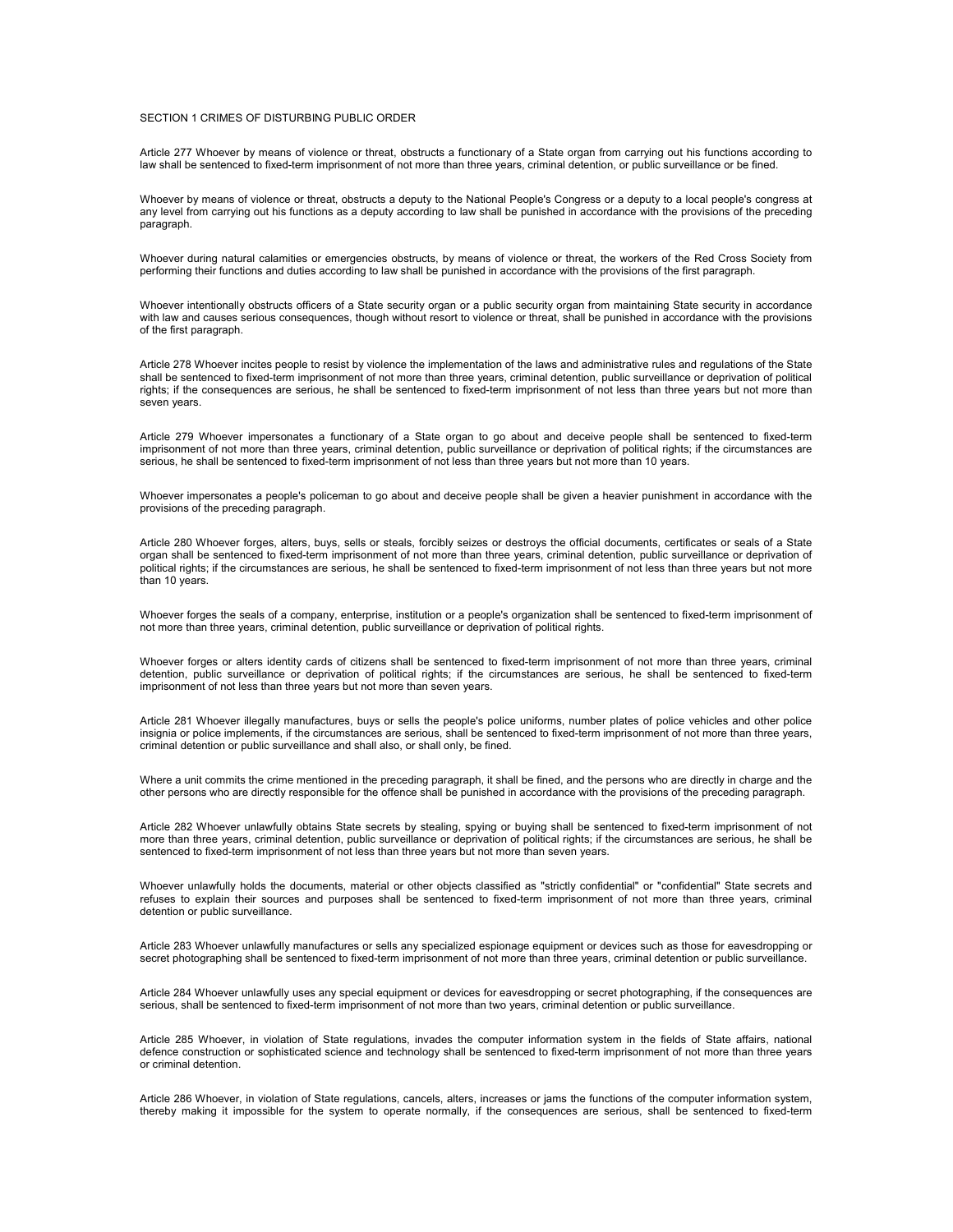## SECTION 1 CRIMES OF DISTURBING PUBLIC ORDER

Article 277 Whoever by means of violence or threat, obstructs a functionary of a State organ from carrying out his functions according to law shall be sentenced to fixed-term imprisonment of not more than three years, criminal detention, or public surveillance or be fined.

Whoever by means of violence or threat, obstructs a deputy to the National People's Congress or a deputy to a local people's congress at any level from carrying out his functions as a deputy according to law shall be punished in accordance with the provisions of the preceding paragraph.

Whoever during natural calamities or emergencies obstructs, by means of violence or threat, the workers of the Red Cross Society from performing their functions and duties according to law shall be punished in accordance with the provisions of the first paragraph.

Whoever intentionally obstructs officers of a State security organ or a public security organ from maintaining State security in accordance with law and causes serious consequences, though without resort to violence or threat, shall be punished in accordance with the provisions of the first paragraph.

Article 278 Whoever incites people to resist by violence the implementation of the laws and administrative rules and regulations of the State shall be sentenced to fixed-term imprisonment of not more than three years, criminal detention, public surveillance or deprivation of political rights; if the consequences are serious, he shall be sentenced to fixed-term imprisonment of not less than three years but not more than seven years.

Article 279 Whoever impersonates a functionary of a State organ to go about and deceive people shall be sentenced to fixed-term imprisonment of not more than three years, criminal detention, public surveillance or deprivation of political rights; if the circumstances are serious, he shall be sentenced to fixed-term imprisonment of not less than three years but not more than 10 years.

Whoever impersonates a people's policeman to go about and deceive people shall be given a heavier punishment in accordance with the provisions of the preceding paragraph.

Article 280 Whoever forges, alters, buys, sells or steals, forcibly seizes or destroys the official documents, certificates or seals of a State organ shall be sentenced to fixed-term imprisonment of not more than three years, criminal detention, public surveillance or deprivation of political rights; if the circumstances are serious, he shall be sentenced to fixed-term imprisonment of not less than three years but not more than 10 years.

Whoever forges the seals of a company, enterprise, institution or a people's organization shall be sentenced to fixed-term imprisonment of not more than three years, criminal detention, public surveillance or deprivation of political rights.

Whoever forges or alters identity cards of citizens shall be sentenced to fixed-term imprisonment of not more than three years, criminal detention, public surveillance or deprivation of political rights; if the circumstances are serious, he shall be sentenced to fixed-term imprisonment of not less than three years but not more than seven years.

Article 281 Whoever illegally manufactures, buys or sells the people's police uniforms, number plates of police vehicles and other police insignia or police implements, if the circumstances are serious, shall be sentenced to fixed-term imprisonment of not more than three years, criminal detention or public surveillance and shall also, or shall only, be fined.

Where a unit commits the crime mentioned in the preceding paragraph, it shall be fined, and the persons who are directly in charge and the other persons who are directly responsible for the offence shall be punished in accordance with the provisions of the preceding paragraph.

Article 282 Whoever unlawfully obtains State secrets by stealing, spying or buying shall be sentenced to fixed-term imprisonment of not more than three years, criminal detention, public surveillance or deprivation of political rights; if the circumstances are serious, he shall be sentenced to fixed-term imprisonment of not less than three years but not more than seven years.

Whoever unlawfully holds the documents, material or other objects classified as "strictly confidential" or "confidential" State secrets and refuses to explain their sources and purposes shall be sentenced to fixed-term imprisonment of not more than three years, criminal detention or public surveillance.

Article 283 Whoever unlawfully manufactures or sells any specialized espionage equipment or devices such as those for eavesdropping or secret photographing shall be sentenced to fixed-term imprisonment of not more than three years, criminal detention or public surveillance.

Article 284 Whoever unlawfully uses any special equipment or devices for eavesdropping or secret photographing, if the consequences are serious, shall be sentenced to fixed-term imprisonment of not more than two years, criminal detention or public surveillance.

Article 285 Whoever, in violation of State regulations, invades the computer information system in the fields of State affairs, national defence construction or sophisticated science and technology shall be sentenced to fixed-term imprisonment of not more than three years or criminal detention.

Article 286 Whoever, in violation of State regulations, cancels, alters, increases or jams the functions of the computer information system, thereby making it impossible for the system to operate normally, if the consequences are serious, shall be sentenced to fixed-term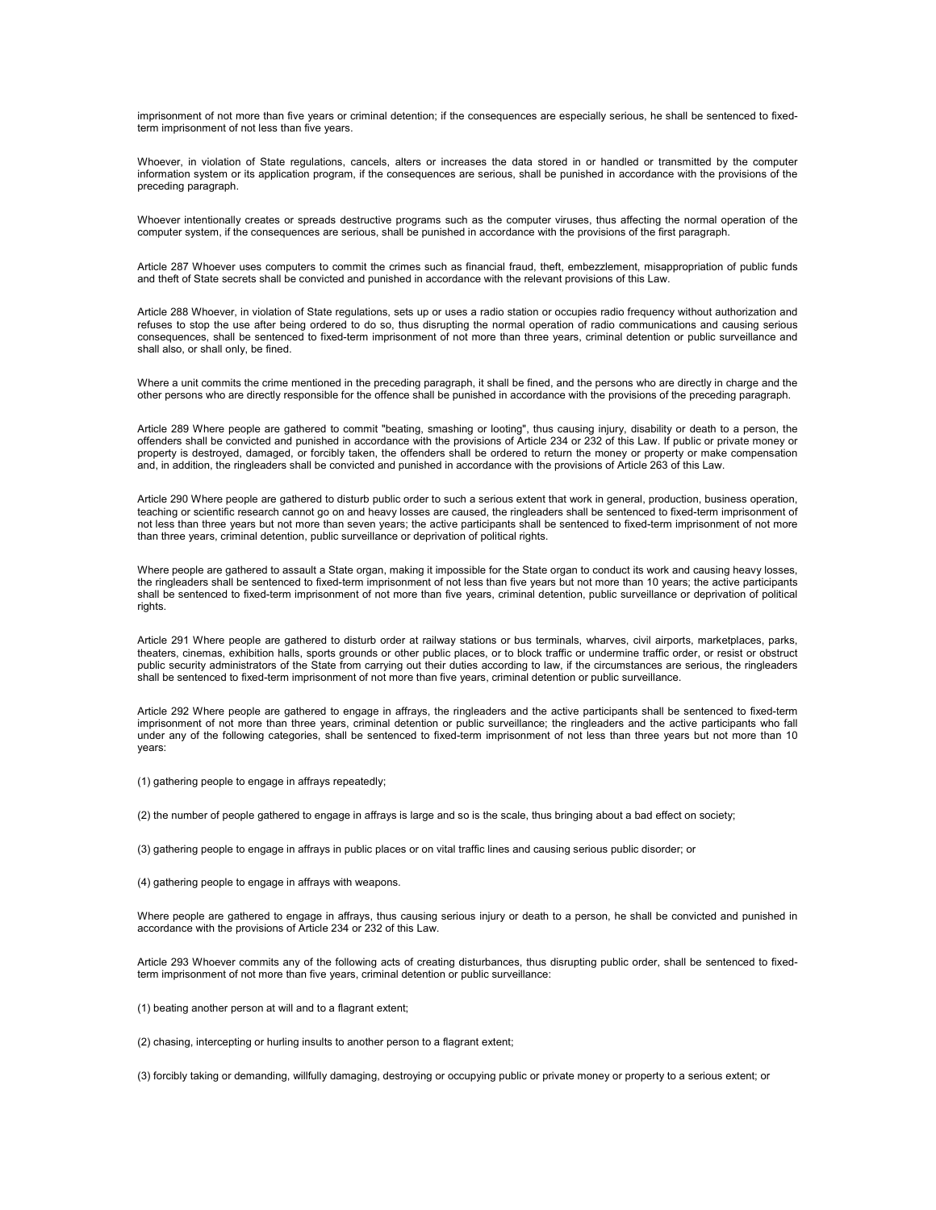imprisonment of not more than five years or criminal detention; if the consequences are especially serious, he shall be sentenced to fixed-term imprisonment of not less than five years.

Whoever, in violation of State regulations, cancels, alters or increases the data stored in or handled or transmitted by the computer information system or its application program, if the consequences are serious, shall be punished in accordance with the provisions of the preceding paragraph.

Whoever intentionally creates or spreads destructive programs such as the computer viruses, thus affecting the normal operation of the computer system, if the consequences are serious, shall be punished in accordance with the provisions of the first paragraph.

Article 287 Whoever uses computers to commit the crimes such as financial fraud, theft, embezzlement, misappropriation of public funds and theft of State secrets shall be convicted and punished in accordance with the relevant provisions of this Law.

Article 288 Whoever, in violation of State regulations, sets up or uses a radio station or occupies radio frequency without authorization and refuses to stop the use after being ordered to do so, thus disrupting the normal operation of radio communications and causing serious consequences, shall be sentenced to fixed-term imprisonment of not more than three years, criminal detention or public surveillance and shall also, or shall only, be fined.

Where a unit commits the crime mentioned in the preceding paragraph, it shall be fined, and the persons who are directly in charge and the other persons who are directly responsible for the offence shall be punished in accordance with the provisions of the preceding paragraph.

Article 289 Where people are gathered to commit "beating, smashing or looting", thus causing injury, disability or death to a person, the offenders shall be convicted and punished in accordance with the provisions of Article 234 or 232 of this Law. If public or private money or property is destroyed, damaged, or forcibly taken, the offenders shall be ordered to return the money or property or make compensation and, in addition, the ringleaders shall be convicted and punished in accordance with the provisions of Article 263 of this Law.

Article 290 Where people are gathered to disturb public order to such a serious extent that work in general, production, business operation, teaching or scientific research cannot go on and heavy losses are caused, the ringleaders shall be sentenced to fixed-term imprisonment of not less than three years but not more than seven years; the active participants shall be sentenced to fixed-term imprisonment of not more than three years, criminal detention, public surveillance or deprivation of political rights.

Where people are gathered to assault a State organ, making it impossible for the State organ to conduct its work and causing heavy losses, the ringleaders shall be sentenced to fixed-term imprisonment of not less than five years but not more than 10 years; the active participants shall be sentenced to fixed-term imprisonment of not more than five years, criminal detention, public surveillance or deprivation of political rights.

Article 291 Where people are gathered to disturb order at railway stations or bus terminals, wharves, civil airports, marketplaces, parks, theaters, cinemas, exhibition halls, sports grounds or other public places, or to block traffic or undermine traffic order, or resist or obstruct public security administrators of the State from carrying out their duties according to law, if the circumstances are serious, the ringleaders shall be sentenced to fixed-term imprisonment of not more than five years, criminal detention or public surveillance.

Article 292 Where people are gathered to engage in affrays, the ringleaders and the active participants shall be sentenced to fixed-term imprisonment of not more than three years, criminal detention or public surveillance; the ringleaders and the active participants who fall under any of the following categories, shall be sentenced to fixed-term imprisonment of not less than three years but not more than 10 years:

(1) gathering people to engage in affrays repeatedly;

(2) the number of people gathered to engage in affrays is large and so is the scale, thus bringing about a bad effect on society;

(3) gathering people to engage in affrays in public places or on vital traffic lines and causing serious public disorder; or

(4) gathering people to engage in affrays with weapons.

Where people are gathered to engage in affrays, thus causing serious injury or death to a person, he shall be convicted and punished in accordance with the provisions of Article 234 or 232 of this Law.

Article 293 Whoever commits any of the following acts of creating disturbances, thus disrupting public order, shall be sentenced to fixed-term imprisonment of not more than five years, criminal detention or public surveillance:

(1) beating another person at will and to a flagrant extent;

(2) chasing, intercepting or hurling insults to another person to a flagrant extent;

(3) forcibly taking or demanding, willfully damaging, destroying or occupying public or private money or property to a serious extent; or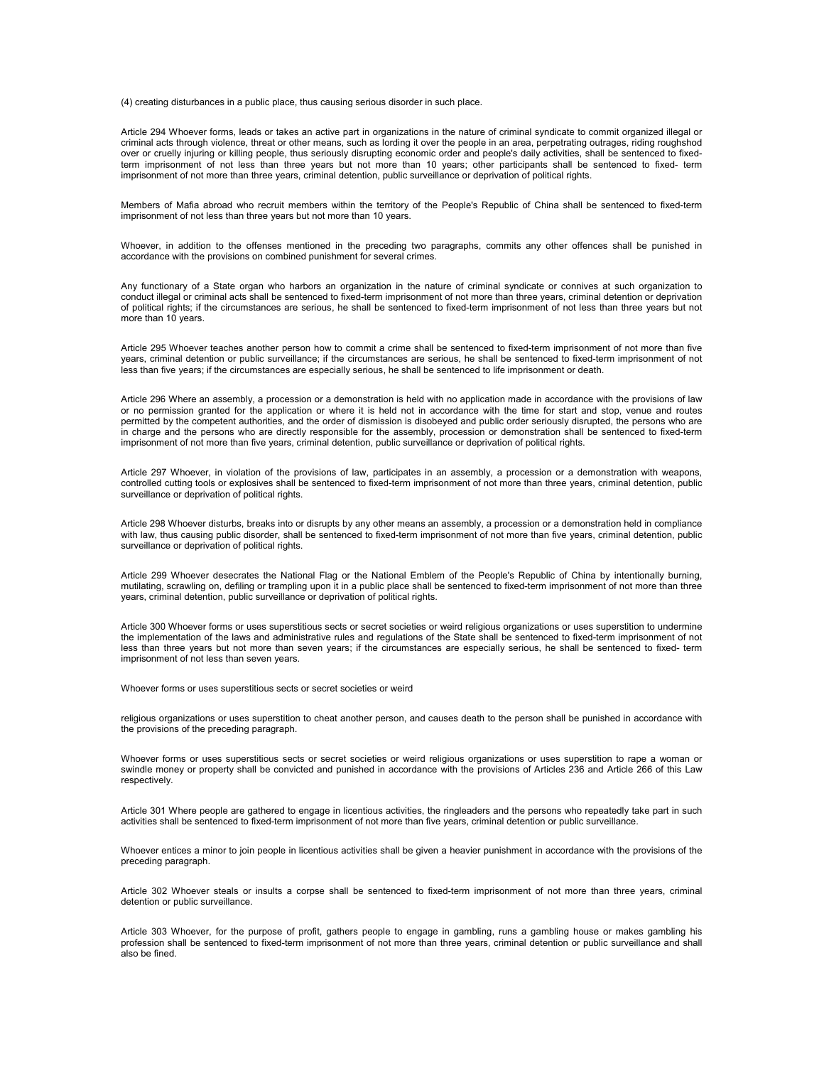(4) creating disturbances in a public place, thus causing serious disorder in such place.

Article 294 Whoever forms, leads or takes an active part in organizations in the nature of criminal syndicate to commit organized illegal or criminal acts through violence, threat or other means, such as lording it over the people in an area, perpetrating outrages, riding roughshod over or cruelly injuring or killing people, thus seriously disrupting economic order and people's daily activities, shall be sentenced to fixed-term imprisonment of not less than three years but not more than 10 years; other participants shall be sentenced to fixed- term imprisonment of not more than three years, criminal detention, public surveillance or deprivation of political rights.

Members of Mafia abroad who recruit members within the territory of the People's Republic of China shall be sentenced to fixed-term imprisonment of not less than three years but not more than 10 years.

Whoever, in addition to the offenses mentioned in the preceding two paragraphs, commits any other offences shall be punished in accordance with the provisions on combined punishment for several crimes.

Any functionary of a State organ who harbors an organization in the nature of criminal syndicate or connives at such organization to conduct illegal or criminal acts shall be sentenced to fixed-term imprisonment of not more than three years, criminal detention or deprivation of political rights; if the circumstances are serious, he shall be sentenced to fixed-term imprisonment of not less than three years but not more than 10 years.

Article 295 Whoever teaches another person how to commit a crime shall be sentenced to fixed-term imprisonment of not more than five years, criminal detention or public surveillance; if the circumstances are serious, he shall be sentenced to fixed-term imprisonment of not less than five years; if the circumstances are especially serious, he shall be sentenced to life imprisonment or death.

Article 296 Where an assembly, a procession or a demonstration is held with no application made in accordance with the provisions of law or no permission granted for the application or where it is held not in accordance with the time for start and stop, venue and routes permitted by the competent authorities, and the order of dismission is disobeyed and public order seriously disrupted, the persons who are in charge and the persons who are directly responsible for the assembly, procession or demonstration shall be sentenced to fixed-term imprisonment of not more than five years, criminal detention, public surveillance or deprivation of political rights.

Article 297 Whoever, in violation of the provisions of law, participates in an assembly, a procession or a demonstration with weapons, controlled cutting tools or explosives shall be sentenced to fixed-term imprisonment of not more than three years, criminal detention, public surveillance or deprivation of political rights.

Article 298 Whoever disturbs, breaks into or disrupts by any other means an assembly, a procession or a demonstration held in compliance with law, thus causing public disorder, shall be sentenced to fixed-term imprisonment of not more than five years, criminal detention, public surveillance or deprivation of political rights.

Article 299 Whoever desecrates the National Flag or the National Emblem of the People's Republic of China by intentionally burning, mutilating, scrawling on, defiling or trampling upon it in a public place shall be sentenced to fixed-term imprisonment of not more than three years, criminal detention, public surveillance or deprivation of political rights.

Article 300 Whoever forms or uses superstitious sects or secret societies or weird religious organizations or uses superstition to undermine the implementation of the laws and administrative rules and regulations of the State shall be sentenced to fixed-term imprisonment of not less than three years but not more than seven years; if the circumstances are especially serious, he shall be sentenced to fixed- term imprisonment of not less than seven years.

Whoever forms or uses superstitious sects or secret societies or weird

religious organizations or uses superstition to cheat another person, and causes death to the person shall be punished in accordance with the provisions of the preceding paragraph.

Whoever forms or uses superstitious sects or secret societies or weird religious organizations or uses superstition to rape a woman or swindle money or property shall be convicted and punished in accordance with the provisions of Articles 236 and Article 266 of this Law respectively.

Article 301 Where people are gathered to engage in licentious activities, the ringleaders and the persons who repeatedly take part in such activities shall be sentenced to fixed-term imprisonment of not more than five years, criminal detention or public surveillance.

Whoever entices a minor to join people in licentious activities shall be given a heavier punishment in accordance with the provisions of the preceding paragraph.

Article 302 Whoever steals or insults a corpse shall be sentenced to fixed-term imprisonment of not more than three years, criminal detention or public surveillance.

Article 303 Whoever, for the purpose of profit, gathers people to engage in gambling, runs a gambling house or makes gambling his profession shall be sentenced to fixed-term imprisonment of not more than three years, criminal detention or public surveillance and shall also be fined.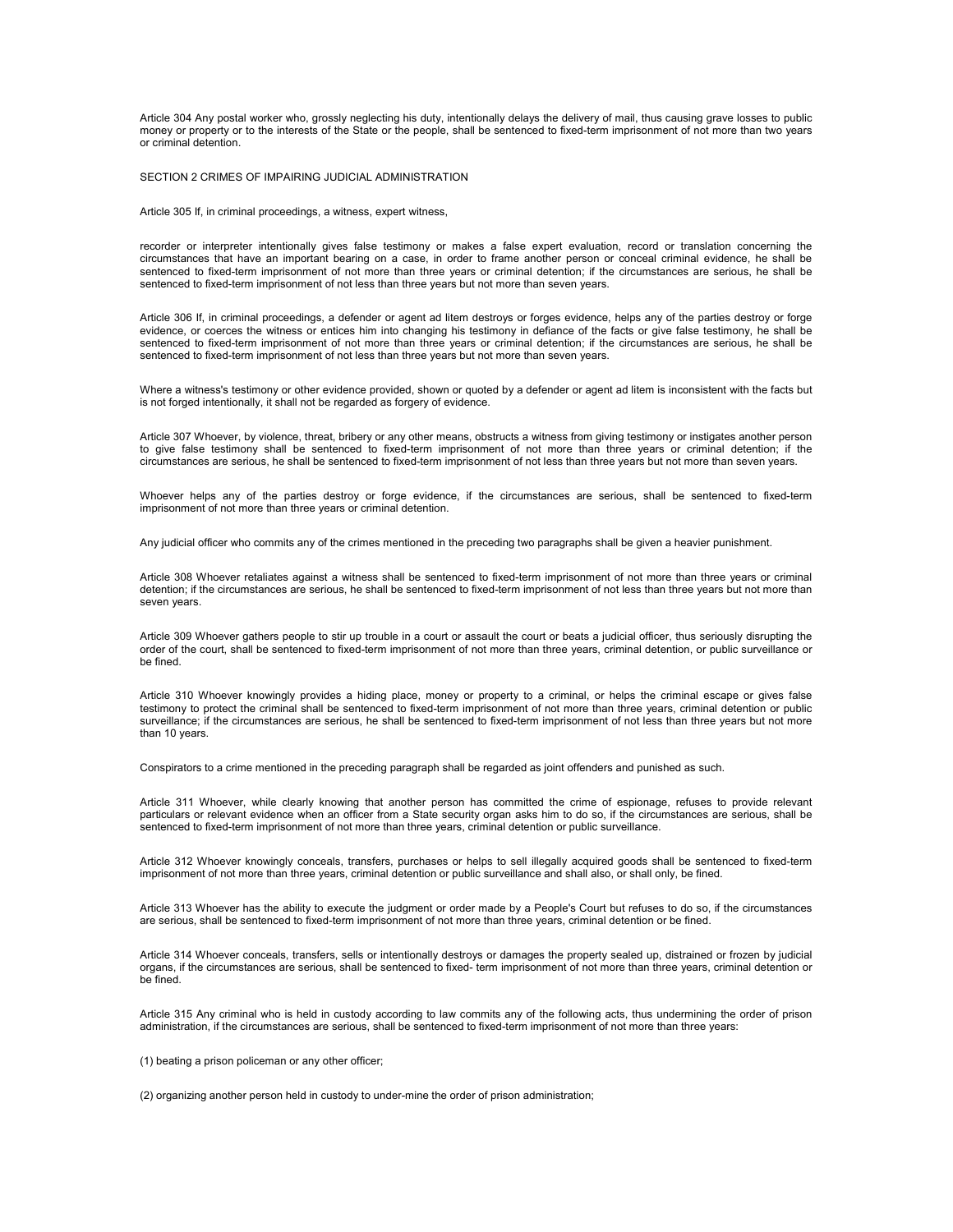Article 304 Any postal worker who, grossly neglecting his duty, intentionally delays the delivery of mail, thus causing grave losses to public money or property or to the interests of the State or the people, shall be sentenced to fixed-term imprisonment of not more than two years or criminal detention.

## SECTION 2 CRIMES OF IMPAIRING JUDICIAL ADMINISTRATION

Article 305 If, in criminal proceedings, a witness, expert witness,

recorder or interpreter intentionally gives false testimony or makes a false expert evaluation, record or translation concerning the circumstances that have an important bearing on a case, in order to frame another person or conceal criminal evidence, he shall be sentenced to fixed-term imprisonment of not more than three years or criminal detention; if the circumstances are serious, he shall be sentenced to fixed-term imprisonment of not less than three years but not more than seven years.

Article 306 If, in criminal proceedings, a defender or agent ad litem destroys or forges evidence, helps any of the parties destroy or forge evidence, or coerces the witness or entices him into changing his testimony in defiance of the facts or give false testimony, he shall be sentenced to fixed-term imprisonment of not more than three years or criminal detention; if the circumstances are serious, he shall be sentenced to fixed-term imprisonment of not less than three years but not more than seven years.

Where a witness's testimony or other evidence provided, shown or quoted by a defender or agent ad litem is inconsistent with the facts but is not forged intentionally, it shall not be regarded as forgery of evidence.

Article 307 Whoever, by violence, threat, bribery or any other means, obstructs a witness from giving testimony or instigates another person to give false testimony shall be sentenced to fixed-term imprisonment of not more than three years or criminal detention; if the circumstances are serious, he shall be sentenced to fixed-term imprisonment of not less than three years but not more than seven years.

Whoever helps any of the parties destroy or forge evidence, if the circumstances are serious, shall be sentenced to fixed-term imprisonment of not more than three years or criminal detention.

Any judicial officer who commits any of the crimes mentioned in the preceding two paragraphs shall be given a heavier punishment.

Article 308 Whoever retaliates against a witness shall be sentenced to fixed-term imprisonment of not more than three years or criminal detention; if the circumstances are serious, he shall be sentenced to fixed-term imprisonment of not less than three years but not more than seven years.

Article 309 Whoever gathers people to stir up trouble in a court or assault the court or beats a judicial officer, thus seriously disrupting the order of the court, shall be sentenced to fixed-term imprisonment of not more than three years, criminal detention, or public surveillance or be fined.

Article 310 Whoever knowingly provides a hiding place, money or property to a criminal, or helps the criminal escape or gives false testimony to protect the criminal shall be sentenced to fixed-term imprisonment of not more than three years, criminal detention or public surveillance; if the circumstances are serious, he shall be sentenced to fixed-term imprisonment of not less than three years but not more than 10 years.

Conspirators to a crime mentioned in the preceding paragraph shall be regarded as joint offenders and punished as such.

Article 311 Whoever, while clearly knowing that another person has committed the crime of espionage, refuses to provide relevant particulars or relevant evidence when an officer from a State security organ asks him to do so, if the circumstances are serious, shall be sentenced to fixed-term imprisonment of not more than three years, criminal detention or public surveillance.

Article 312 Whoever knowingly conceals, transfers, purchases or helps to sell illegally acquired goods shall be sentenced to fixed-term imprisonment of not more than three years, criminal detention or public surveillance and shall also, or shall only, be fined.

Article 313 Whoever has the ability to execute the judgment or order made by a People's Court but refuses to do so, if the circumstances are serious, shall be sentenced to fixed-term imprisonment of not more than three years, criminal detention or be fined.

Article 314 Whoever conceals, transfers, sells or intentionally destroys or damages the property sealed up, distrained or frozen by judicial organs, if the circumstances are serious, shall be sentenced to fixed- term imprisonment of not more than three years, criminal detention or be fined.

Article 315 Any criminal who is held in custody according to law commits any of the following acts, thus undermining the order of prison administration, if the circumstances are serious, shall be sentenced to fixed-term imprisonment of not more than three years:

(1) beating a prison policeman or any other officer;

(2) organizing another person held in custody to under-mine the order of prison administration;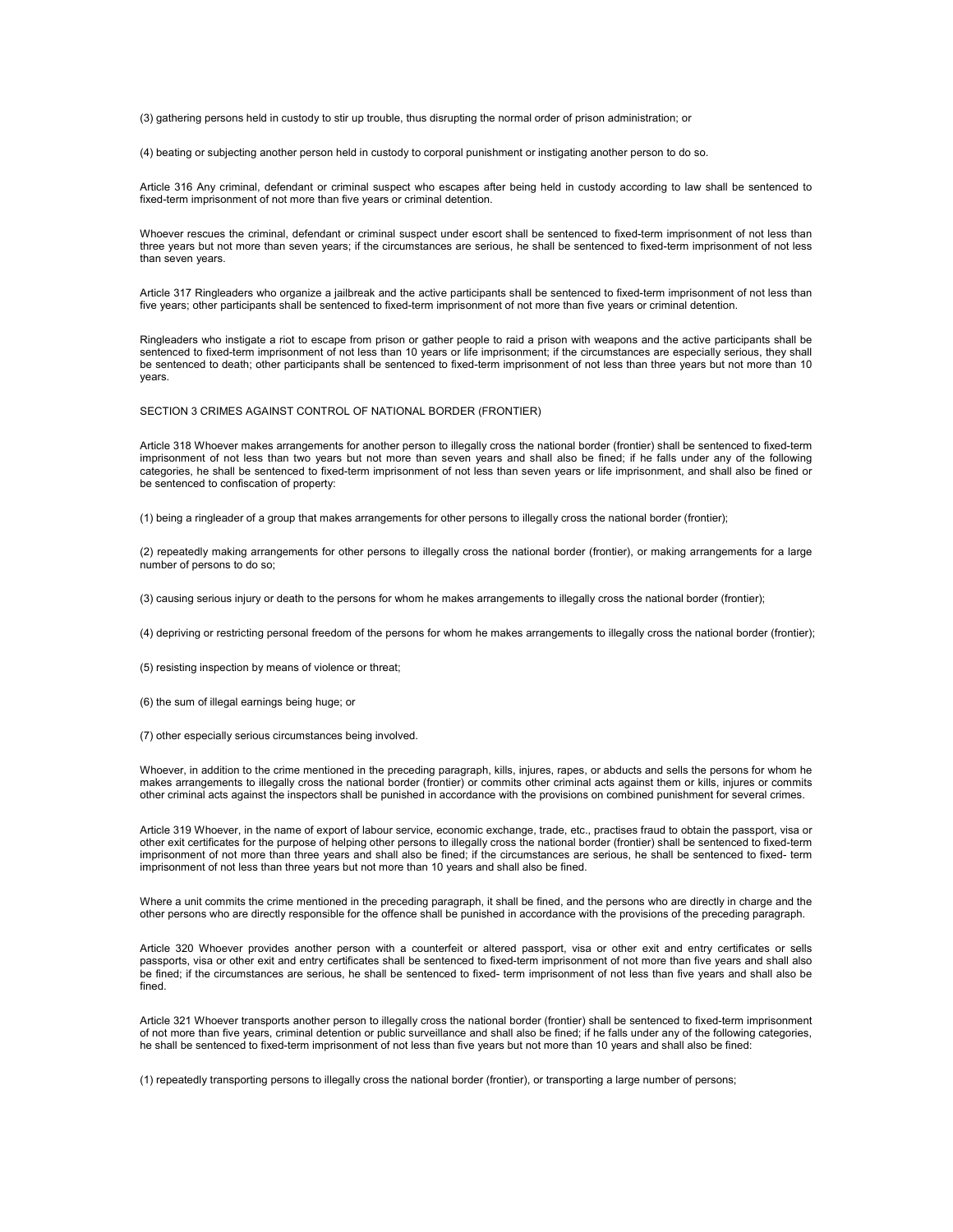(3) gathering persons held in custody to stir up trouble, thus disrupting the normal order of prison administration; or

(4) beating or subjecting another person held in custody to corporal punishment or instigating another person to do so.

Article 316 Any criminal, defendant or criminal suspect who escapes after being held in custody according to law shall be sentenced to fixed-term imprisonment of not more than five years or criminal detention.

Whoever rescues the criminal, defendant or criminal suspect under escort shall be sentenced to fixed-term imprisonment of not less than three years but not more than seven years; if the circumstances are serious, he shall be sentenced to fixed-term imprisonment of not less than seven years.

Article 317 Ringleaders who organize a jailbreak and the active participants shall be sentenced to fixed-term imprisonment of not less than five years; other participants shall be sentenced to fixed-term imprisonment of not more than five years or criminal detention.

Ringleaders who instigate a riot to escape from prison or gather people to raid a prison with weapons and the active participants shall be sentenced to fixed-term imprisonment of not less than 10 years or life imprisonment; if the circumstances are especially serious, they shall be sentenced to death; other participants shall be sentenced to fixed-term imprisonment of not less than three years but not more than 10 years.

## SECTION 3 CRIMES AGAINST CONTROL OF NATIONAL BORDER (FRONTIER)

Article 318 Whoever makes arrangements for another person to illegally cross the national border (frontier) shall be sentenced to fixed-term imprisonment of not less than two years but not more than seven years and shall also be fined; if he falls under any of the following categories, he shall be sentenced to fixed-term imprisonment of not less than seven years or life imprisonment, and shall also be fined or be sentenced to confiscation of property:

(1) being a ringleader of a group that makes arrangements for other persons to illegally cross the national border (frontier);

(2) repeatedly making arrangements for other persons to illegally cross the national border (frontier), or making arrangements for a large number of persons to do so;

(3) causing serious injury or death to the persons for whom he makes arrangements to illegally cross the national border (frontier);

(4) depriving or restricting personal freedom of the persons for whom he makes arrangements to illegally cross the national border (frontier);

(5) resisting inspection by means of violence or threat;

(6) the sum of illegal earnings being huge; or

(7) other especially serious circumstances being involved.

Whoever, in addition to the crime mentioned in the preceding paragraph, kills, injures, rapes, or abducts and sells the persons for whom he makes arrangements to illegally cross the national border (frontier) or commits other criminal acts against them or kills, injures or commits other criminal acts against the inspectors shall be punished in accordance with the provisions on combined punishment for several crimes.

Article 319 Whoever, in the name of export of labour service, economic exchange, trade, etc., practises fraud to obtain the passport, visa or other exit certificates for the purpose of helping other persons to illegally cross the national border (frontier) shall be sentenced to fixed-term imprisonment of not more than three years and shall also be fined; if the circumstances are serious, he shall be sentenced to fixed- term imprisonment of not less than three years but not more than 10 years and shall also be fined.

Where a unit commits the crime mentioned in the preceding paragraph, it shall be fined, and the persons who are directly in charge and the other persons who are directly responsible for the offence shall be punished in accordance with the provisions of the preceding paragraph.

Article 320 Whoever provides another person with a counterfeit or altered passport, visa or other exit and entry certificates or sells passports, visa or other exit and entry certificates shall be sentenced to fixed-term imprisonment of not more than five years and shall also be fined; if the circumstances are serious, he shall be sentenced to fixed- term imprisonment of not less than five years and shall also be fined.

Article 321 Whoever transports another person to illegally cross the national border (frontier) shall be sentenced to fixed-term imprisonment of not more than five years, criminal detention or public surveillance and shall also be fined; if he falls under any of the following categories, he shall be sentenced to fixed-term imprisonment of not less than five years but not more than 10 years and shall also be fined:

(1) repeatedly transporting persons to illegally cross the national border (frontier), or transporting a large number of persons;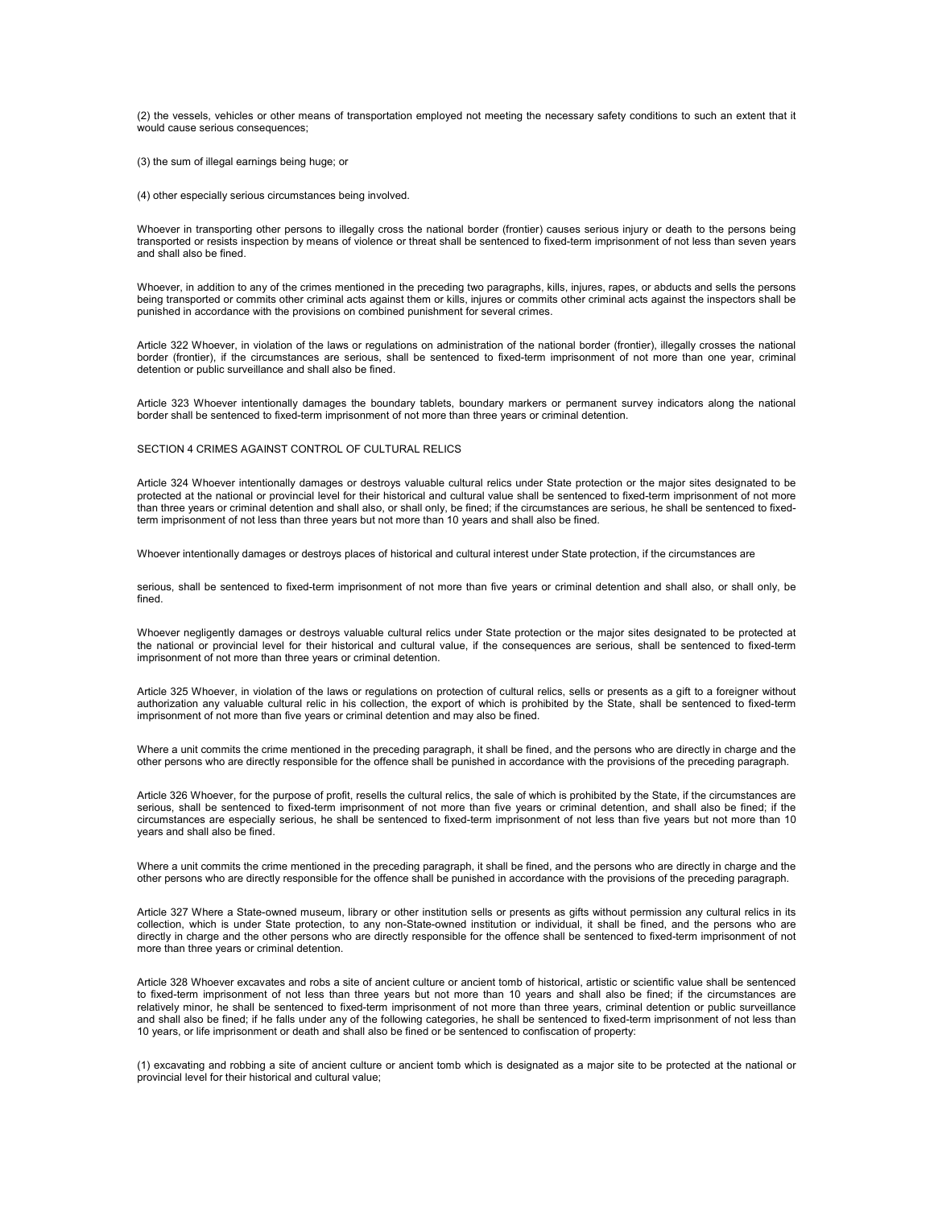(2) the vessels, vehicles or other means of transportation employed not meeting the necessary safety conditions to such an extent that it would cause serious consequences;

(3) the sum of illegal earnings being huge; or

(4) other especially serious circumstances being involved.

Whoever in transporting other persons to illegally cross the national border (frontier) causes serious injury or death to the persons being transported or resists inspection by means of violence or threat shall be sentenced to fixed-term imprisonment of not less than seven years and shall also be fined.

Whoever, in addition to any of the crimes mentioned in the preceding two paragraphs, kills, injures, rapes, or abducts and sells the persons being transported or commits other criminal acts against them or kills, injures or commits other criminal acts against the inspectors shall be punished in accordance with the provisions on combined punishment for several crimes.

Article 322 Whoever, in violation of the laws or regulations on administration of the national border (frontier), illegally crosses the national border (frontier), if the circumstances are serious, shall be sentenced to fixed-term imprisonment of not more than one year, criminal detention or public surveillance and shall also be fined.

Article 323 Whoever intentionally damages the boundary tablets, boundary markers or permanent survey indicators along the national border shall be sentenced to fixed-term imprisonment of not more than three years or criminal detention.

## SECTION 4 CRIMES AGAINST CONTROL OF CULTURAL RELICS

Article 324 Whoever intentionally damages or destroys valuable cultural relics under State protection or the major sites designated to be protected at the national or provincial level for their historical and cultural value shall be sentenced to fixed-term imprisonment of not more than three years or criminal detention and shall also, or shall only, be fined; if the circumstances are serious, he shall be sentenced to fixed-term imprisonment of not less than three years but not more than 10 years and shall also be fined.

Whoever intentionally damages or destroys places of historical and cultural interest under State protection, if the circumstances are serious, shall be sentenced to fixed-term imprisonment of not more than five years or criminal detention and shall also, or shall only, be fined.

Whoever negligently damages or destroys valuable cultural relics under State protection or the major sites designated to be protected at the national or provincial level for their historical and cultural value, if the consequences are serious, shall be sentenced to fixed-term imprisonment of not more than three years or criminal detention.

Article 325 Whoever, in violation of the laws or regulations on protection of cultural relics, sells or presents as a gift to a foreigner without authorization any valuable cultural relic in his collection, the export of which is prohibited by the State, shall be sentenced to fixed-term imprisonment of not more than five years or criminal detention and may also be fined.

Where a unit commits the crime mentioned in the preceding paragraph, it shall be fined, and the persons who are directly in charge and the other persons who are directly responsible for the offence shall be punished in accordance with the provisions of the preceding paragraph.

Article 326 Whoever, for the purpose of profit, resells the cultural relics, the sale of which is prohibited by the State, if the circumstances are serious, shall be sentenced to fixed-term imprisonment of not more than five years or criminal detention, and shall also be fined; if the circumstances are especially serious, he shall be sentenced to fixed-term imprisonment of not less than five years but not more than 10 years and shall also be fined.

Where a unit commits the crime mentioned in the preceding paragraph, it shall be fined, and the persons who are directly in charge and the other persons who are directly responsible for the offence shall be punished in accordance with the provisions of the preceding paragraph.

Article 327 Where a State-owned museum, library or other institution sells or presents as gifts without permission any cultural relics in its collection, which is under State protection, to any non-State-owned institution or individual, it shall be fined, and the persons who are directly in charge and the other persons who are directly responsible for the offence shall be sentenced to fixed-term imprisonment of not more than three years or criminal detention.

Article 328 Whoever excavates and robs a site of ancient culture or ancient tomb of historical, artistic or scientific value shall be sentenced to fixed-term imprisonment of not less than three years but not more than 10 years and shall also be fined; if the circumstances are relatively minor, he shall be sentenced to fixed-term imprisonment of not more than three years, criminal detention or public surveillance and shall also be fined; if he falls under any of the following categories, he shall be sentenced to fixed-term imprisonment of not less than 10 years, or life imprisonment or death and shall also be fined or be sentenced to confiscation of property:

(1) excavating and robbing a site of ancient culture or ancient tomb which is designated as a major site to be protected at the national or provincial level for their historical and cultural value;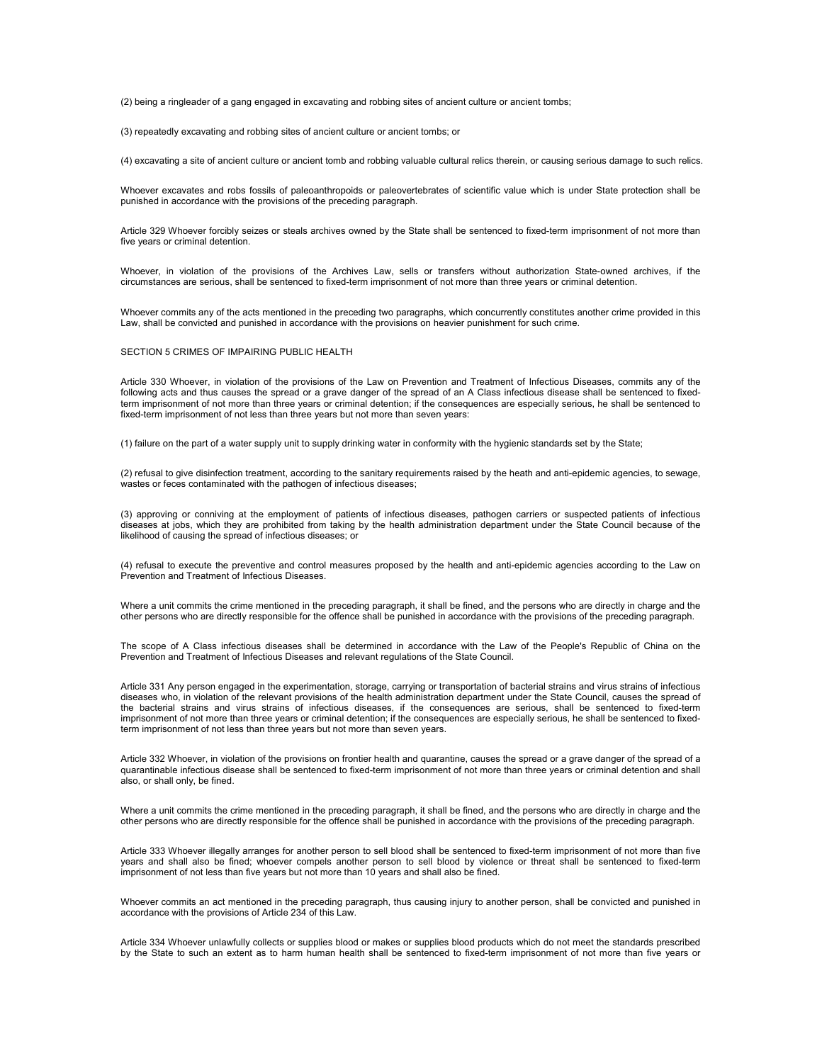(2) being a ringleader of a gang engaged in excavating and robbing sites of ancient culture or ancient tombs;

(3) repeatedly excavating and robbing sites of ancient culture or ancient tombs; or

(4) excavating a site of ancient culture or ancient tomb and robbing valuable cultural relics therein, or causing serious damage to such relics.

Whoever excavates and robs fossils of paleoanthropoids or paleovertebrates of scientific value which is under State protection shall be punished in accordance with the provisions of the preceding paragraph.

Article 329 Whoever forcibly seizes or steals archives owned by the State shall be sentenced to fixed-term imprisonment of not more than five years or criminal detention.

Whoever, in violation of the provisions of the Archives Law, sells or transfers without authorization State-owned archives, if the circumstances are serious, shall be sentenced to fixed-term imprisonment of not more than three years or criminal detention.

Whoever commits any of the acts mentioned in the preceding two paragraphs, which concurrently constitutes another crime provided in this Law, shall be convicted and punished in accordance with the provisions on heavier punishment for such crime.

## SECTION 5 CRIMES OF IMPAIRING PUBLIC HEALTH

Article 330 Whoever, in violation of the provisions of the Law on Prevention and Treatment of Infectious Diseases, commits any of the following acts and thus causes the spread or a grave danger of the spread of an A Class infectious disease shall be sentenced to fixed-term imprisonment of not more than three years or criminal detention; if the consequences are especially serious, he shall be sentenced to fixed-term imprisonment of not less than three years but not more than seven years:

(1) failure on the part of a water supply unit to supply drinking water in conformity with the hygienic standards set by the State;

(2) refusal to give disinfection treatment, according to the sanitary requirements raised by the heath and anti-epidemic agencies, to sewage, wastes or feces contaminated with the pathogen of infectious diseases;

(3) approving or conniving at the employment of patients of infectious diseases, pathogen carriers or suspected patients of infectious diseases at jobs, which they are prohibited from taking by the health administration department under the State Council because of the likelihood of causing the spread of infectious diseases; or

(4) refusal to execute the preventive and control measures proposed by the health and anti-epidemic agencies according to the Law on Prevention and Treatment of Infectious Diseases.

Where a unit commits the crime mentioned in the preceding paragraph, it shall be fined, and the persons who are directly in charge and the other persons who are directly responsible for the offence shall be punished in accordance with the provisions of the preceding paragraph.

The scope of A Class infectious diseases shall be determined in accordance with the Law of the People's Republic of China on the Prevention and Treatment of Infectious Diseases and relevant regulations of the State Council.

Article 331 Any person engaged in the experimentation, storage, carrying or transportation of bacterial strains and virus strains of infectious diseases who, in violation of the relevant provisions of the health administration department under the State Council, causes the spread of the bacterial strains and virus strains of infectious diseases, if the consequences are serious, shall be sentenced to fixed-term imprisonment of not more than three years or criminal detention; if the consequences are especially serious, he shall be sentenced to fixed-term imprisonment of not less than three years but not more than seven years.

Article 332 Whoever, in violation of the provisions on frontier health and quarantine, causes the spread or a grave danger of the spread of a quarantinable infectious disease shall be sentenced to fixed-term imprisonment of not more than three years or criminal detention and shall also, or shall only, be fined.

Where a unit commits the crime mentioned in the preceding paragraph, it shall be fined, and the persons who are directly in charge and the other persons who are directly responsible for the offence shall be punished in accordance with the provisions of the preceding paragraph.

Article 333 Whoever illegally arranges for another person to sell blood shall be sentenced to fixed-term imprisonment of not more than five years and shall also be fined; whoever compels another person to sell blood by violence or threat shall be sentenced to fixed-term imprisonment of not less than five years but not more than 10 years and shall also be fined.

Whoever commits an act mentioned in the preceding paragraph, thus causing injury to another person, shall be convicted and punished in accordance with the provisions of Article 234 of this Law.

Article 334 Whoever unlawfully collects or supplies blood or makes or supplies blood products which do not meet the standards prescribed by the State to such an extent as to harm human health shall be sentenced to fixed-term imprisonment of not more than five years or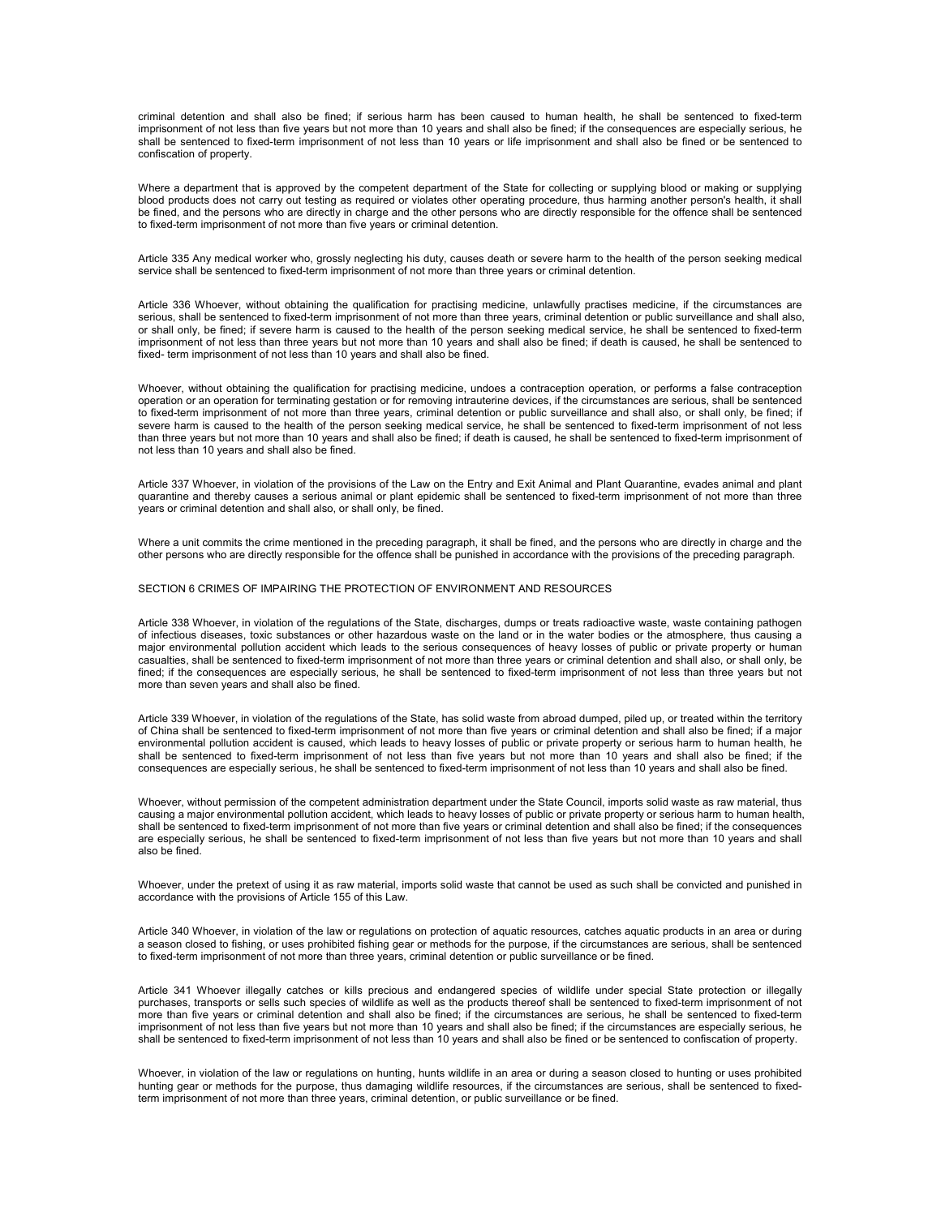criminal detention and shall also be fined; if serious harm has been caused to human health, he shall be sentenced to fixed-term imprisonment of not less than five years but not more than 10 years and shall also be fined; if the consequences are especially serious, he shall be sentenced to fixed-term imprisonment of not less than 10 years or life imprisonment and shall also be fined or be sentenced to confiscation of property.

Where a department that is approved by the competent department of the State for collecting or supplying blood or making or supplying blood products does not carry out testing as required or violates other operating procedure, thus harming another person's health, it shall be fined, and the persons who are directly in charge and the other persons who are directly responsible for the offence shall be sentenced to fixed-term imprisonment of not more than five years or criminal detention.

Article 335 Any medical worker who, grossly neglecting his duty, causes death or severe harm to the health of the person seeking medical service shall be sentenced to fixed-term imprisonment of not more than three years or criminal detention.

Article 336 Whoever, without obtaining the qualification for practising medicine, unlawfully practises medicine, if the circumstances are serious, shall be sentenced to fixed-term imprisonment of not more than three years, criminal detention or public surveillance and shall also, or shall only, be fined; if severe harm is caused to the health of the person seeking medical service, he shall be sentenced to fixed-term imprisonment of not less than three years but not more than 10 years and shall also be fined; if death is caused, he shall be sentenced to fixed- term imprisonment of not less than 10 years and shall also be fined.

Whoever, without obtaining the qualification for practising medicine, undoes a contraception operation, or performs a false contraception operation or an operation for terminating gestation or for removing intrauterine devices, if the circumstances are serious, shall be sentenced to fixed-term imprisonment of not more than three years, criminal detention or public surveillance and shall also, or shall only, be fined; if severe harm is caused to the health of the person seeking medical service, he shall be sentenced to fixed-term imprisonment of not less than three years but not more than 10 years and shall also be fined; if death is caused, he shall be sentenced to fixed-term imprisonment of not less than 10 years and shall also be fined.

Article 337 Whoever, in violation of the provisions of the Law on the Entry and Exit Animal and Plant Quarantine, evades animal and plant quarantine and thereby causes a serious animal or plant epidemic shall be sentenced to fixed-term imprisonment of not more than three years or criminal detention and shall also, or shall only, be fined.

Where a unit commits the crime mentioned in the preceding paragraph, it shall be fined, and the persons who are directly in charge and the other persons who are directly responsible for the offence shall be punished in accordance with the provisions of the preceding paragraph.

## SECTION 6 CRIMES OF IMPAIRING THE PROTECTION OF ENVIRONMENT AND RESOURCES

Article 338 Whoever, in violation of the regulations of the State, discharges, dumps or treats radioactive waste, waste containing pathogen of infectious diseases, toxic substances or other hazardous waste on the land or in the water bodies or the atmosphere, thus causing a major environmental pollution accident which leads to the serious consequences of heavy losses of public or private property or human casualties, shall be sentenced to fixed-term imprisonment of not more than three years or criminal detention and shall also, or shall only, be fined; if the consequences are especially serious, he shall be sentenced to fixed-term imprisonment of not less than three years but not more than seven years and shall also be fined.

Article 339 Whoever, in violation of the regulations of the State, has solid waste from abroad dumped, piled up, or treated within the territory of China shall be sentenced to fixed-term imprisonment of not more than five years or criminal detention and shall also be fined; if a major environmental pollution accident is caused, which leads to heavy losses of public or private property or serious harm to human health, he shall be sentenced to fixed-term imprisonment of not less than five years but not more than 10 years and shall also be fined; if the consequences are especially serious, he shall be sentenced to fixed-term imprisonment of not less than 10 years and shall also be fined.

Whoever, without permission of the competent administration department under the State Council, imports solid waste as raw material, thus causing a major environmental pollution accident, which leads to heavy losses of public or private property or serious harm to human health, shall be sentenced to fixed-term imprisonment of not more than five years or criminal detention and shall also be fined; if the consequences are especially serious, he shall be sentenced to fixed-term imprisonment of not less than five years but not more than 10 years and shall also be fined.

Whoever, under the pretext of using it as raw material, imports solid waste that cannot be used as such shall be convicted and punished in accordance with the provisions of Article 155 of this Law.

Article 340 Whoever, in violation of the law or regulations on protection of aquatic resources, catches aquatic products in an area or during a season closed to fishing, or uses prohibited fishing gear or methods for the purpose, if the circumstances are serious, shall be sentenced to fixed-term imprisonment of not more than three years, criminal detention or public surveillance or be fined.

Article 341 Whoever illegally catches or kills precious and endangered species of wildlife under special State protection or illegally purchases, transports or sells such species of wildlife as well as the products thereof shall be sentenced to fixed-term imprisonment of not more than five years or criminal detention and shall also be fined; if the circumstances are serious, he shall be sentenced to fixed-term imprisonment of not less than five years but not more than 10 years and shall also be fined; if the circumstances are especially serious, he shall be sentenced to fixed-term imprisonment of not less than 10 years and shall also be fined or be sentenced to confiscation of property.

Whoever, in violation of the law or regulations on hunting, hunts wildlife in an area or during a season closed to hunting or uses prohibited hunting gear or methods for the purpose, thus damaging wildlife resources, if the circumstances are serious, shall be sentenced to fixed-term imprisonment of not more than three years, criminal detention, or public surveillance or be fined.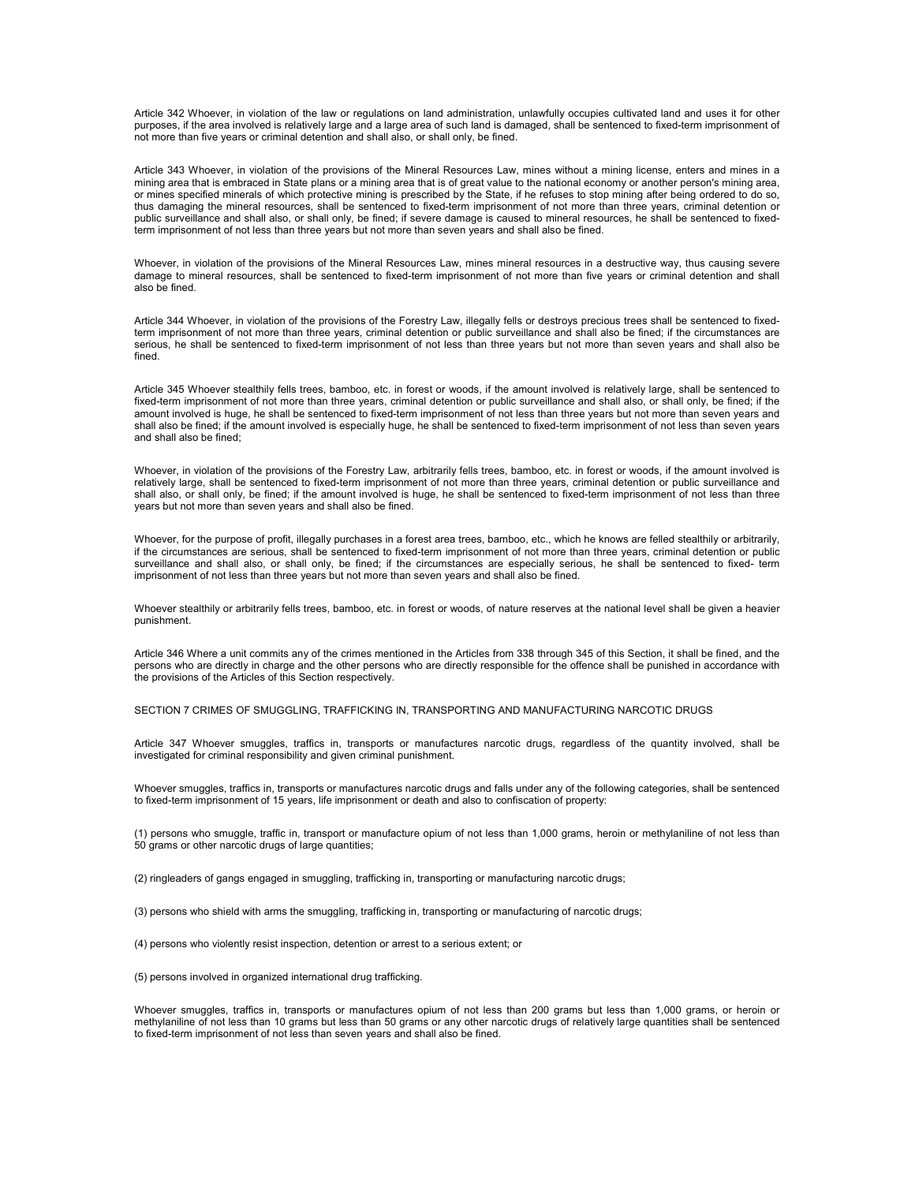Article 342 Whoever, in violation of the law or regulations on land administration, unlawfully occupies cultivated land and uses it for other purposes, if the area involved is relatively large and a large area of such land is damaged, shall be sentenced to fixed-term imprisonment of not more than five years or criminal detention and shall also, or shall only, be fined.

Article 343 Whoever, in violation of the provisions of the Mineral Resources Law, mines without a mining license, enters and mines in a mining area that is embraced in State plans or a mining area that is of great value to the national economy or another person's mining area, or mines specified minerals of which protective mining is prescribed by the State, if he refuses to stop mining after being ordered to do so, thus damaging the mineral resources, shall be sentenced to fixed-term imprisonment of not more than three years, criminal detention or public surveillance and shall also, or shall only, be fined; if severe damage is caused to mineral resources, he shall be sentenced to fixed-term imprisonment of not less than three years but not more than seven years and shall also be fined.

Whoever, in violation of the provisions of the Mineral Resources Law, mines mineral resources in a destructive way, thus causing severe damage to mineral resources, shall be sentenced to fixed-term imprisonment of not more than five years or criminal detention and shall also be fined.

Article 344 Whoever, in violation of the provisions of the Forestry Law, illegally fells or destroys precious trees shall be sentenced to fixed-term imprisonment of not more than three years, criminal detention or public surveillance and shall also be fined; if the circumstances are serious, he shall be sentenced to fixed-term imprisonment of not less than three years but not more than seven years and shall also be fined.

Article 345 Whoever stealthily fells trees, bamboo, etc. in forest or woods, if the amount involved is relatively large, shall be sentenced to fixed-term imprisonment of not more than three years, criminal detention or public surveillance and shall also, or shall only, be fined; if the amount involved is huge, he shall be sentenced to fixed-term imprisonment of not less than three years but not more than seven years and shall also be fined; if the amount involved is especially huge, he shall be sentenced to fixed-term imprisonment of not less than seven years and shall also be fined;

Whoever, in violation of the provisions of the Forestry Law, arbitrarily fells trees, bamboo, etc. in forest or woods, if the amount involved is relatively large, shall be sentenced to fixed-term imprisonment of not more than three years, criminal detention or public surveillance and shall also, or shall only, be fined; if the amount involved is huge, he shall be sentenced to fixed-term imprisonment of not less than three years but not more than seven years and shall also be fined.

Whoever, for the purpose of profit, illegally purchases in a forest area trees, bamboo, etc., which he knows are felled stealthily or arbitrarily, if the circumstances are serious, shall be sentenced to fixed-term imprisonment of not more than three years, criminal detention or public surveillance and shall also, or shall only, be fined; if the circumstances are especially serious, he shall be sentenced to fixed- term imprisonment of not less than three years but not more than seven years and shall also be fined.

Whoever stealthily or arbitrarily fells trees, bamboo, etc. in forest or woods, of nature reserves at the national level shall be given a heavier punishment.

Article 346 Where a unit commits any of the crimes mentioned in the Articles from 338 through 345 of this Section, it shall be fined, and the persons who are directly in charge and the other persons who are directly responsible for the offence shall be punished in accordance with the provisions of the Articles of this Section respectively.

## SECTION 7 CRIMES OF SMUGGLING, TRAFFICKING IN, TRANSPORTING AND MANUFACTURING NARCOTIC DRUGS

Article 347 Whoever smuggles, traffics in, transports or manufactures narcotic drugs, regardless of the quantity involved, shall be investigated for criminal responsibility and given criminal punishment.

Whoever smuggles, traffics in, transports or manufactures narcotic drugs and falls under any of the following categories, shall be sentenced to fixed-term imprisonment of 15 years, life imprisonment or death and also to confiscation of property:

(1) persons who smuggle, traffic in, transport or manufacture opium of not less than 1,000 grams, heroin or methylaniline of not less than 50 grams or other narcotic drugs of large quantities;

(2) ringleaders of gangs engaged in smuggling, trafficking in, transporting or manufacturing narcotic drugs;

(3) persons who shield with arms the smuggling, trafficking in, transporting or manufacturing of narcotic drugs;

(4) persons who violently resist inspection, detention or arrest to a serious extent; or

(5) persons involved in organized international drug trafficking.

Whoever smuggles, traffics in, transports or manufactures opium of not less than 200 grams but less than 1,000 grams, or heroin or methylaniline of not less than 10 grams but less than 50 grams or any other narcotic drugs of relatively large quantities shall be sentenced to fixed-term imprisonment of not less than seven years and shall also be fined.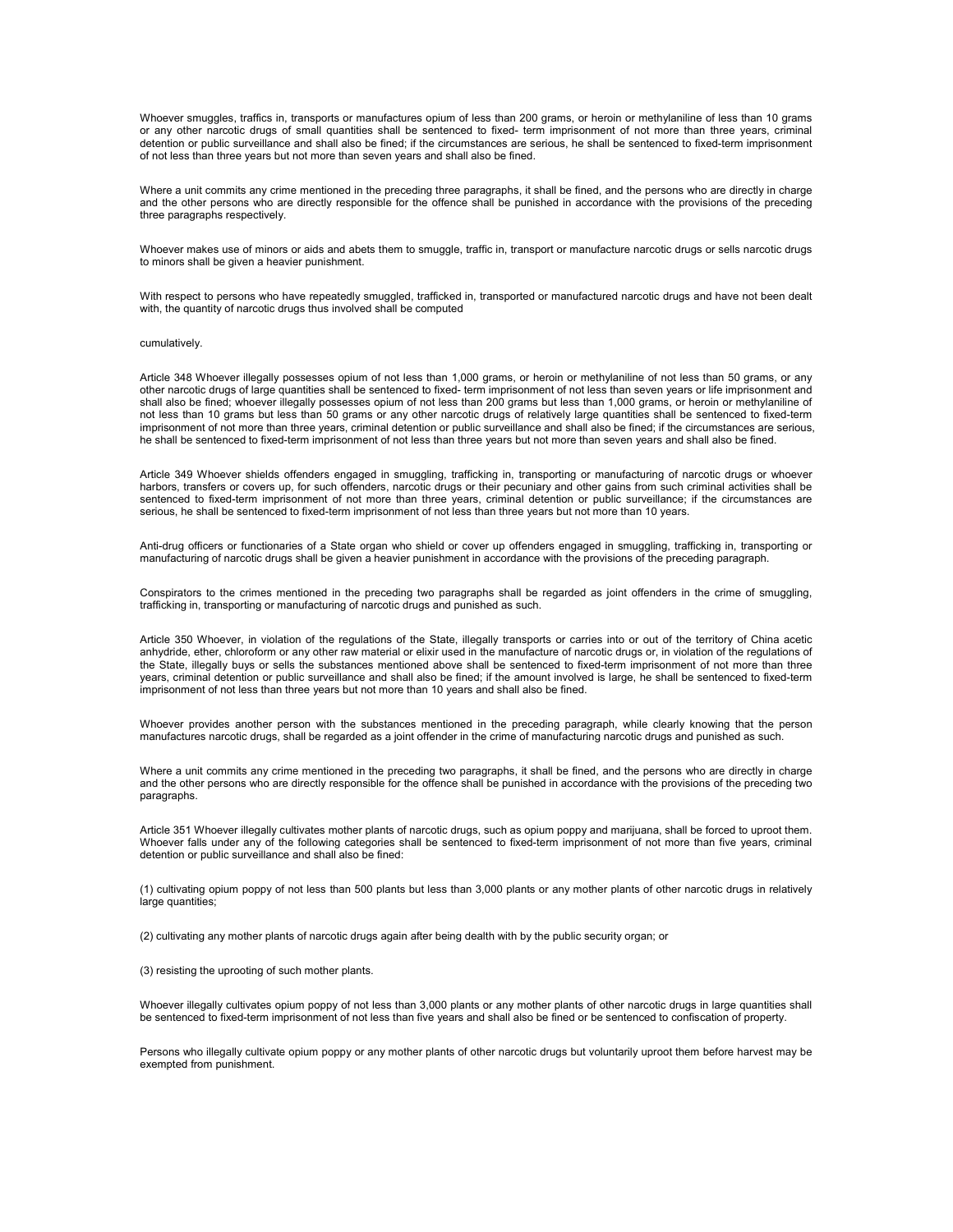Whoever smuggles, traffics in, transports or manufactures opium of less than 200 grams, or heroin or methylaniline of less than 10 grams or any other narcotic drugs of small quantities shall be sentenced to fixed- term imprisonment of not more than three years, criminal detention or public surveillance and shall also be fined; if the circumstances are serious, he shall be sentenced to fixed-term imprisonment of not less than three years but not more than seven years and shall also be fined.

Where a unit commits any crime mentioned in the preceding three paragraphs, it shall be fined, and the persons who are directly in charge and the other persons who are directly responsible for the offence shall be punished in accordance with the provisions of the preceding three paragraphs respectively.

Whoever makes use of minors or aids and abets them to smuggle, traffic in, transport or manufacture narcotic drugs or sells narcotic drugs to minors shall be given a heavier punishment.

With respect to persons who have repeatedly smuggled, trafficked in, transported or manufactured narcotic drugs and have not been dealt with, the quantity of narcotic drugs thus involved shall be computed

cumulatively.

Article 348 Whoever illegally possesses opium of not less than 1,000 grams, or heroin or methylaniline of not less than 50 grams, or any other narcotic drugs of large quantities shall be sentenced to fixed- term imprisonment of not less than seven years or life imprisonment and shall also be fined; whoever illegally possesses opium of not less than 200 grams but less than 1,000 grams, or heroin or methylaniline of not less than 10 grams but less than 50 grams or any other narcotic drugs of relatively large quantities shall be sentenced to fixed-term imprisonment of not more than three years, criminal detention or public surveillance and shall also be fined; if the circumstances are serious, he shall be sentenced to fixed-term imprisonment of not less than three years but not more than seven years and shall also be fined.

Article 349 Whoever shields offenders engaged in smuggling, trafficking in, transporting or manufacturing of narcotic drugs or whoever harbors, transfers or covers up, for such offenders, narcotic drugs or their pecuniary and other gains from such criminal activities shall be sentenced to fixed-term imprisonment of not more than three years, criminal detention or public surveillance; if the circumstances are serious, he shall be sentenced to fixed-term imprisonment of not less than three years but not more than 10 years.

Anti-drug officers or functionaries of a State organ who shield or cover up offenders engaged in smuggling, trafficking in, transporting or manufacturing of narcotic drugs shall be given a heavier punishment in accordance with the provisions of the preceding paragraph.

Conspirators to the crimes mentioned in the preceding two paragraphs shall be regarded as joint offenders in the crime of smuggling, trafficking in, transporting or manufacturing of narcotic drugs and punished as such.

Article 350 Whoever, in violation of the regulations of the State, illegally transports or carries into or out of the territory of China acetic anhydride, ether, chloroform or any other raw material or elixir used in the manufacture of narcotic drugs or, in violation of the regulations of the State, illegally buys or sells the substances mentioned above shall be sentenced to fixed-term imprisonment of not more than three years, criminal detention or public surveillance and shall also be fined; if the amount involved is large, he shall be sentenced to fixed-term imprisonment of not less than three years but not more than 10 years and shall also be fined.

Whoever provides another person with the substances mentioned in the preceding paragraph, while clearly knowing that the person manufactures narcotic drugs, shall be regarded as a joint offender in the crime of manufacturing narcotic drugs and punished as such.

Where a unit commits any crime mentioned in the preceding two paragraphs, it shall be fined, and the persons who are directly in charge and the other persons who are directly responsible for the offence shall be punished in accordance with the provisions of the preceding two paragraphs.

Article 351 Whoever illegally cultivates mother plants of narcotic drugs, such as opium poppy and marijuana, shall be forced to uproot them. Whoever falls under any of the following categories shall be sentenced to fixed-term imprisonment of not more than five years, criminal detention or public surveillance and shall also be fined:

(1) cultivating opium poppy of not less than 500 plants but less than 3,000 plants or any mother plants of other narcotic drugs in relatively large quantities;

(2) cultivating any mother plants of narcotic drugs again after being dealth with by the public security organ; or

(3) resisting the uprooting of such mother plants.

Whoever illegally cultivates opium poppy of not less than 3,000 plants or any mother plants of other narcotic drugs in large quantities shall be sentenced to fixed-term imprisonment of not less than five years and shall also be fined or be sentenced to confiscation of property.

Persons who illegally cultivate opium poppy or any mother plants of other narcotic drugs but voluntarily uproot them before harvest may be exempted from punishment.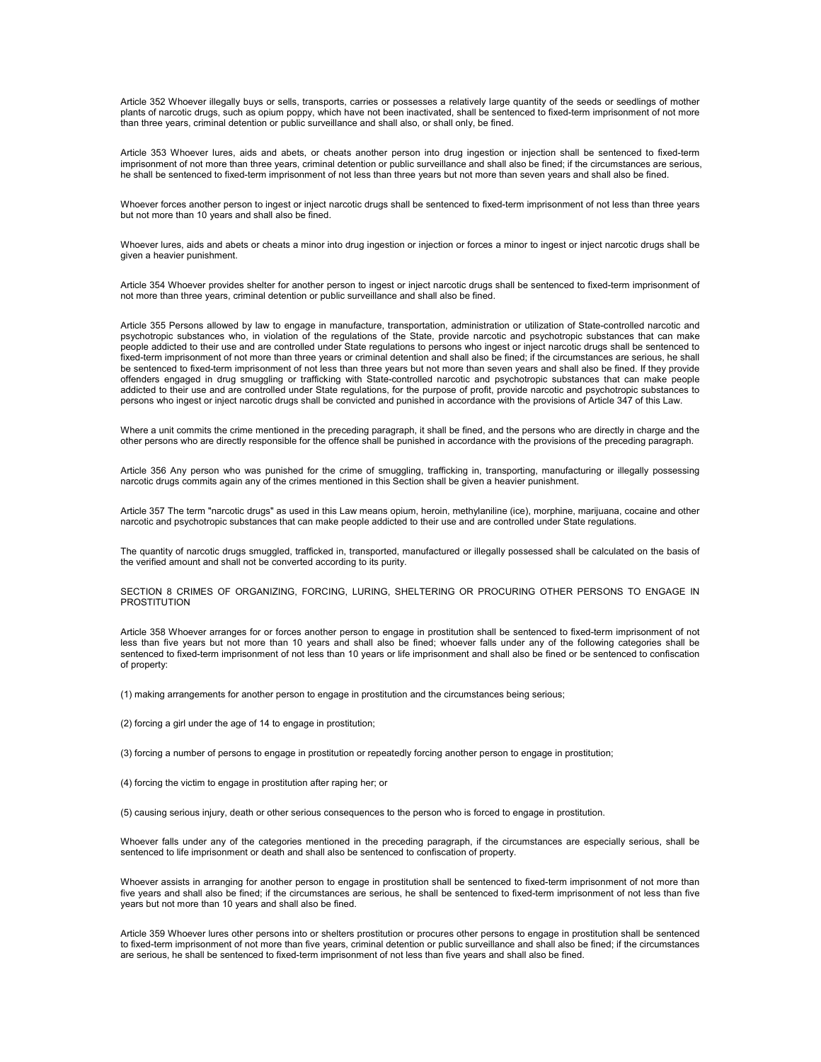Article 352 Whoever illegally buys or sells, transports, carries or possesses a relatively large quantity of the seeds or seedlings of mother plants of narcotic drugs, such as opium poppy, which have not been inactivated, shall be sentenced to fixed-term imprisonment of not more than three years, criminal detention or public surveillance and shall also, or shall only, be fined.

Article 353 Whoever lures, aids and abets, or cheats another person into drug ingestion or injection shall be sentenced to fixed-term imprisonment of not more than three years, criminal detention or public surveillance and shall also be fined; if the circumstances are serious, he shall be sentenced to fixed-term imprisonment of not less than three years but not more than seven years and shall also be fined.

Whoever forces another person to ingest or inject narcotic drugs shall be sentenced to fixed-term imprisonment of not less than three years but not more than 10 years and shall also be fined.

Whoever lures, aids and abets or cheats a minor into drug ingestion or injection or forces a minor to ingest or inject narcotic drugs shall be given a heavier punishment.

Article 354 Whoever provides shelter for another person to ingest or inject narcotic drugs shall be sentenced to fixed-term imprisonment of not more than three years, criminal detention or public surveillance and shall also be fined.

Article 355 Persons allowed by law to engage in manufacture, transportation, administration or utilization of State-controlled narcotic and psychotropic substances who, in violation of the regulations of the State, provide narcotic and psychotropic substances that can make people addicted to their use and are controlled under State regulations to persons who ingest or inject narcotic drugs shall be sentenced to fixed-term imprisonment of not more than three years or criminal detention and shall also be fined; if the circumstances are serious, he shall be sentenced to fixed-term imprisonment of not less than three years but not more than seven years and shall also be fined. If they provide offenders engaged in drug smuggling or trafficking with State-controlled narcotic and psychotropic substances that can make people addicted to their use and are controlled under State regulations, for the purpose of profit, provide narcotic and psychotropic substances to persons who ingest or inject narcotic drugs shall be convicted and punished in accordance with the provisions of Article 347 of this Law.

Where a unit commits the crime mentioned in the preceding paragraph, it shall be fined, and the persons who are directly in charge and the other persons who are directly responsible for the offence shall be punished in accordance with the provisions of the preceding paragraph.

Article 356 Any person who was punished for the crime of smuggling, trafficking in, transporting, manufacturing or illegally possessing narcotic drugs commits again any of the crimes mentioned in this Section shall be given a heavier punishment.

Article 357 The term "narcotic drugs" as used in this Law means opium, heroin, methylaniline (ice), morphine, marijuana, cocaine and other narcotic and psychotropic substances that can make people addicted to their use and are controlled under State regulations.

The quantity of narcotic drugs smuggled, trafficked in, transported, manufactured or illegally possessed shall be calculated on the basis of the verified amount and shall not be converted according to its purity.

## SECTION 8 CRIMES OF ORGANIZING, FORCING, LURING, SHELTERING OR PROCURING OTHER PERSONS TO ENGAGE IN PROSTITUTION

Article 358 Whoever arranges for or forces another person to engage in prostitution shall be sentenced to fixed-term imprisonment of not less than five years but not more than 10 years and shall also be fined; whoever falls under any of the following categories shall be sentenced to fixed-term imprisonment of not less than 10 years or life imprisonment and shall also be fined or be sentenced to confiscation of property:

(1) making arrangements for another person to engage in prostitution and the circumstances being serious;

(2) forcing a girl under the age of 14 to engage in prostitution;

(3) forcing a number of persons to engage in prostitution or repeatedly forcing another person to engage in prostitution;

(4) forcing the victim to engage in prostitution after raping her; or

(5) causing serious injury, death or other serious consequences to the person who is forced to engage in prostitution.

Whoever falls under any of the categories mentioned in the preceding paragraph, if the circumstances are especially serious, shall be sentenced to life imprisonment or death and shall also be sentenced to confiscation of property.

Whoever assists in arranging for another person to engage in prostitution shall be sentenced to fixed-term imprisonment of not more than five years and shall also be fined; if the circumstances are serious, he shall be sentenced to fixed-term imprisonment of not less than five years but not more than 10 years and shall also be fined.

Article 359 Whoever lures other persons into or shelters prostitution or procures other persons to engage in prostitution shall be sentenced to fixed-term imprisonment of not more than five years, criminal detention or public surveillance and shall also be fined; if the circumstances are serious, he shall be sentenced to fixed-term imprisonment of not less than five years and shall also be fined.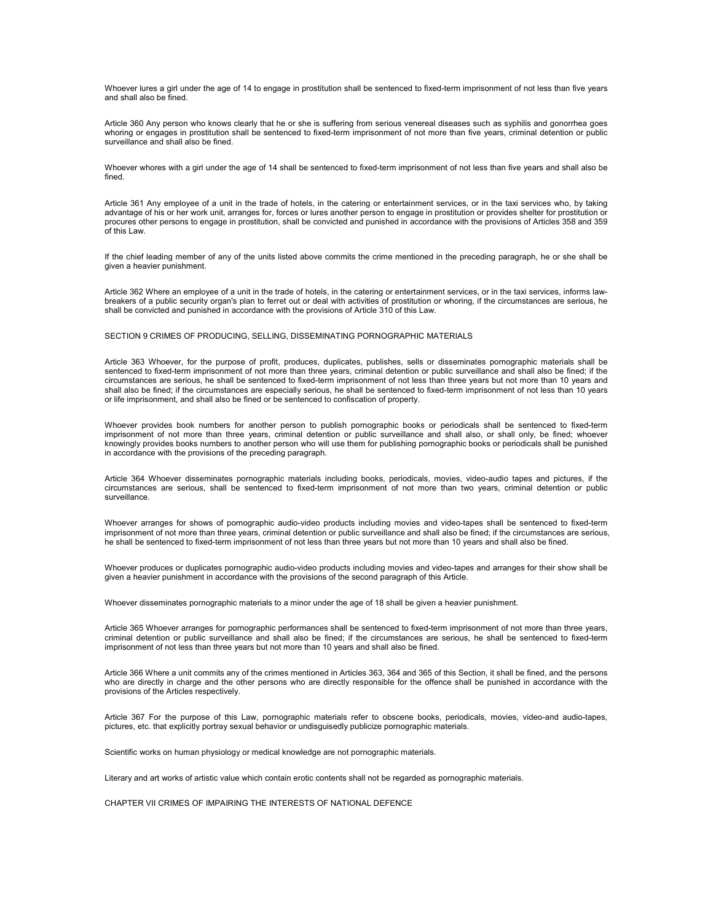Whoever lures a girl under the age of 14 to engage in prostitution shall be sentenced to fixed-term imprisonment of not less than five years and shall also be fined.

Article 360 Any person who knows clearly that he or she is suffering from serious venereal diseases such as syphilis and gonorrhea goes whoring or engages in prostitution shall be sentenced to fixed-term imprisonment of not more than five years, criminal detention or public surveillance and shall also be fined.

Whoever whores with a girl under the age of 14 shall be sentenced to fixed-term imprisonment of not less than five years and shall also be fined.

Article 361 Any employee of a unit in the trade of hotels, in the catering or entertainment services, or in the taxi services who, by taking advantage of his or her work unit, arranges for, forces or lures another person to engage in prostitution or provides shelter for prostitution or procures other persons to engage in prostitution, shall be convicted and punished in accordance with the provisions of Articles 358 and 359 of this Law.

If the chief leading member of any of the units listed above commits the crime mentioned in the preceding paragraph, he or she shall be given a heavier punishment.

Article 362 Where an employee of a unit in the trade of hotels, in the catering or entertainment services, or in the taxi services, informs law-breakers of a public security organ's plan to ferret out or deal with activities of prostitution or whoring, if the circumstances are serious, he shall be convicted and punished in accordance with the provisions of Article 310 of this Law.

## SECTION 9 CRIMES OF PRODUCING, SELLING, DISSEMINATING PORNOGRAPHIC MATERIALS

Article 363 Whoever, for the purpose of profit, produces, duplicates, publishes, sells or disseminates pornographic materials shall be sentenced to fixed-term imprisonment of not more than three years, criminal detention or public surveillance and shall also be fined; if the circumstances are serious, he shall be sentenced to fixed-term imprisonment of not less than three years but not more than 10 years and shall also be fined; if the circumstances are especially serious, he shall be sentenced to fixed-term imprisonment of not less than 10 years or life imprisonment, and shall also be fined or be sentenced to confiscation of property.

Whoever provides book numbers for another person to publish pornographic books or periodicals shall be sentenced to fixed-term imprisonment of not more than three years, criminal detention or public surveillance and shall also, or shall only, be fined; whoever knowingly provides books numbers to another person who will use them for publishing pornographic books or periodicals shall be punished in accordance with the provisions of the preceding paragraph.

Article 364 Whoever disseminates pornographic materials including books, periodicals, movies, video-audio tapes and pictures, if the circumstances are serious, shall be sentenced to fixed-term imprisonment of not more than two years, criminal detention or public surveillance.

Whoever arranges for shows of pornographic audio-video products including movies and video-tapes shall be sentenced to fixed-term imprisonment of not more than three years, criminal detention or public surveillance and shall also be fined; if the circumstances are serious, he shall be sentenced to fixed-term imprisonment of not less than three years but not more than 10 years and shall also be fined.

Whoever produces or duplicates pornographic audio-video products including movies and video-tapes and arranges for their show shall be given a heavier punishment in accordance with the provisions of the second paragraph of this Article.

Whoever disseminates pornographic materials to a minor under the age of 18 shall be given a heavier punishment.

Article 365 Whoever arranges for pornographic performances shall be sentenced to fixed-term imprisonment of not more than three years, criminal detention or public surveillance and shall also be fined; if the circumstances are serious, he shall be sentenced to fixed-term imprisonment of not less than three years but not more than 10 years and shall also be fined.

Article 366 Where a unit commits any of the crimes mentioned in Articles 363, 364 and 365 of this Section, it shall be fined, and the persons who are directly in charge and the other persons who are directly responsible for the offence shall be punished in accordance with the provisions of the Articles respectively.

Article 367 For the purpose of this Law, pornographic materials refer to obscene books, periodicals, movies, video-and audio-tapes, pictures, etc. that explicitly portray sexual behavior or undisguisedly publicize pornographic materials.

Scientific works on human physiology or medical knowledge are not pornographic materials.

Literary and art works of artistic value which contain erotic contents shall not be regarded as pornographic materials.

## CHAPTER VII CRIMES OF IMPAIRING THE INTERESTS OF NATIONAL DEFENCE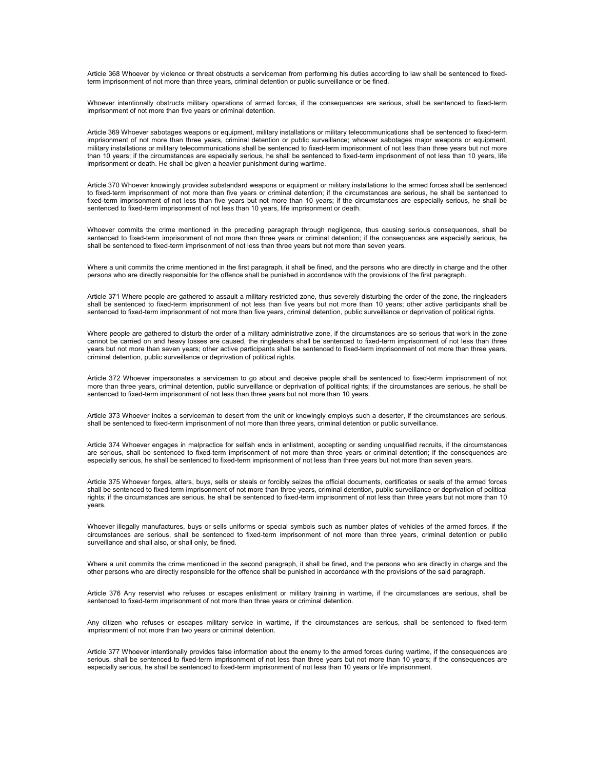Article 368 Whoever by violence or threat obstructs a serviceman from performing his duties according to law shall be sentenced to fixed-term imprisonment of not more than three years, criminal detention or public surveillance or be fined.

Whoever intentionally obstructs military operations of armed forces, if the consequences are serious, shall be sentenced to fixed-term imprisonment of not more than five years or criminal detention.

Article 369 Whoever sabotages weapons or equipment, military installations or military telecommunications shall be sentenced to fixed-term imprisonment of not more than three years, criminal detention or public surveillance; whoever sabotages major weapons or equipment, military installations or military telecommunications shall be sentenced to fixed-term imprisonment of not less than three years but not more than 10 years; if the circumstances are especially serious, he shall be sentenced to fixed-term imprisonment of not less than 10 years, life imprisonment or death. He shall be given a heavier punishment during wartime.

Article 370 Whoever knowingly provides substandard weapons or equipment or military installations to the armed forces shall be sentenced to fixed-term imprisonment of not more than five years or criminal detention; if the circumstances are serious, he shall be sentenced to fixed-term imprisonment of not less than five years but not more than 10 years; if the circumstances are especially serious, he shall be sentenced to fixed-term imprisonment of not less than 10 years, life imprisonment or death.

Whoever commits the crime mentioned in the preceding paragraph through negligence, thus causing serious consequences, shall be sentenced to fixed-term imprisonment of not more than three years or criminal detention; if the consequences are especially serious, he shall be sentenced to fixed-term imprisonment of not less than three years but not more than seven years.

Where a unit commits the crime mentioned in the first paragraph, it shall be fined, and the persons who are directly in charge and the other persons who are directly responsible for the offence shall be punished in accordance with the provisions of the first paragraph.

Article 371 Where people are gathered to assault a military restricted zone, thus severely disturbing the order of the zone, the ringleaders shall be sentenced to fixed-term imprisonment of not less than five years but not more than 10 years; other active participants shall be sentenced to fixed-term imprisonment of not more than five years, criminal detention, public surveillance or deprivation of political rights.

Where people are gathered to disturb the order of a military administrative zone, if the circumstances are so serious that work in the zone cannot be carried on and heavy losses are caused, the ringleaders shall be sentenced to fixed-term imprisonment of not less than three years but not more than seven years; other active participants shall be sentenced to fixed-term imprisonment of not more than three years, criminal detention, public surveillance or deprivation of political rights.

Article 372 Whoever impersonates a serviceman to go about and deceive people shall be sentenced to fixed-term imprisonment of not more than three years, criminal detention, public surveillance or deprivation of political rights; if the circumstances are serious, he shall be sentenced to fixed-term imprisonment of not less than three years but not more than 10 years.

Article 373 Whoever incites a serviceman to desert from the unit or knowingly employs such a deserter, if the circumstances are serious, shall be sentenced to fixed-term imprisonment of not more than three years, criminal detention or public surveillance.

Article 374 Whoever engages in malpractice for selfish ends in enlistment, accepting or sending unqualified recruits, if the circumstances are serious, shall be sentenced to fixed-term imprisonment of not more than three years or criminal detention; if the consequences are especially serious, he shall be sentenced to fixed-term imprisonment of not less than three years but not more than seven years.

Article 375 Whoever forges, alters, buys, sells or steals or forcibly seizes the official documents, certificates or seals of the armed forces shall be sentenced to fixed-term imprisonment of not more than three years, criminal detention, public surveillance or deprivation of political rights; if the circumstances are serious, he shall be sentenced to fixed-term imprisonment of not less than three years but not more than 10 years.

Whoever illegally manufactures, buys or sells uniforms or special symbols such as number plates of vehicles of the armed forces, if the circumstances are serious, shall be sentenced to fixed-term imprisonment of not more than three years, criminal detention or public surveillance and shall also, or shall only, be fined.

Where a unit commits the crime mentioned in the second paragraph, it shall be fined, and the persons who are directly in charge and the other persons who are directly responsible for the offence shall be punished in accordance with the provisions of the said paragraph.

Article 376 Any reservist who refuses or escapes enlistment or military training in wartime, if the circumstances are serious, shall be sentenced to fixed-term imprisonment of not more than three years or criminal detention.

Any citizen who refuses or escapes military service in wartime, if the circumstances are serious, shall be sentenced to fixed-term imprisonment of not more than two years or criminal detention.

Article 377 Whoever intentionally provides false information about the enemy to the armed forces during wartime, if the consequences are serious, shall be sentenced to fixed-term imprisonment of not less than three years but not more than 10 years; if the consequences are especially serious, he shall be sentenced to fixed-term imprisonment of not less than 10 years or life imprisonment.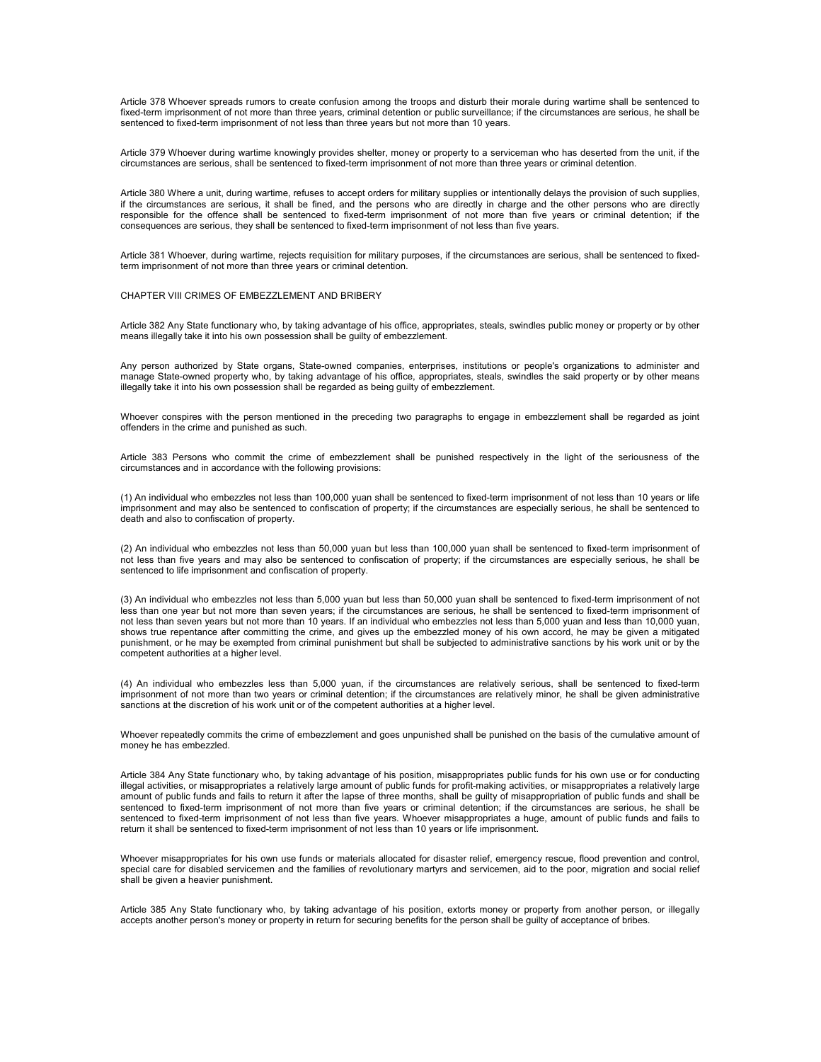Article 378 Whoever spreads rumors to create confusion among the troops and disturb their morale during wartime shall be sentenced to fixed-term imprisonment of not more than three years, criminal detention or public surveillance; if the circumstances are serious, he shall be sentenced to fixed-term imprisonment of not less than three years but not more than 10 years.

Article 379 Whoever during wartime knowingly provides shelter, money or property to a serviceman who has deserted from the unit, if the circumstances are serious, shall be sentenced to fixed-term imprisonment of not more than three years or criminal detention.

Article 380 Where a unit, during wartime, refuses to accept orders for military supplies or intentionally delays the provision of such supplies, if the circumstances are serious, it shall be fined, and the persons who are directly in charge and the other persons who are directly responsible for the offence shall be sentenced to fixed-term imprisonment of not more than five years or criminal detention; if the consequences are serious, they shall be sentenced to fixed-term imprisonment of not less than five years.

Article 381 Whoever, during wartime, rejects requisition for military purposes, if the circumstances are serious, shall be sentenced to fixed-term imprisonment of not more than three years or criminal detention.

## CHAPTER VIII CRIMES OF EMBEZZLEMENT AND BRIBERY

Article 382 Any State functionary who, by taking advantage of his office, appropriates, steals, swindles public money or property or by other means illegally take it into his own possession shall be guilty of embezzlement.

Any person authorized by State organs, State-owned companies, enterprises, institutions or people's organizations to administer and manage State-owned property who, by taking advantage of his office, appropriates, steals, swindles the said property or by other means illegally take it into his own possession shall be regarded as being guilty of embezzlement.

Whoever conspires with the person mentioned in the preceding two paragraphs to engage in embezzlement shall be regarded as joint offenders in the crime and punished as such.

Article 383 Persons who commit the crime of embezzlement shall be punished respectively in the light of the seriousness of the circumstances and in accordance with the following provisions:

(1) An individual who embezzles not less than 100,000 yuan shall be sentenced to fixed-term imprisonment of not less than 10 years or life imprisonment and may also be sentenced to confiscation of property; if the circumstances are especially serious, he shall be sentenced to death and also to confiscation of property.

(2) An individual who embezzles not less than 50,000 yuan but less than 100,000 yuan shall be sentenced to fixed-term imprisonment of not less than five years and may also be sentenced to confiscation of property; if the circumstances are especially serious, he shall be sentenced to life imprisonment and confiscation of property.

(3) An individual who embezzles not less than 5,000 yuan but less than 50,000 yuan shall be sentenced to fixed-term imprisonment of not less than one year but not more than seven years; if the circumstances are serious, he shall be sentenced to fixed-term imprisonment of not less than seven years but not more than 10 years. If an individual who embezzles not less than 5,000 yuan and less than 10,000 yuan, shows true repentance after committing the crime, and gives up the embezzled money of his own accord, he may be given a mitigated punishment, or he may be exempted from criminal punishment but shall be subjected to administrative sanctions by his work unit or by the competent authorities at a higher level.

(4) An individual who embezzles less than 5,000 yuan, if the circumstances are relatively serious, shall be sentenced to fixed-term imprisonment of not more than two years or criminal detention; if the circumstances are relatively minor, he shall be given administrative sanctions at the discretion of his work unit or of the competent authorities at a higher level.

Whoever repeatedly commits the crime of embezzlement and goes unpunished shall be punished on the basis of the cumulative amount of money he has embezzled.

Article 384 Any State functionary who, by taking advantage of his position, misappropriates public funds for his own use or for conducting illegal activities, or misappropriates a relatively large amount of public funds for profit-making activities, or misappropriates a relatively large amount of public funds and fails to return it after the lapse of three months, shall be guilty of misappropriation of public funds and shall be sentenced to fixed-term imprisonment of not more than five years or criminal detention; if the circumstances are serious, he shall be sentenced to fixed-term imprisonment of not less than five years. Whoever misappropriates a huge, amount of public funds and fails to return it shall be sentenced to fixed-term imprisonment of not less than 10 years or life imprisonment.

Whoever misappropriates for his own use funds or materials allocated for disaster relief, emergency rescue, flood prevention and control, special care for disabled servicemen and the families of revolutionary martyrs and servicemen, aid to the poor, migration and social relief shall be given a heavier punishment.

Article 385 Any State functionary who, by taking advantage of his position, extorts money or property from another person, or illegally accepts another person's money or property in return for securing benefits for the person shall be guilty of acceptance of bribes.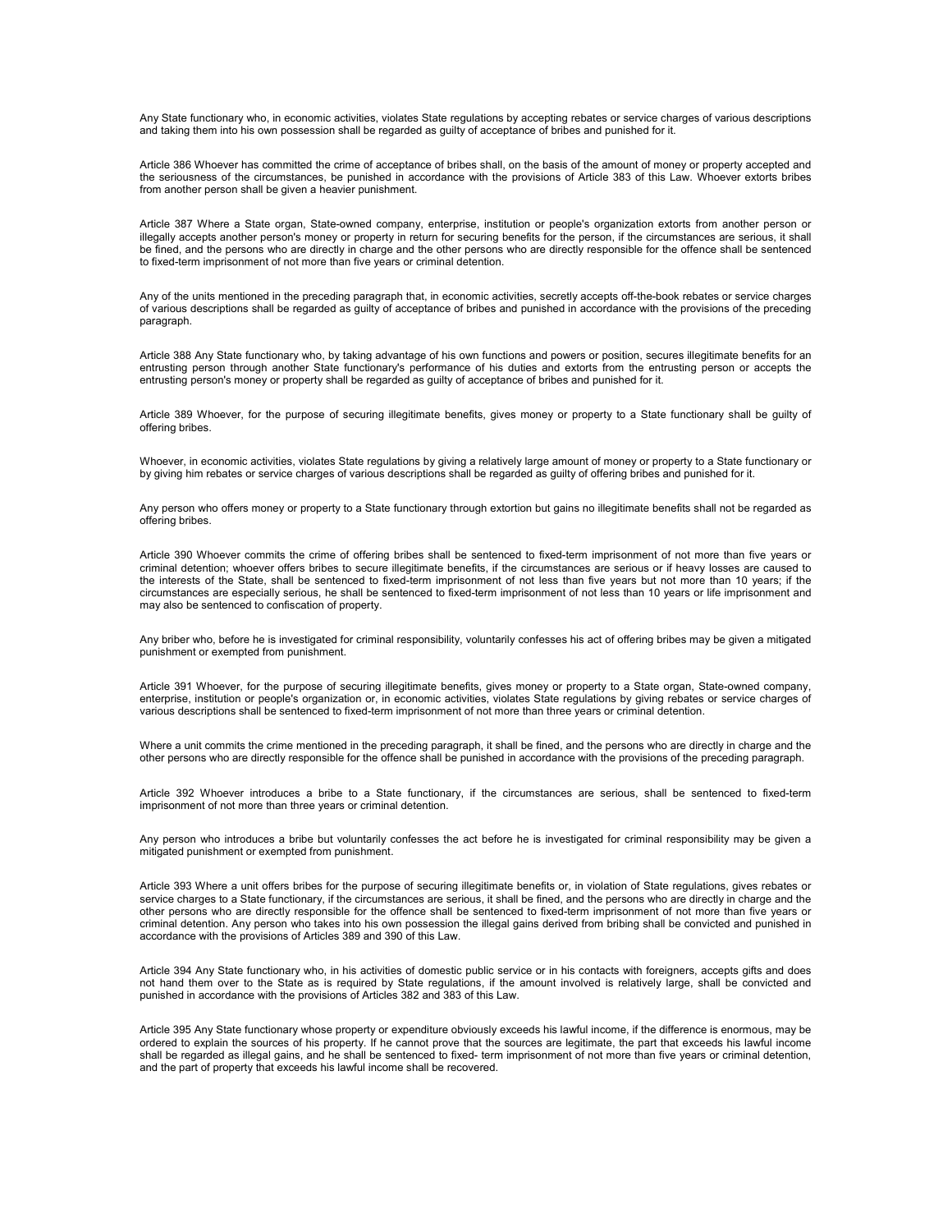Any State functionary who, in economic activities, violates State regulations by accepting rebates or service charges of various descriptions and taking them into his own possession shall be regarded as guilty of acceptance of bribes and punished for it.

Article 386 Whoever has committed the crime of acceptance of bribes shall, on the basis of the amount of money or property accepted and the seriousness of the circumstances, be punished in accordance with the provisions of Article 383 of this Law. Whoever extorts bribes from another person shall be given a heavier punishment.

Article 387 Where a State organ, State-owned company, enterprise, institution or people's organization extorts from another person or illegally accepts another person's money or property in return for securing benefits for the person, if the circumstances are serious, it shall be fined, and the persons who are directly in charge and the other persons who are directly responsible for the offence shall be sentenced to fixed-term imprisonment of not more than five years or criminal detention.

Any of the units mentioned in the preceding paragraph that, in economic activities, secretly accepts off-the-book rebates or service charges of various descriptions shall be regarded as guilty of acceptance of bribes and punished in accordance with the provisions of the preceding paragraph.

Article 388 Any State functionary who, by taking advantage of his own functions and powers or position, secures illegitimate benefits for an entrusting person through another State functionary's performance of his duties and extorts from the entrusting person or accepts the entrusting person's money or property shall be regarded as guilty of acceptance of bribes and punished for it.

Article 389 Whoever, for the purpose of securing illegitimate benefits, gives money or property to a State functionary shall be guilty of offering bribes.

Whoever, in economic activities, violates State regulations by giving a relatively large amount of money or property to a State functionary or by giving him rebates or service charges of various descriptions shall be regarded as guilty of offering bribes and punished for it.

Any person who offers money or property to a State functionary through extortion but gains no illegitimate benefits shall not be regarded as offering bribes.

Article 390 Whoever commits the crime of offering bribes shall be sentenced to fixed-term imprisonment of not more than five years or criminal detention; whoever offers bribes to secure illegitimate benefits, if the circumstances are serious or if heavy losses are caused to the interests of the State, shall be sentenced to fixed-term imprisonment of not less than five years but not more than 10 years; if the circumstances are especially serious, he shall be sentenced to fixed-term imprisonment of not less than 10 years or life imprisonment and may also be sentenced to confiscation of property.

Any briber who, before he is investigated for criminal responsibility, voluntarily confesses his act of offering bribes may be given a mitigated punishment or exempted from punishment.

Article 391 Whoever, for the purpose of securing illegitimate benefits, gives money or property to a State organ, State-owned company, enterprise, institution or people's organization or, in economic activities, violates State regulations by giving rebates or service charges of various descriptions shall be sentenced to fixed-term imprisonment of not more than three years or criminal detention.

Where a unit commits the crime mentioned in the preceding paragraph, it shall be fined, and the persons who are directly in charge and the other persons who are directly responsible for the offence shall be punished in accordance with the provisions of the preceding paragraph.

Article 392 Whoever introduces a bribe to a State functionary, if the circumstances are serious, shall be sentenced to fixed-term imprisonment of not more than three years or criminal detention.

Any person who introduces a bribe but voluntarily confesses the act before he is investigated for criminal responsibility may be given a mitigated punishment or exempted from punishment.

Article 393 Where a unit offers bribes for the purpose of securing illegitimate benefits or, in violation of State regulations, gives rebates or service charges to a State functionary, if the circumstances are serious, it shall be fined, and the persons who are directly in charge and the other persons who are directly responsible for the offence shall be sentenced to fixed-term imprisonment of not more than five years or criminal detention. Any person who takes into his own possession the illegal gains derived from bribing shall be convicted and punished in accordance with the provisions of Articles 389 and 390 of this Law.

Article 394 Any State functionary who, in his activities of domestic public service or in his contacts with foreigners, accepts gifts and does not hand them over to the State as is required by State regulations, if the amount involved is relatively large, shall be convicted and punished in accordance with the provisions of Articles 382 and 383 of this Law.

Article 395 Any State functionary whose property or expenditure obviously exceeds his lawful income, if the difference is enormous, may be ordered to explain the sources of his property. If he cannot prove that the sources are legitimate, the part that exceeds his lawful income shall be regarded as illegal gains, and he shall be sentenced to fixed- term imprisonment of not more than five years or criminal detention, and the part of property that exceeds his lawful income shall be recovered.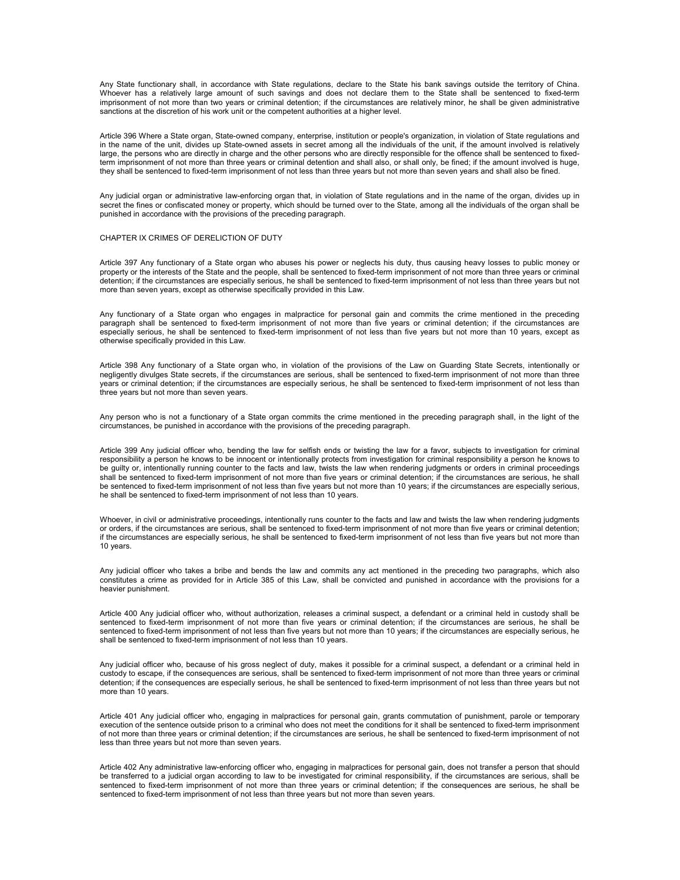Any State functionary shall, in accordance with State regulations, declare to the State his bank savings outside the territory of China. Whoever has a relatively large amount of such savings and does not declare them to the State shall be sentenced to fixed-term imprisonment of not more than two years or criminal detention; if the circumstances are relatively minor, he shall be given administrative sanctions at the discretion of his work unit or the competent authorities at a higher level.

Article 396 Where a State organ, State-owned company, enterprise, institution or people's organization, in violation of State regulations and in the name of the unit, divides up State-owned assets in secret among all the individuals of the unit, if the amount involved is relatively large, the persons who are directly in charge and the other persons who are directly responsible for the offence shall be sentenced to fixed-term imprisonment of not more than three years or criminal detention and shall also, or shall only, be fined; if the amount involved is huge, they shall be sentenced to fixed-term imprisonment of not less than three years but not more than seven years and shall also be fined.

Any judicial organ or administrative law-enforcing organ that, in violation of State regulations and in the name of the organ, divides up in secret the fines or confiscated money or property, which should be turned over to the State, among all the individuals of the organ shall be punished in accordance with the provisions of the preceding paragraph.

## CHAPTER IX CRIMES OF DERELICTION OF DUTY

Article 397 Any functionary of a State organ who abuses his power or neglects his duty, thus causing heavy losses to public money or property or the interests of the State and the people, shall be sentenced to fixed-term imprisonment of not more than three years or criminal detention; if the circumstances are especially serious, he shall be sentenced to fixed-term imprisonment of not less than three years but not more than seven years, except as otherwise specifically provided in this Law.

Any functionary of a State organ who engages in malpractice for personal gain and commits the crime mentioned in the preceding paragraph shall be sentenced to fixed-term imprisonment of not more than five years or criminal detention; if the circumstances are especially serious, he shall be sentenced to fixed-term imprisonment of not less than five years but not more than 10 years, except as otherwise specifically provided in this Law.

Article 398 Any functionary of a State organ who, in violation of the provisions of the Law on Guarding State Secrets, intentionally or negligently divulges State secrets, if the circumstances are serious, shall be sentenced to fixed-term imprisonment of not more than three years or criminal detention; if the circumstances are especially serious, he shall be sentenced to fixed-term imprisonment of not less than three years but not more than seven years.

Any person who is not a functionary of a State organ commits the crime mentioned in the preceding paragraph shall, in the light of the circumstances, be punished in accordance with the provisions of the preceding paragraph.

Article 399 Any judicial officer who, bending the law for selfish ends or twisting the law for a favor, subjects to investigation for criminal responsibility a person he knows to be innocent or intentionally protects from investigation for criminal responsibility a person he knows to be guilty or, intentionally running counter to the facts and law, twists the law when rendering judgments or orders in criminal proceedings shall be sentenced to fixed-term imprisonment of not more than five years or criminal detention; if the circumstances are serious, he shall be sentenced to fixed-term imprisonment of not less than five years but not more than 10 years; if the circumstances are especially serious, he shall be sentenced to fixed-term imprisonment of not less than 10 years.

Whoever, in civil or administrative proceedings, intentionally runs counter to the facts and law and twists the law when rendering judgments or orders, if the circumstances are serious, shall be sentenced to fixed-term imprisonment of not more than five years or criminal detention; if the circumstances are especially serious, he shall be sentenced to fixed-term imprisonment of not less than five years but not more than 10 years.

Any judicial officer who takes a bribe and bends the law and commits any act mentioned in the preceding two paragraphs, which also constitutes a crime as provided for in Article 385 of this Law, shall be convicted and punished in accordance with the provisions for a heavier punishment.

Article 400 Any judicial officer who, without authorization, releases a criminal suspect, a defendant or a criminal held in custody shall be sentenced to fixed-term imprisonment of not more than five years or criminal detention; if the circumstances are serious, he shall be sentenced to fixed-term imprisonment of not less than five years but not more than 10 years; if the circumstances are especially serious, he shall be sentenced to fixed-term imprisonment of not less than 10 years.

Any judicial officer who, because of his gross neglect of duty, makes it possible for a criminal suspect, a defendant or a criminal held in custody to escape, if the consequences are serious, shall be sentenced to fixed-term imprisonment of not more than three years or criminal detention; if the consequences are especially serious, he shall be sentenced to fixed-term imprisonment of not less than three years but not more than 10 years.

Article 401 Any judicial officer who, engaging in malpractices for personal gain, grants commutation of punishment, parole or temporary execution of the sentence outside prison to a criminal who does not meet the conditions for it shall be sentenced to fixed-term imprisonment of not more than three years or criminal detention; if the circumstances are serious, he shall be sentenced to fixed-term imprisonment of not less than three years but not more than seven years.

Article 402 Any administrative law-enforcing officer who, engaging in malpractices for personal gain, does not transfer a person that should be transferred to a judicial organ according to law to be investigated for criminal responsibility, if the circumstances are serious, shall be sentenced to fixed-term imprisonment of not more than three years or criminal detention; if the consequences are serious, he shall be sentenced to fixed-term imprisonment of not less than three years but not more than seven years.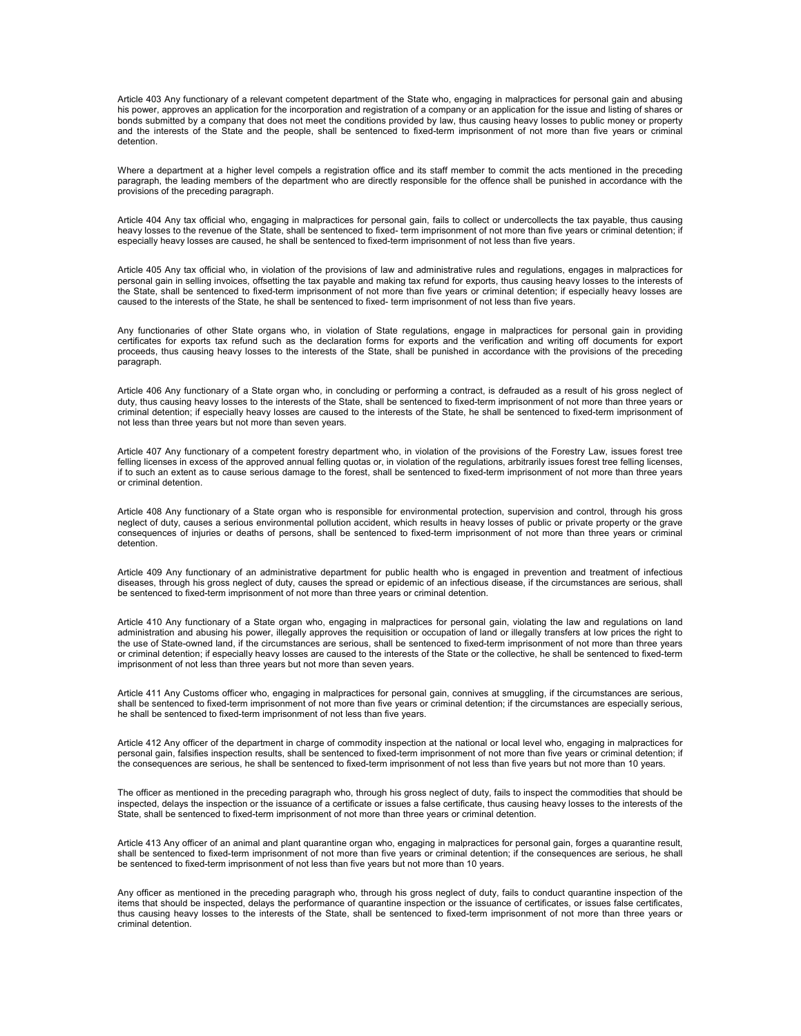Article 403 Any functionary of a relevant competent department of the State who, engaging in malpractices for personal gain and abusing his power, approves an application for the incorporation and registration of a company or an application for the issue and listing of shares or bonds submitted by a company that does not meet the conditions provided by law, thus causing heavy losses to public money or property and the interests of the State and the people, shall be sentenced to fixed-term imprisonment of not more than five years or criminal detention.

Where a department at a higher level compels a registration office and its staff member to commit the acts mentioned in the preceding paragraph, the leading members of the department who are directly responsible for the offence shall be punished in accordance with the provisions of the preceding paragraph.

Article 404 Any tax official who, engaging in malpractices for personal gain, fails to collect or undercollects the tax payable, thus causing heavy losses to the revenue of the State, shall be sentenced to fixed- term imprisonment of not more than five years or criminal detention; if especially heavy losses are caused, he shall be sentenced to fixed-term imprisonment of not less than five years.

Article 405 Any tax official who, in violation of the provisions of law and administrative rules and regulations, engages in malpractices for personal gain in selling invoices, offsetting the tax payable and making tax refund for exports, thus causing heavy losses to the interests of the State, shall be sentenced to fixed-term imprisonment of not more than five years or criminal detention; if especially heavy losses are caused to the interests of the State, he shall be sentenced to fixed- term imprisonment of not less than five years.

Any functionaries of other State organs who, in violation of State regulations, engage in malpractices for personal gain in providing certificates for exports tax refund such as the declaration forms for exports and the verification and writing off documents for export proceeds, thus causing heavy losses to the interests of the State, shall be punished in accordance with the provisions of the preceding paragraph.

Article 406 Any functionary of a State organ who, in concluding or performing a contract, is defrauded as a result of his gross neglect of duty, thus causing heavy losses to the interests of the State, shall be sentenced to fixed-term imprisonment of not more than three years or criminal detention; if especially heavy losses are caused to the interests of the State, he shall be sentenced to fixed-term imprisonment of not less than three years but not more than seven years.

Article 407 Any functionary of a competent forestry department who, in violation of the provisions of the Forestry Law, issues forest tree felling licenses in excess of the approved annual felling quotas or, in violation of the regulations, arbitrarily issues forest tree felling licenses, if to such an extent as to cause serious damage to the forest, shall be sentenced to fixed-term imprisonment of not more than three years or criminal detention.

Article 408 Any functionary of a State organ who is responsible for environmental protection, supervision and control, through his gross neglect of duty, causes a serious environmental pollution accident, which results in heavy losses of public or private property or the grave consequences of injuries or deaths of persons, shall be sentenced to fixed-term imprisonment of not more than three years or criminal detention.

Article 409 Any functionary of an administrative department for public health who is engaged in prevention and treatment of infectious diseases, through his gross neglect of duty, causes the spread or epidemic of an infectious disease, if the circumstances are serious, shall be sentenced to fixed-term imprisonment of not more than three years or criminal detention.

Article 410 Any functionary of a State organ who, engaging in malpractices for personal gain, violating the law and regulations on land administration and abusing his power, illegally approves the requisition or occupation of land or illegally transfers at low prices the right to the use of State-owned land, if the circumstances are serious, shall be sentenced to fixed-term imprisonment of not more than three years or criminal detention; if especially heavy losses are caused to the interests of the State or the collective, he shall be sentenced to fixed-term imprisonment of not less than three years but not more than seven years.

Article 411 Any Customs officer who, engaging in malpractices for personal gain, connives at smuggling, if the circumstances are serious, shall be sentenced to fixed-term imprisonment of not more than five years or criminal detention; if the circumstances are especially serious, he shall be sentenced to fixed-term imprisonment of not less than five years.

Article 412 Any officer of the department in charge of commodity inspection at the national or local level who, engaging in malpractices for personal gain, falsifies inspection results, shall be sentenced to fixed-term imprisonment of not more than five years or criminal detention; if the consequences are serious, he shall be sentenced to fixed-term imprisonment of not less than five years but not more than 10 years.

The officer as mentioned in the preceding paragraph who, through his gross neglect of duty, fails to inspect the commodities that should be inspected, delays the inspection or the issuance of a certificate or issues a false certificate, thus causing heavy losses to the interests of the State, shall be sentenced to fixed-term imprisonment of not more than three years or criminal detention.

Article 413 Any officer of an animal and plant quarantine organ who, engaging in malpractices for personal gain, forges a quarantine result, shall be sentenced to fixed-term imprisonment of not more than five years or criminal detention; if the consequences are serious, he shall be sentenced to fixed-term imprisonment of not less than five years but not more than 10 years.

Any officer as mentioned in the preceding paragraph who, through his gross neglect of duty, fails to conduct quarantine inspection of the items that should be inspected, delays the performance of quarantine inspection or the issuance of certificates, or issues false certificates, thus causing heavy losses to the interests of the State, shall be sentenced to fixed-term imprisonment of not more than three years or criminal detention.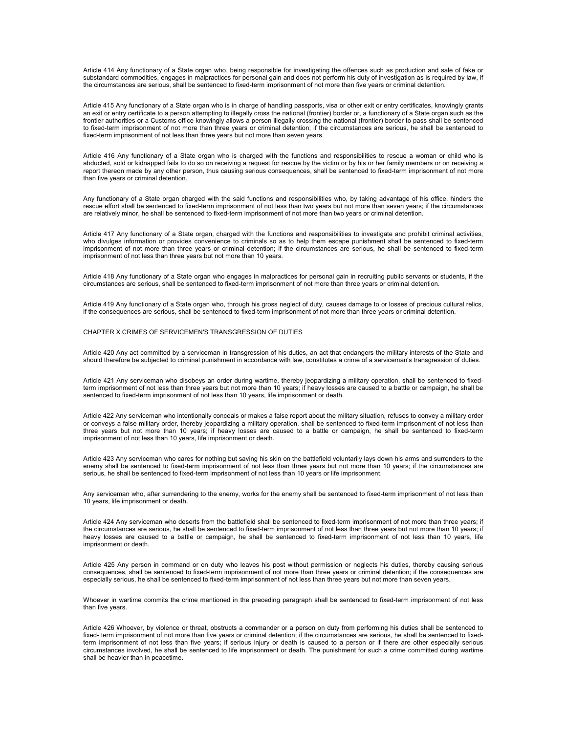Article 414 Any functionary of a State organ who, being responsible for investigating the offences such as production and sale of fake or substandard commodities, engages in malpractices for personal gain and does not perform his duty of investigation as is required by law, if the circumstances are serious, shall be sentenced to fixed-term imprisonment of not more than five years or criminal detention.

Article 415 Any functionary of a State organ who is in charge of handling passports, visa or other exit or entry certificates, knowingly grants an exit or entry certificate to a person attempting to illegally cross the national (frontier) border or, a functionary of a State organ such as the frontier authorities or a Customs office knowingly allows a person illegally crossing the national (frontier) border to pass shall be sentenced to fixed-term imprisonment of not more than three years or criminal detention; if the circumstances are serious, he shall be sentenced to fixed-term imprisonment of not less than three years but not more than seven years.

Article 416 Any functionary of a State organ who is charged with the functions and responsibilities to rescue a woman or child who is abducted, sold or kidnapped fails to do so on receiving a request for rescue by the victim or by his or her family members or on receiving a report thereon made by any other person, thus causing serious consequences, shall be sentenced to fixed-term imprisonment of not more than five years or criminal detention.

Any functionary of a State organ charged with the said functions and responsibilities who, by taking advantage of his office, hinders the rescue effort shall be sentenced to fixed-term imprisonment of not less than two years but not more than seven years; if the circumstances are relatively minor, he shall be sentenced to fixed-term imprisonment of not more than two years or criminal detention.

Article 417 Any functionary of a State organ, charged with the functions and responsibilities to investigate and prohibit criminal activities, who divulges information or provides convenience to criminals so as to help them escape punishment shall be sentenced to fixed-term imprisonment of not more than three years or criminal detention; if the circumstances are serious, he shall be sentenced to fixed-term imprisonment of not less than three years but not more than 10 years.

Article 418 Any functionary of a State organ who engages in malpractices for personal gain in recruiting public servants or students, if the circumstances are serious, shall be sentenced to fixed-term imprisonment of not more than three years or criminal detention.

Article 419 Any functionary of a State organ who, through his gross neglect of duty, causes damage to or losses of precious cultural relics, if the consequences are serious, shall be sentenced to fixed-term imprisonment of not more than three years or criminal detention.

## CHAPTER X CRIMES OF SERVICEMEN'S TRANSGRESSION OF DUTIES

Article 420 Any act committed by a serviceman in transgression of his duties, an act that endangers the military interests of the State and should therefore be subjected to criminal punishment in accordance with law, constitutes a crime of a serviceman's transgression of duties.

Article 421 Any serviceman who disobeys an order during wartime, thereby jeopardizing a military operation, shall be sentenced to fixed-term imprisonment of not less than three years but not more than 10 years; if heavy losses are caused to a battle or campaign, he shall be sentenced to fixed-term imprisonment of not less than 10 years, life imprisonment or death.

Article 422 Any serviceman who intentionally conceals or makes a false report about the military situation, refuses to convey a military order or conveys a false military order, thereby jeopardizing a military operation, shall be sentenced to fixed-term imprisonment of not less than three years but not more than 10 years; if heavy losses are caused to a battle or campaign, he shall be sentenced to fixed-term imprisonment of not less than 10 years, life imprisonment or death.

Article 423 Any serviceman who cares for nothing but saving his skin on the battlefield voluntarily lays down his arms and surrenders to the enemy shall be sentenced to fixed-term imprisonment of not less than three years but not more than 10 years; if the circumstances are serious, he shall be sentenced to fixed-term imprisonment of not less than 10 years or life imprisonment.

Any serviceman who, after surrendering to the enemy, works for the enemy shall be sentenced to fixed-term imprisonment of not less than 10 years, life imprisonment or death.

Article 424 Any serviceman who deserts from the battlefield shall be sentenced to fixed-term imprisonment of not more than three years; if the circumstances are serious, he shall be sentenced to fixed-term imprisonment of not less than three years but not more than 10 years; if heavy losses are caused to a battle or campaign, he shall be sentenced to fixed-term imprisonment of not less than 10 years, life imprisonment or death.

Article 425 Any person in command or on duty who leaves his post without permission or neglects his duties, thereby causing serious consequences, shall be sentenced to fixed-term imprisonment of not more than three years or criminal detention; if the consequences are especially serious, he shall be sentenced to fixed-term imprisonment of not less than three years but not more than seven years.

Whoever in wartime commits the crime mentioned in the preceding paragraph shall be sentenced to fixed-term imprisonment of not less than five years.

Article 426 Whoever, by violence or threat, obstructs a commander or a person on duty from performing his duties shall be sentenced to fixed- term imprisonment of not more than five years or criminal detention; if the circumstances are serious, he shall be sentenced to fixed-term imprisonment of not less than five years; if serious injury or death is caused to a person or if there are other especially serious circumstances involved, he shall be sentenced to life imprisonment or death. The punishment for such a crime committed during wartime shall be heavier than in peacetime.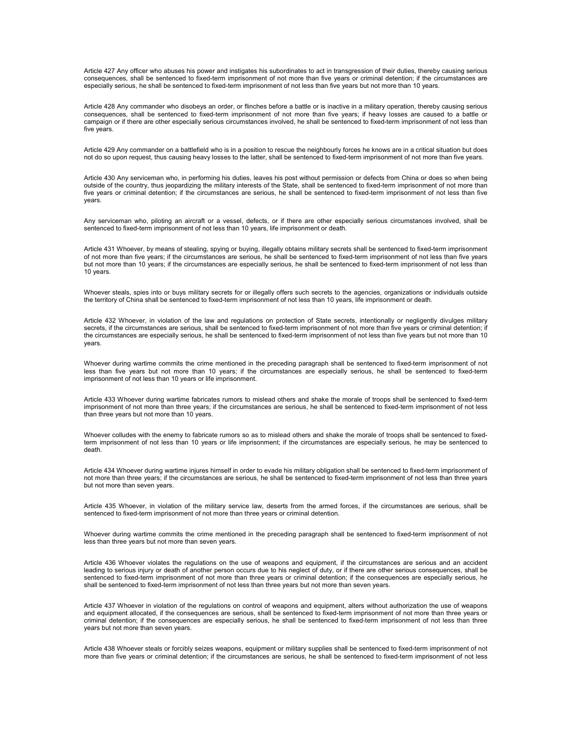Article 427 Any officer who abuses his power and instigates his subordinates to act in transgression of their duties, thereby causing serious consequences, shall be sentenced to fixed-term imprisonment of not more than five years or criminal detention; if the circumstances are especially serious, he shall be sentenced to fixed-term imprisonment of not less than five years but not more than 10 years.

Article 428 Any commander who disobeys an order, or flinches before a battle or is inactive in a military operation, thereby causing serious consequences, shall be sentenced to fixed-term imprisonment of not more than five years; if heavy losses are caused to a battle or campaign or if there are other especially serious circumstances involved, he shall be sentenced to fixed-term imprisonment of not less than five years.

Article 429 Any commander on a battlefield who is in a position to rescue the neighbourly forces he knows are in a critical situation but does not do so upon request, thus causing heavy losses to the latter, shall be sentenced to fixed-term imprisonment of not more than five years.

Article 430 Any serviceman who, in performing his duties, leaves his post without permission or defects from China or does so when being outside of the country, thus jeopardizing the military interests of the State, shall be sentenced to fixed-term imprisonment of not more than five years or criminal detention; if the circumstances are serious, he shall be sentenced to fixed-term imprisonment of not less than five years.

Any serviceman who, piloting an aircraft or a vessel, defects, or if there are other especially serious circumstances involved, shall be sentenced to fixed-term imprisonment of not less than 10 years, life imprisonment or death.

Article 431 Whoever, by means of stealing, spying or buying, illegally obtains military secrets shall be sentenced to fixed-term imprisonment of not more than five years; if the circumstances are serious, he shall be sentenced to fixed-term imprisonment of not less than five years but not more than 10 years; if the circumstances are especially serious, he shall be sentenced to fixed-term imprisonment of not less than 10 years.

Whoever steals, spies into or buys military secrets for or illegally offers such secrets to the agencies, organizations or individuals outside the territory of China shall be sentenced to fixed-term imprisonment of not less than 10 years, life imprisonment or death.

Article 432 Whoever, in violation of the law and regulations on protection of State secrets, intentionally or negligently divulges military secrets, if the circumstances are serious, shall be sentenced to fixed-term imprisonment of not more than five years or criminal detention; if the circumstances are especially serious, he shall be sentenced to fixed-term imprisonment of not less than five years but not more than 10 years.

Whoever during wartime commits the crime mentioned in the preceding paragraph shall be sentenced to fixed-term imprisonment of not less than five years but not more than 10 years; if the circumstances are especially serious, he shall be sentenced to fixed-term imprisonment of not less than 10 years or life imprisonment.

Article 433 Whoever during wartime fabricates rumors to mislead others and shake the morale of troops shall be sentenced to fixed-term imprisonment of not more than three years; if the circumstances are serious, he shall be sentenced to fixed-term imprisonment of not less than three years but not more than 10 years.

Whoever colludes with the enemy to fabricate rumors so as to mislead others and shake the morale of troops shall be sentenced to fixed-term imprisonment of not less than 10 years or life imprisonment; if the circumstances are especially serious, he may be sentenced to death.

Article 434 Whoever during wartime injures himself in order to evade his military obligation shall be sentenced to fixed-term imprisonment of not more than three years; if the circumstances are serious, he shall be sentenced to fixed-term imprisonment of not less than three years but not more than seven years.

Article 435 Whoever, in violation of the military service law, deserts from the armed forces, if the circumstances are serious, shall be sentenced to fixed-term imprisonment of not more than three years or criminal detention.

Whoever during wartime commits the crime mentioned in the preceding paragraph shall be sentenced to fixed-term imprisonment of not less than three years but not more than seven years.

Article 436 Whoever violates the regulations on the use of weapons and equipment, if the circumstances are serious and an accident leading to serious injury or death of another person occurs due to his neglect of duty, or if there are other serious consequences, shall be sentenced to fixed-term imprisonment of not more than three years or criminal detention; if the consequences are especially serious, he shall be sentenced to fixed-term imprisonment of not less than three years but not more than seven years.

Article 437 Whoever in violation of the regulations on control of weapons and equipment, alters without authorization the use of weapons and equipment allocated, if the consequences are serious, shall be sentenced to fixed-term imprisonment of not more than three years or criminal detention; if the consequences are especially serious, he shall be sentenced to fixed-term imprisonment of not less than three years but not more than seven years.

Article 438 Whoever steals or forcibly seizes weapons, equipment or military supplies shall be sentenced to fixed-term imprisonment of not more than five years or criminal detention; if the circumstances are serious, he shall be sentenced to fixed-term imprisonment of not less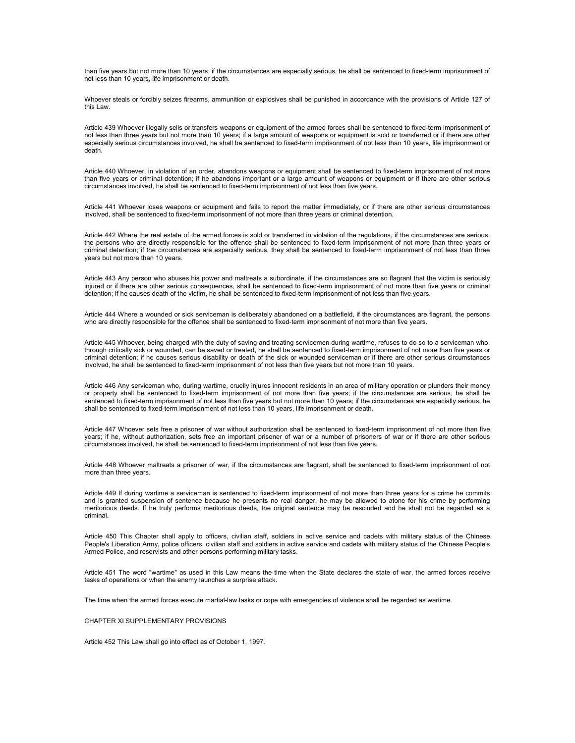than five years but not more than 10 years; if the circumstances are especially serious, he shall be sentenced to fixed-term imprisonment of not less than 10 years, life imprisonment or death.

Whoever steals or forcibly seizes firearms, ammunition or explosives shall be punished in accordance with the provisions of Article 127 of this Law.

Article 439 Whoever illegally sells or transfers weapons or equipment of the armed forces shall be sentenced to fixed-term imprisonment of not less than three years but not more than 10 years; if a large amount of weapons or equipment is sold or transferred or if there are other especially serious circumstances involved, he shall be sentenced to fixed-term imprisonment of not less than 10 years, life imprisonment or death.

Article 440 Whoever, in violation of an order, abandons weapons or equipment shall be sentenced to fixed-term imprisonment of not more than five years or criminal detention; if he abandons important or a large amount of weapons or equipment or if there are other serious circumstances involved, he shall be sentenced to fixed-term imprisonment of not less than five years.

Article 441 Whoever loses weapons or equipment and fails to report the matter immediately, or if there are other serious circumstances involved, shall be sentenced to fixed-term imprisonment of not more than three years or criminal detention.

Article 442 Where the real estate of the armed forces is sold or transferred in violation of the regulations, if the circumstances are serious, the persons who are directly responsible for the offence shall be sentenced to fixed-term imprisonment of not more than three years or criminal detention; if the circumstances are especially serious, they shall be sentenced to fixed-term imprisonment of not less than three years but not more than 10 years.

Article 443 Any person who abuses his power and maltreats a subordinate, if the circumstances are so flagrant that the victim is seriously injured or if there are other serious consequences, shall be sentenced to fixed-term imprisonment of not more than five years or criminal detention; if he causes death of the victim, he shall be sentenced to fixed-term imprisonment of not less than five years.

Article 444 Where a wounded or sick serviceman is deliberately abandoned on a battlefield, if the circumstances are flagrant, the persons who are directly responsible for the offence shall be sentenced to fixed-term imprisonment of not more than five years.

Article 445 Whoever, being charged with the duty of saving and treating servicemen during wartime, refuses to do so to a serviceman who, through critically sick or wounded, can be saved or treated, he shall be sentenced to fixed-term imprisonment of not more than five years or criminal detention; if he causes serious disability or death of the sick or wounded serviceman or if there are other serious circumstances involved, he shall be sentenced to fixed-term imprisonment of not less than five years but not more than 10 years.

Article 446 Any serviceman who, during wartime, cruelly injures innocent residents in an area of military operation or plunders their money or property shall be sentenced to fixed-term imprisonment of not more than five years; if the circumstances are serious, he shall be sentenced to fixed-term imprisonment of not less than five years but not more than 10 years; if the circumstances are especially serious, he shall be sentenced to fixed-term imprisonment of not less than 10 years, life imprisonment or death.

Article 447 Whoever sets free a prisoner of war without authorization shall be sentenced to fixed-term imprisonment of not more than five years; if he, without authorization, sets free an important prisoner of war or a number of prisoners of war or if there are other serious circumstances involved, he shall be sentenced to fixed-term imprisonment of not less than five years.

Article 448 Whoever maltreats a prisoner of war, if the circumstances are flagrant, shall be sentenced to fixed-term imprisonment of not more than three years.

Article 449 If during wartime a serviceman is sentenced to fixed-term imprisonment of not more than three years for a crime he commits and is granted suspension of sentence because he presents no real danger, he may be allowed to atone for his crime by performing meritorious deeds. If he truly performs meritorious deeds, the original sentence may be rescinded and he shall not be regarded as a criminal.

Article 450 This Chapter shall apply to officers, civilian staff, soldiers in active service and cadets with military status of the Chinese People's Liberation Army, police officers, civilian staff and soldiers in active service and cadets with military status of the Chinese People's Armed Police, and reservists and other persons performing military tasks.

Article 451 The word "wartime" as used in this Law means the time when the State declares the state of war, the armed forces receive tasks of operations or when the enemy launches a surprise attack.

The time when the armed forces execute martial-law tasks or cope with emergencies of violence shall be regarded as wartime.

## CHAPTER XI SUPPLEMENTARY PROVISIONS

Article 452 This Law shall go into effect as of October 1, 1997.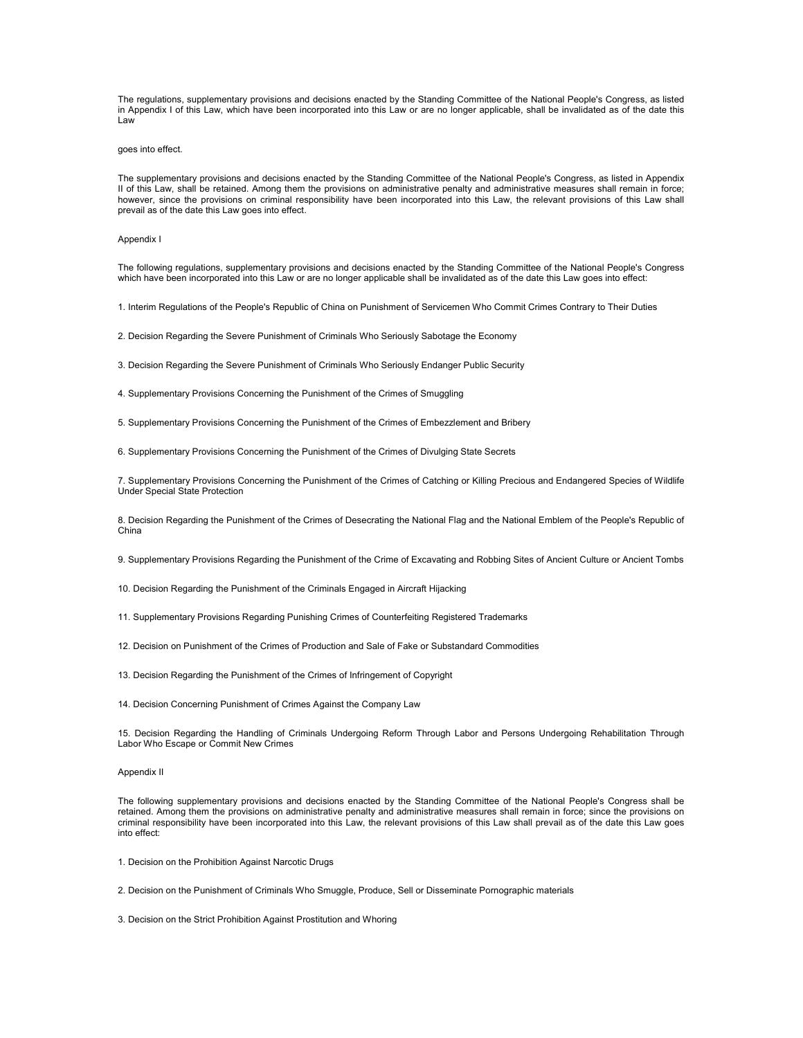The regulations, supplementary provisions and decisions enacted by the Standing Committee of the National People's Congress, as listed in Appendix I of this Law, which have been incorporated into this Law or are no longer applicable, shall be invalidated as of the date this Law

goes into effect.

The supplementary provisions and decisions enacted by the Standing Committee of the National People's Congress, as listed in Appendix II of this Law, shall be retained. Among them the provisions on administrative penalty and administrative measures shall remain in force; however, since the provisions on criminal responsibility have been incorporated into this Law, the relevant provisions of this Law shall prevail as of the date this Law goes into effect.

Appendix I

The following regulations, supplementary provisions and decisions enacted by the Standing Committee of the National People's Congress which have been incorporated into this Law or are no longer applicable shall be invalidated as of the date this Law goes into effect:

1. Interim Regulations of the People's Republic of China on Punishment of Servicemen Who Commit Crimes Contrary to Their Duties

2. Decision Regarding the Severe Punishment of Criminals Who Seriously Sabotage the Economy

3. Decision Regarding the Severe Punishment of Criminals Who Seriously Endanger Public Security

4. Supplementary Provisions Concerning the Punishment of the Crimes of Smuggling

5. Supplementary Provisions Concerning the Punishment of the Crimes of Embezzlement and Bribery

6. Supplementary Provisions Concerning the Punishment of the Crimes of Divulging State Secrets

7. Supplementary Provisions Concerning the Punishment of the Crimes of Catching or Killing Precious and Endangered Species of Wildlife Under Special State Protection

8. Decision Regarding the Punishment of the Crimes of Desecrating the National Flag and the National Emblem of the People's Republic of China

9. Supplementary Provisions Regarding the Punishment of the Crime of Excavating and Robbing Sites of Ancient Culture or Ancient Tombs

10. Decision Regarding the Punishment of the Criminals Engaged in Aircraft Hijacking

11. Supplementary Provisions Regarding Punishing Crimes of Counterfeiting Registered Trademarks

12. Decision on Punishment of the Crimes of Production and Sale of Fake or Substandard Commodities

13. Decision Regarding the Punishment of the Crimes of Infringement of Copyright

14. Decision Concerning Punishment of Crimes Against the Company Law

15. Decision Regarding the Handling of Criminals Undergoing Reform Through Labor and Persons Undergoing Rehabilitation Through Labor Who Escape or Commit New Crimes

Appendix II

The following supplementary provisions and decisions enacted by the Standing Committee of the National People's Congress shall be retained. Among them the provisions on administrative penalty and administrative measures shall remain in force; since the provisions on criminal responsibility have been incorporated into this Law, the relevant provisions of this Law shall prevail as of the date this Law goes into effect:

1. Decision on the Prohibition Against Narcotic Drugs

2. Decision on the Punishment of Criminals Who Smuggle, Produce, Sell or Disseminate Pornographic materials

3. Decision on the Strict Prohibition Against Prostitution and Whoring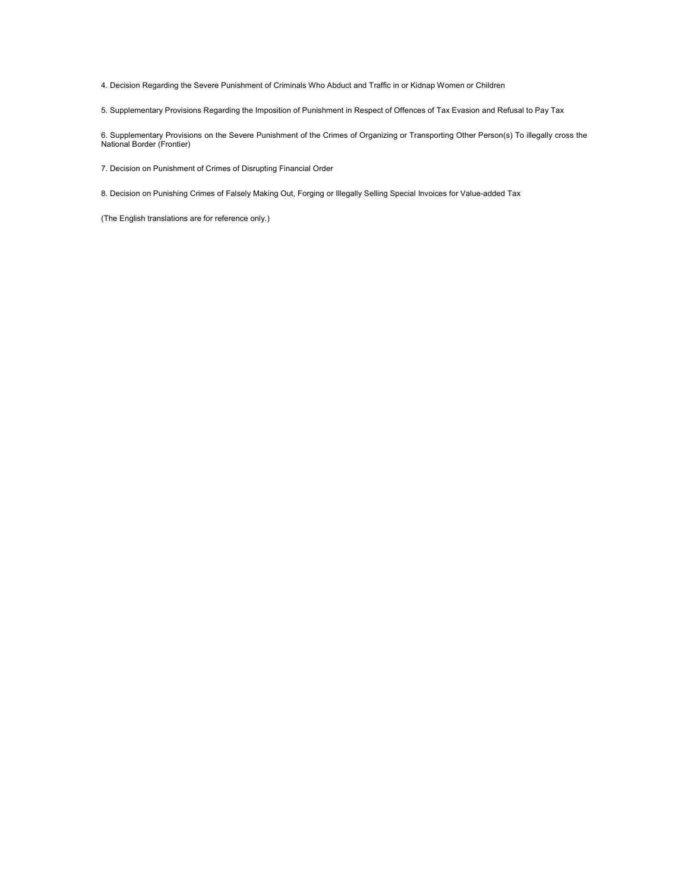4. Decision Regarding the Severe Punishment of Criminals Who Abduct and Traffic in or Kidnap Women or Children

5. Supplementary Provisions Regarding the Imposition of Punishment in Respect of Offences of Tax Evasion and Refusal to Pay Tax

6. Supplementary Provisions on the Severe Punishment of the Crimes of Organizing or Transporting Other Person(s) To illegally cross the National Border (Frontier)

7. Decision on Punishment of Crimes of Disrupting Financial Order

8. Decision on Punishing Crimes of Falsely Making Out, Forging or Illegally Selling Special Invoices for Value-added Tax

(The English translations are for reference only.)